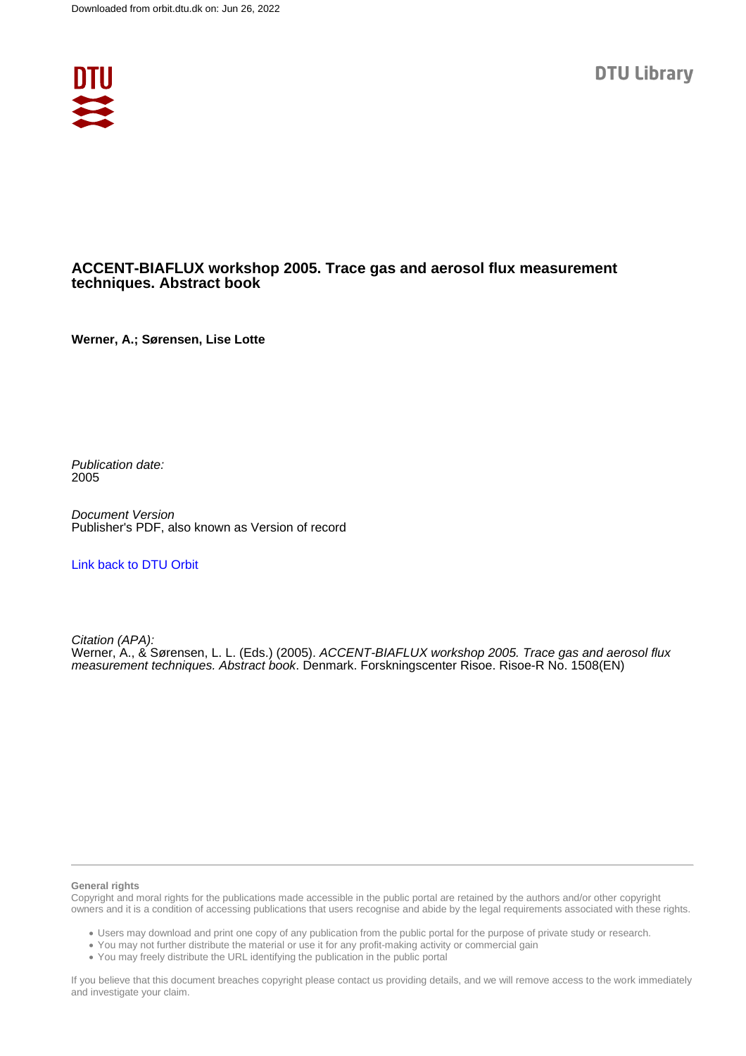Downloaded from orbit.dtu.dk on: Jun 26, 2022

DTU Library

# ACCENT-BIAFLUX workshop 2005. Trace gas and aerosol flux measurement techniques. Abstract book

**Werner, A.; Sørensen, Lise Lotte**

*Publication date:*
2005

*Document Version*
Publisher's PDF, also known as Version of record

Link back to DTU Orbit

*Citation (APA):*
Werner, A., & Sørensen, L. L. (Eds.) (2005). *ACCENT-BIAFLUX workshop 2005. Trace gas and aerosol flux measurement techniques. Abstract book*. Denmark. Forskningscenter Risoe. Risoe-R No. 1508(EN)

**General rights**

Copyright and moral rights for the publications made accessible in the public portal are retained by the authors and/or other copyright owners and it is a condition of accessing publications that users recognise and abide by the legal requirements associated with these rights.

- Users may download and print one copy of any publication from the public portal for the purpose of private study or research.
- You may not further distribute the material or use it for any profit-making activity or commercial gain
- You may freely distribute the URL identifying the publication in the public portal

If you believe that this document breaches copyright please contact us providing details, and we will remove access to the work immediately and investigate your claim.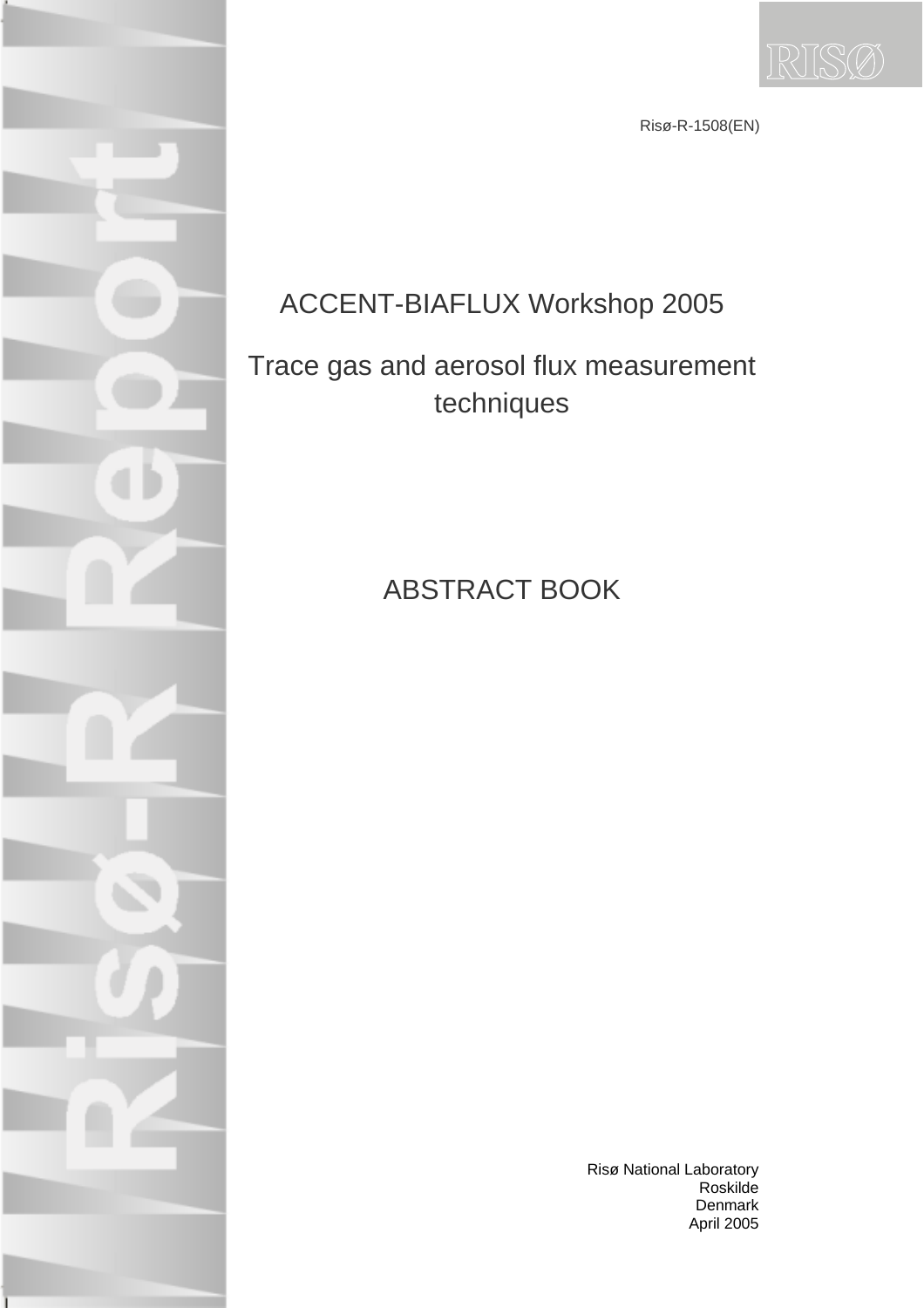Risø-R-1508(EN)

# ACCENT-BIAFLUX Workshop 2005

## Trace gas and aerosol flux measurement techniques

## ABSTRACT BOOK

Risø National Laboratory
Roskilde
Denmark
April 2005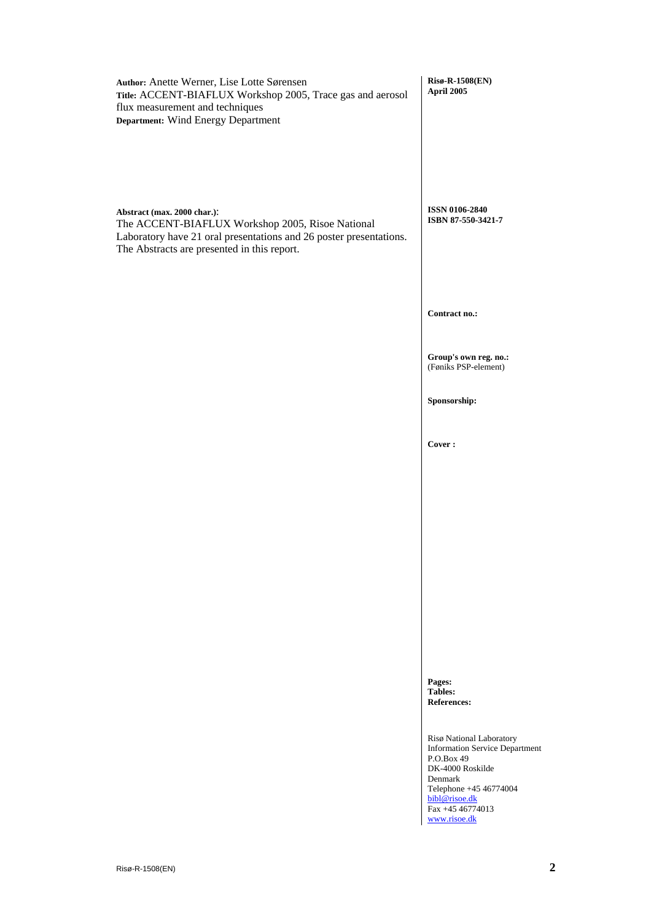**Author:** Anette Werner, Lise Lotte Sørensen
**Title:** ACCENT-BIAFLUX Workshop 2005, Trace gas and aerosol flux measurement and techniques
**Department:** Wind Energy Department

**Risø-R-1508(EN)**
**April 2005**

**Abstract (max. 2000 char.)**:
The ACCENT-BIAFLUX Workshop 2005, Risoe National Laboratory have 21 oral presentations and 26 poster presentations. The Abstracts are presented in this report.

**ISSN 0106-2840**
**ISBN 87-550-3421-7**

**Contract no.:**

**Group's own reg. no.:**
(Føniks PSP-element)

**Sponsorship:**

**Cover :**

**Pages:**
**Tables:**
**References:**

Risø National Laboratory
Information Service Department
P.O.Box 49
DK-4000 Roskilde
Denmark
Telephone +45 46774004
bibl@risoe.dk
Fax +45 46774013
www.risoe.dk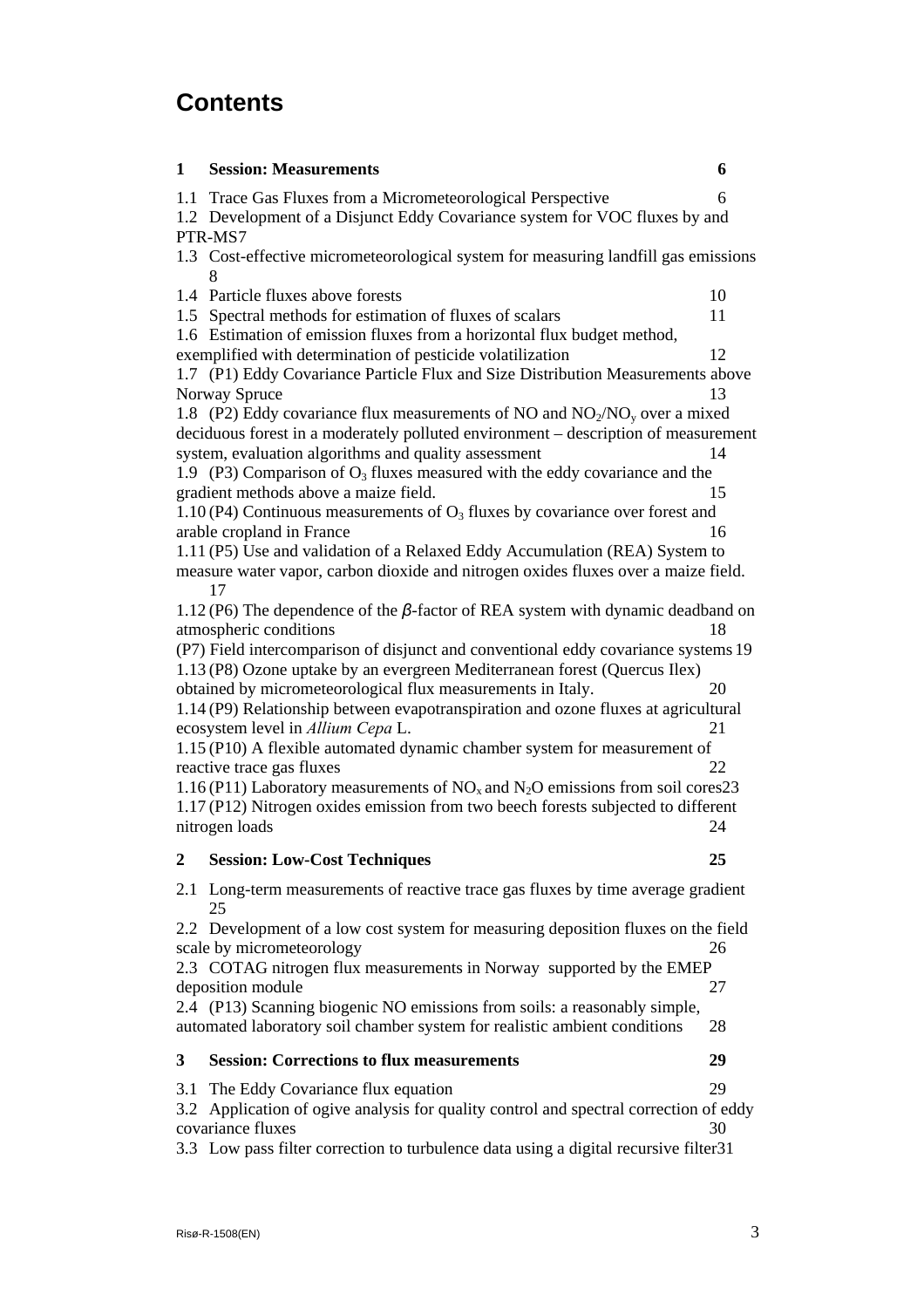# Contents

**1 Session: Measurements 6**

1.1 Trace Gas Fluxes from a Micrometeorological Perspective 6

1.2 Development of a Disjunct Eddy Covariance system for VOC fluxes by and PTR-MS7

1.3 Cost-effective micrometeorological system for measuring landfill gas emissions 8

1.4 Particle fluxes above forests 10

1.5 Spectral methods for estimation of fluxes of scalars 11

1.6 Estimation of emission fluxes from a horizontal flux budget method, exemplified with determination of pesticide volatilization 12

1.7 (P1) Eddy Covariance Particle Flux and Size Distribution Measurements above Norway Spruce 13

1.8 (P2) Eddy covariance flux measurements of NO and $NO_2/NO_y$ over a mixed deciduous forest in a moderately polluted environment – description of measurement system, evaluation algorithms and quality assessment 14

1.9 (P3) Comparison of $O_3$ fluxes measured with the eddy covariance and the gradient methods above a maize field. 15

1.10 (P4) Continuous measurements of $O_3$ fluxes by covariance over forest and arable cropland in France 16

1.11 (P5) Use and validation of a Relaxed Eddy Accumulation (REA) System to measure water vapor, carbon dioxide and nitrogen oxides fluxes over a maize field. 17

1.12 (P6) The dependence of the $\beta$-factor of REA system with dynamic deadband on atmospheric conditions 18

(P7) Field intercomparison of disjunct and conventional eddy covariance systems 19

1.13 (P8) Ozone uptake by an evergreen Mediterranean forest (Quercus Ilex) obtained by micrometeorological flux measurements in Italy. 20

1.14 (P9) Relationship between evapotranspiration and ozone fluxes at agricultural ecosystem level in *Allium Cepa* L. 21

1.15 (P10) A flexible automated dynamic chamber system for measurement of reactive trace gas fluxes 22

1.16 (P11) Laboratory measurements of $NO_x$ and $N_2O$ emissions from soil cores23

1.17 (P12) Nitrogen oxides emission from two beech forests subjected to different nitrogen loads 24

**2 Session: Low-Cost Techniques 25**

2.1 Long-term measurements of reactive trace gas fluxes by time average gradient 25

2.2 Development of a low cost system for measuring deposition fluxes on the field scale by micrometeorology 26

2.3 COTAG nitrogen flux measurements in Norway supported by the EMEP deposition module 27

2.4 (P13) Scanning biogenic NO emissions from soils: a reasonably simple, automated laboratory soil chamber system for realistic ambient conditions 28

**3 Session: Corrections to flux measurements 29**

3.1 The Eddy Covariance flux equation 29

3.2 Application of ogive analysis for quality control and spectral correction of eddy covariance fluxes 30

3.3 Low pass filter correction to turbulence data using a digital recursive filter31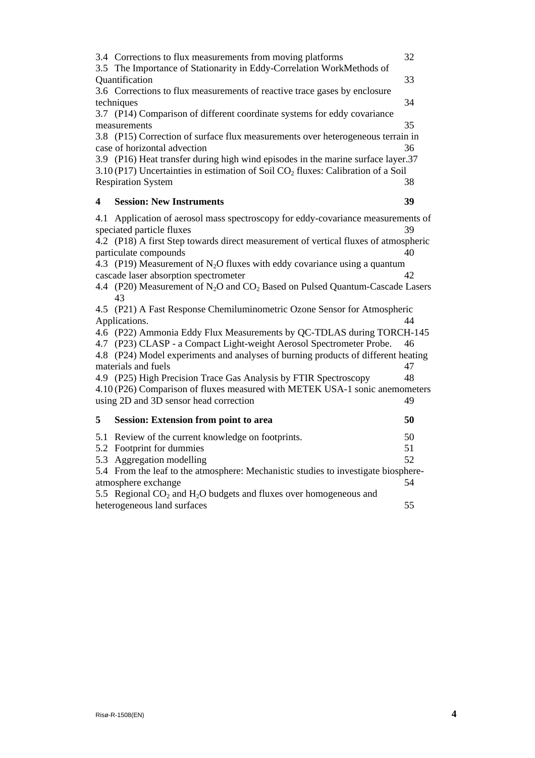3.4 Corrections to flux measurements from moving platforms 32
3.5 The Importance of Stationarity in Eddy-Correlation WorkMethods of Quantification 33
3.6 Corrections to flux measurements of reactive trace gases by enclosure techniques 34
3.7 (P14) Comparison of different coordinate systems for eddy covariance measurements 35
3.8 (P15) Correction of surface flux measurements over heterogeneous terrain in case of horizontal advection 36
3.9 (P16) Heat transfer during high wind episodes in the marine surface layer.37
3.10 (P17) Uncertainties in estimation of Soil $CO_2$ fluxes: Calibration of a Soil Respiration System 38

**4 Session: New Instruments 39**

4.1 Application of aerosol mass spectroscopy for eddy-covariance measurements of speciated particle fluxes 39
4.2 (P18) A first Step towards direct measurement of vertical fluxes of atmospheric particulate compounds 40
4.3 (P19) Measurement of $N_2O$ fluxes with eddy covariance using a quantum cascade laser absorption spectrometer 42
4.4 (P20) Measurement of $N_2O$ and $CO_2$ Based on Pulsed Quantum-Cascade Lasers 43
4.5 (P21) A Fast Response Chemiluminometric Ozone Sensor for Atmospheric Applications. 44
4.6 (P22) Ammonia Eddy Flux Measurements by QC-TDLAS during TORCH-145
4.7 (P23) CLASP - a Compact Light-weight Aerosol Spectrometer Probe. 46
4.8 (P24) Model experiments and analyses of burning products of different heating materials and fuels 47
4.9 (P25) High Precision Trace Gas Analysis by FTIR Spectroscopy 48
4.10 (P26) Comparison of fluxes measured with METEK USA-1 sonic anemometers using 2D and 3D sensor head correction 49

**5 Session: Extension from point to area 50**

5.1 Review of the current knowledge on footprints. 50
5.2 Footprint for dummies 51
5.3 Aggregation modelling 52
5.4 From the leaf to the atmosphere: Mechanistic studies to investigate biosphere-atmosphere exchange 54
5.5 Regional $CO_2$ and $H_2O$ budgets and fluxes over homogeneous and heterogeneous land surfaces 55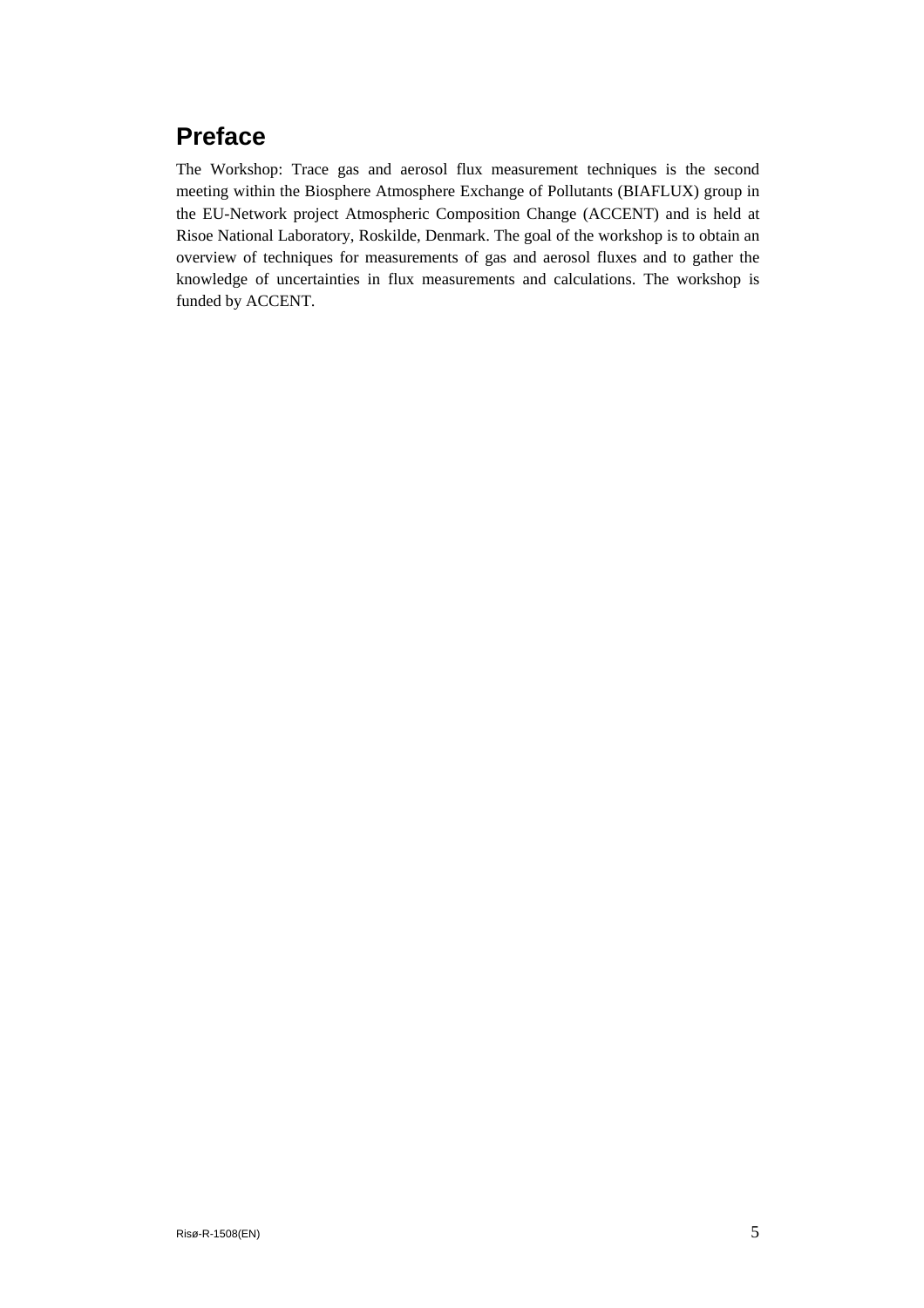# Preface

The Workshop: Trace gas and aerosol flux measurement techniques is the second meeting within the Biosphere Atmosphere Exchange of Pollutants (BIAFLUX) group in the EU-Network project Atmospheric Composition Change (ACCENT) and is held at Risoe National Laboratory, Roskilde, Denmark. The goal of the workshop is to obtain an overview of techniques for measurements of gas and aerosol fluxes and to gather the knowledge of uncertainties in flux measurements and calculations. The workshop is funded by ACCENT.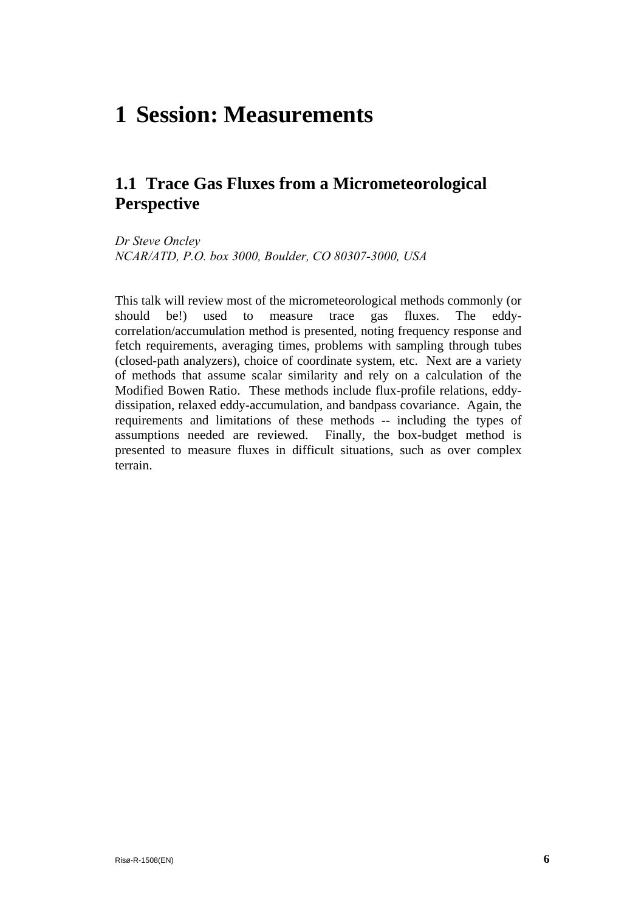# 1 Session: Measurements

## 1.1 Trace Gas Fluxes from a Micrometeorological Perspective

*Dr Steve Oncley*
*NCAR/ATD, P.O. box 3000, Boulder, CO 80307-3000, USA*

This talk will review most of the micrometeorological methods commonly (or should be!) used to measure trace gas fluxes. The eddy-correlation/accumulation method is presented, noting frequency response and fetch requirements, averaging times, problems with sampling through tubes (closed-path analyzers), choice of coordinate system, etc. Next are a variety of methods that assume scalar similarity and rely on a calculation of the Modified Bowen Ratio. These methods include flux-profile relations, eddy-dissipation, relaxed eddy-accumulation, and bandpass covariance. Again, the requirements and limitations of these methods -- including the types of assumptions needed are reviewed. Finally, the box-budget method is presented to measure fluxes in difficult situations, such as over complex terrain.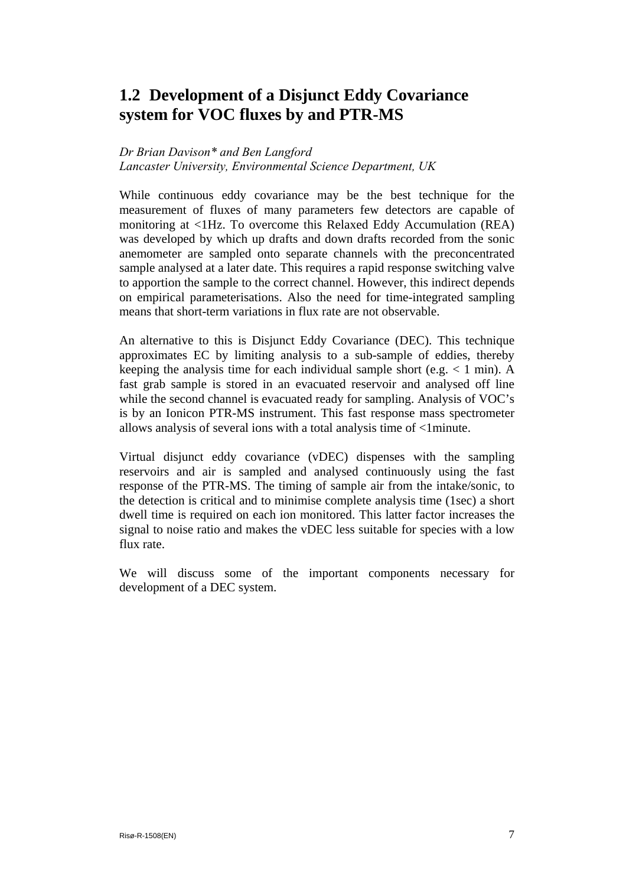## 1.2 Development of a Disjunct Eddy Covariance system for VOC fluxes by and PTR-MS

*Dr Brian Davison* and Ben Langford*
*Lancaster University, Environmental Science Department, UK*

While continuous eddy covariance may be the best technique for the measurement of fluxes of many parameters few detectors are capable of monitoring at <1Hz. To overcome this Relaxed Eddy Accumulation (REA) was developed by which up drafts and down drafts recorded from the sonic anemometer are sampled onto separate channels with the preconcentrated sample analysed at a later date. This requires a rapid response switching valve to apportion the sample to the correct channel. However, this indirect depends on empirical parameterisations. Also the need for time-integrated sampling means that short-term variations in flux rate are not observable.

An alternative to this is Disjunct Eddy Covariance (DEC). This technique approximates EC by limiting analysis to a sub-sample of eddies, thereby keeping the analysis time for each individual sample short (e.g. < 1 min). A fast grab sample is stored in an evacuated reservoir and analysed off line while the second channel is evacuated ready for sampling. Analysis of VOC's is by an Ionicon PTR-MS instrument. This fast response mass spectrometer allows analysis of several ions with a total analysis time of <1minute.

Virtual disjunct eddy covariance (vDEC) dispenses with the sampling reservoirs and air is sampled and analysed continuously using the fast response of the PTR-MS. The timing of sample air from the intake/sonic, to the detection is critical and to minimise complete analysis time (1sec) a short dwell time is required on each ion monitored. This latter factor increases the signal to noise ratio and makes the vDEC less suitable for species with a low flux rate.

We will discuss some of the important components necessary for development of a DEC system.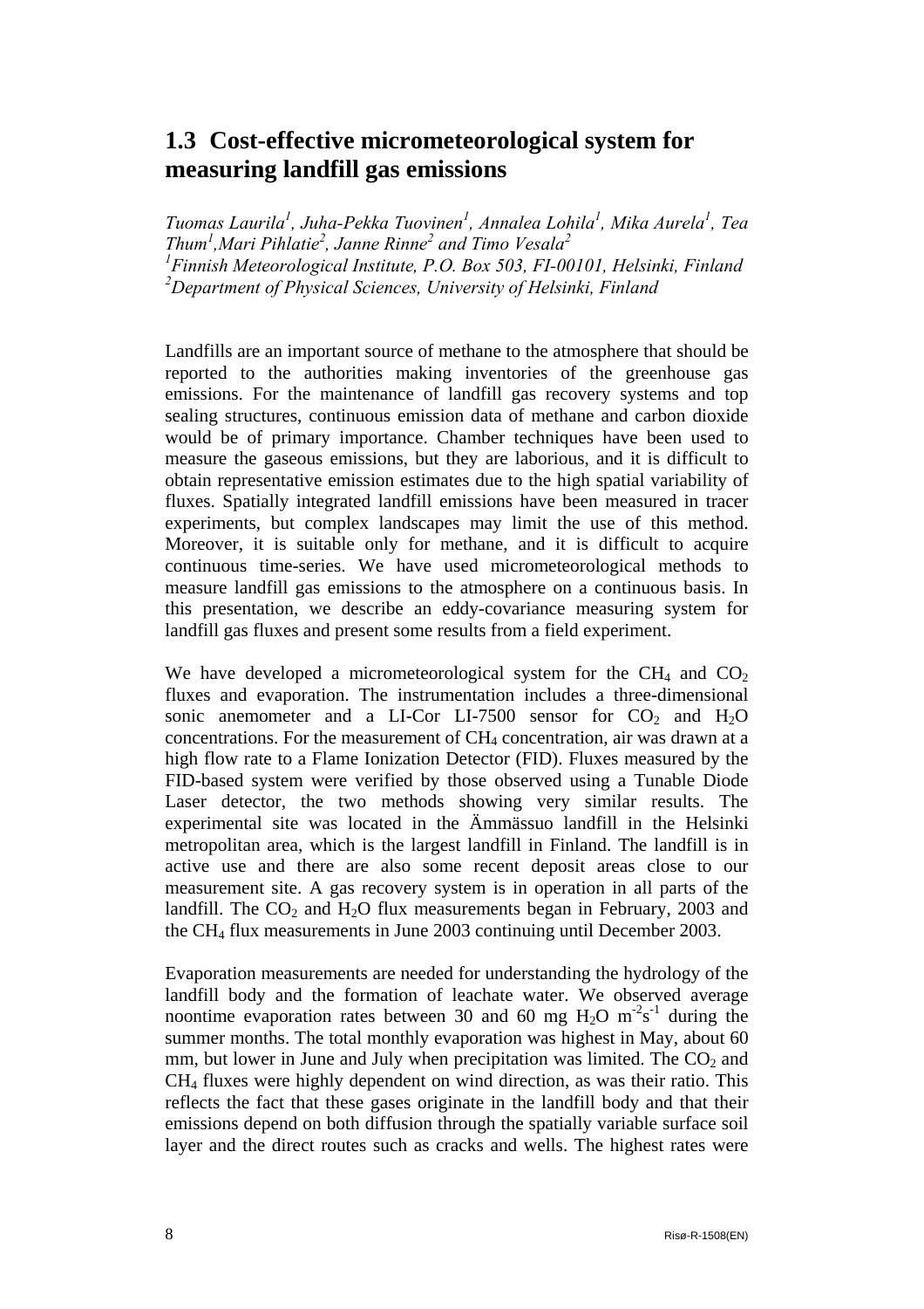## 1.3 Cost-effective micrometeorological system for measuring landfill gas emissions

*Tuomas Laurila[1], Juha-Pekka Tuovinen[1], Annalea Lohila[1], Mika Aurela[1], Tea Thum[1], Mari Pihlatie[2], Janne Rinne[2] and Timo Vesala[2]*
*[1]Finnish Meteorological Institute, P.O. Box 503, FI-00101, Helsinki, Finland*
*[2]Department of Physical Sciences, University of Helsinki, Finland*

Landfills are an important source of methane to the atmosphere that should be reported to the authorities making inventories of the greenhouse gas emissions. For the maintenance of landfill gas recovery systems and top sealing structures, continuous emission data of methane and carbon dioxide would be of primary importance. Chamber techniques have been used to measure the gaseous emissions, but they are laborious, and it is difficult to obtain representative emission estimates due to the high spatial variability of fluxes. Spatially integrated landfill emissions have been measured in tracer experiments, but complex landscapes may limit the use of this method. Moreover, it is suitable only for methane, and it is difficult to acquire continuous time-series. We have used micrometeorological methods to measure landfill gas emissions to the atmosphere on a continuous basis. In this presentation, we describe an eddy-covariance measuring system for landfill gas fluxes and present some results from a field experiment.

We have developed a micrometeorological system for the $CH_4$ and $CO_2$ fluxes and evaporation. The instrumentation includes a three-dimensional sonic anemometer and a LI-Cor LI-7500 sensor for $CO_2$ and $H_2O$ concentrations. For the measurement of $CH_4$ concentration, air was drawn at a high flow rate to a Flame Ionization Detector (FID). Fluxes measured by the FID-based system were verified by those observed using a Tunable Diode Laser detector, the two methods showing very similar results. The experimental site was located in the Ämmässuo landfill in the Helsinki metropolitan area, which is the largest landfill in Finland. The landfill is in active use and there are also some recent deposit areas close to our measurement site. A gas recovery system is in operation in all parts of the landfill. The $CO_2$ and $H_2O$ flux measurements began in February, 2003 and the $CH_4$ flux measurements in June 2003 continuing until December 2003.

Evaporation measurements are needed for understanding the hydrology of the landfill body and the formation of leachate water. We observed average noontime evaporation rates between 30 and 60 mg $H_2O$ $m^{-2}s^{-1}$ during the summer months. The total monthly evaporation was highest in May, about 60 mm, but lower in June and July when precipitation was limited. The $CO_2$ and $CH_4$ fluxes were highly dependent on wind direction, as was their ratio. This reflects the fact that these gases originate in the landfill body and that their emissions depend on both diffusion through the spatially variable surface soil layer and the direct routes such as cracks and wells. The highest rates were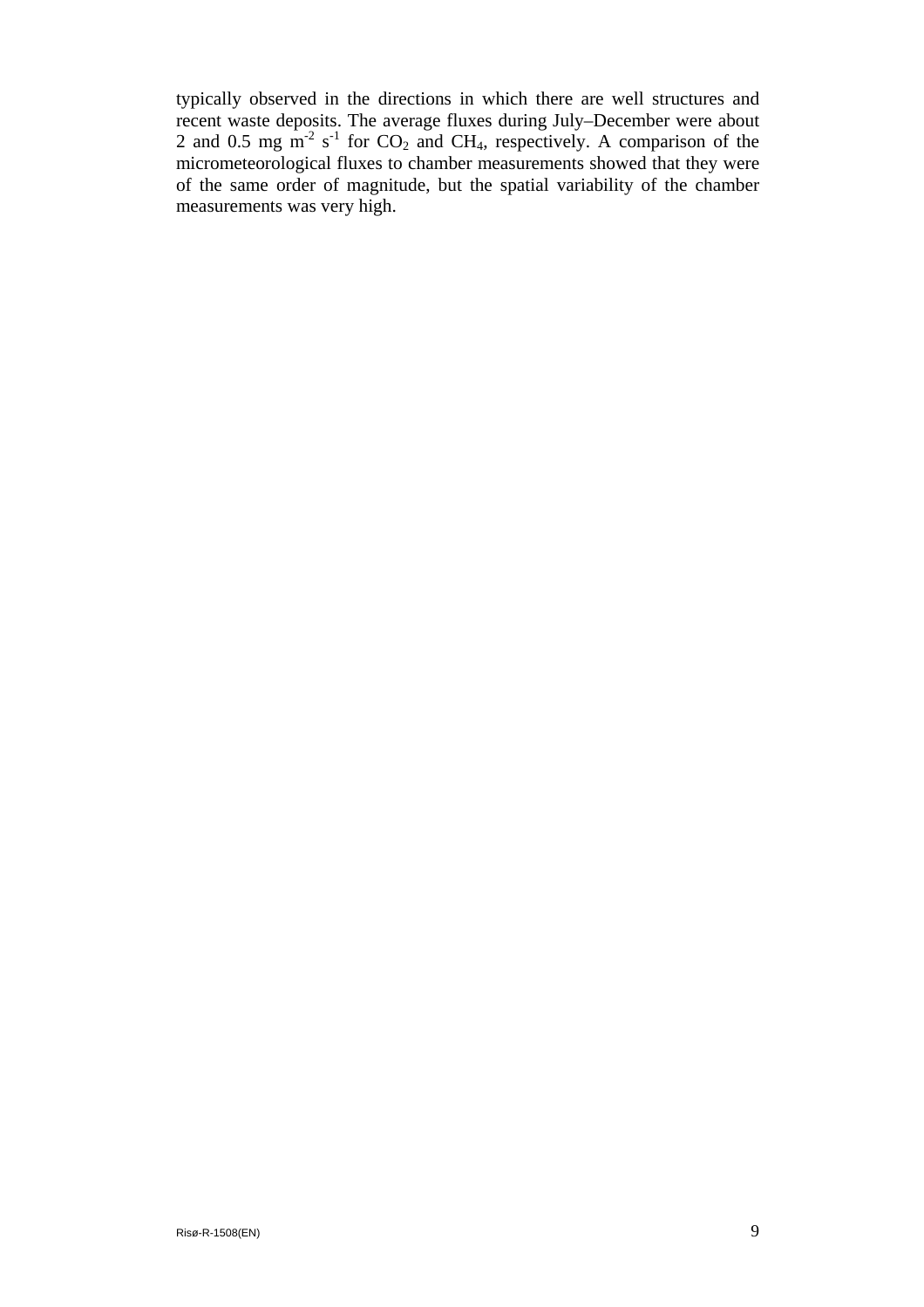typically observed in the directions in which there are well structures and recent waste deposits. The average fluxes during July–December were about 2 and 0.5 mg $m^{-2}$ $s^{-1}$ for $CO_2$ and $CH_4$, respectively. A comparison of the micrometeorological fluxes to chamber measurements showed that they were of the same order of magnitude, but the spatial variability of the chamber measurements was very high.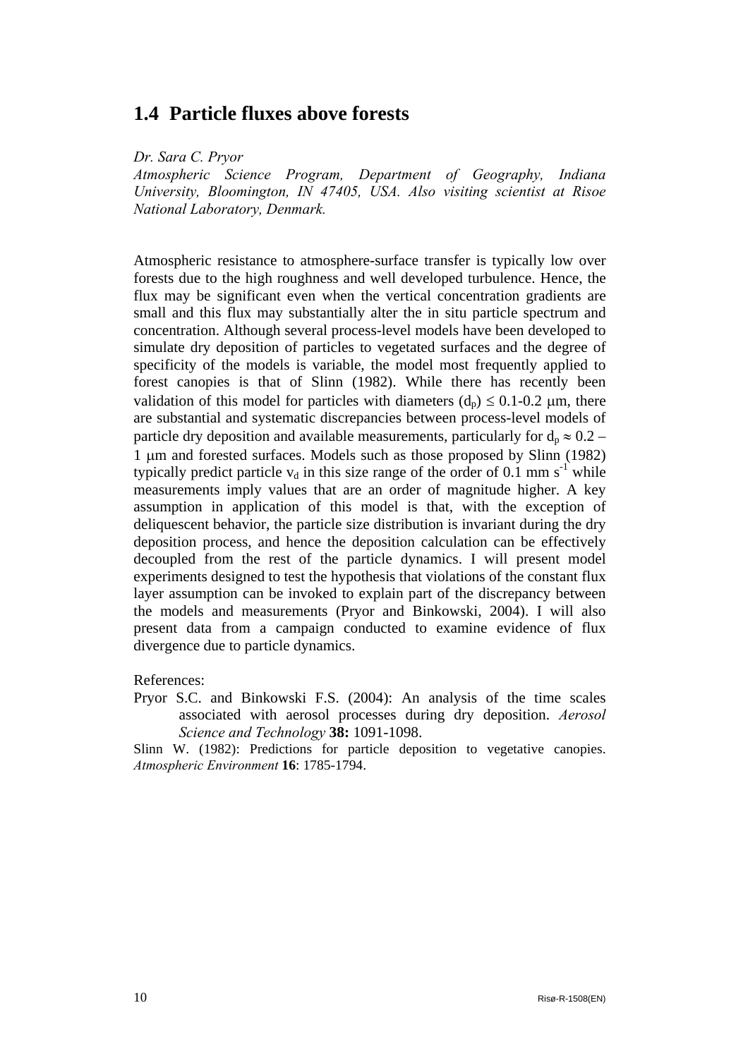## 1.4 Particle fluxes above forests

*Dr. Sara C. Pryor*

*Atmospheric Science Program, Department of Geography, Indiana University, Bloomington, IN 47405, USA. Also visiting scientist at Risoe National Laboratory, Denmark.*

Atmospheric resistance to atmosphere-surface transfer is typically low over forests due to the high roughness and well developed turbulence. Hence, the flux may be significant even when the vertical concentration gradients are small and this flux may substantially alter the in situ particle spectrum and concentration. Although several process-level models have been developed to simulate dry deposition of particles to vegetated surfaces and the degree of specificity of the models is variable, the model most frequently applied to forest canopies is that of Slinn (1982). While there has recently been validation of this model for particles with diameters ($d_p$) $\leq$ 0.1-0.2 μm, there are substantial and systematic discrepancies between process-level models of particle dry deposition and available measurements, particularly for $d_p \approx 0.2 – 1$ μm and forested surfaces. Models such as those proposed by Slinn (1982) typically predict particle $v_d$ in this size range of the order of 0.1 mm $s^{-1}$ while measurements imply values that are an order of magnitude higher. A key assumption in application of this model is that, with the exception of deliquescent behavior, the particle size distribution is invariant during the dry deposition process, and hence the deposition calculation can be effectively decoupled from the rest of the particle dynamics. I will present model experiments designed to test the hypothesis that violations of the constant flux layer assumption can be invoked to explain part of the discrepancy between the models and measurements (Pryor and Binkowski, 2004). I will also present data from a campaign conducted to examine evidence of flux divergence due to particle dynamics.

References:

Pryor S.C. and Binkowski F.S. (2004): An analysis of the time scales associated with aerosol processes during dry deposition. *Aerosol Science and Technology* **38:** 1091-1098.

Slinn W. (1982): Predictions for particle deposition to vegetative canopies. *Atmospheric Environment* **16**: 1785-1794.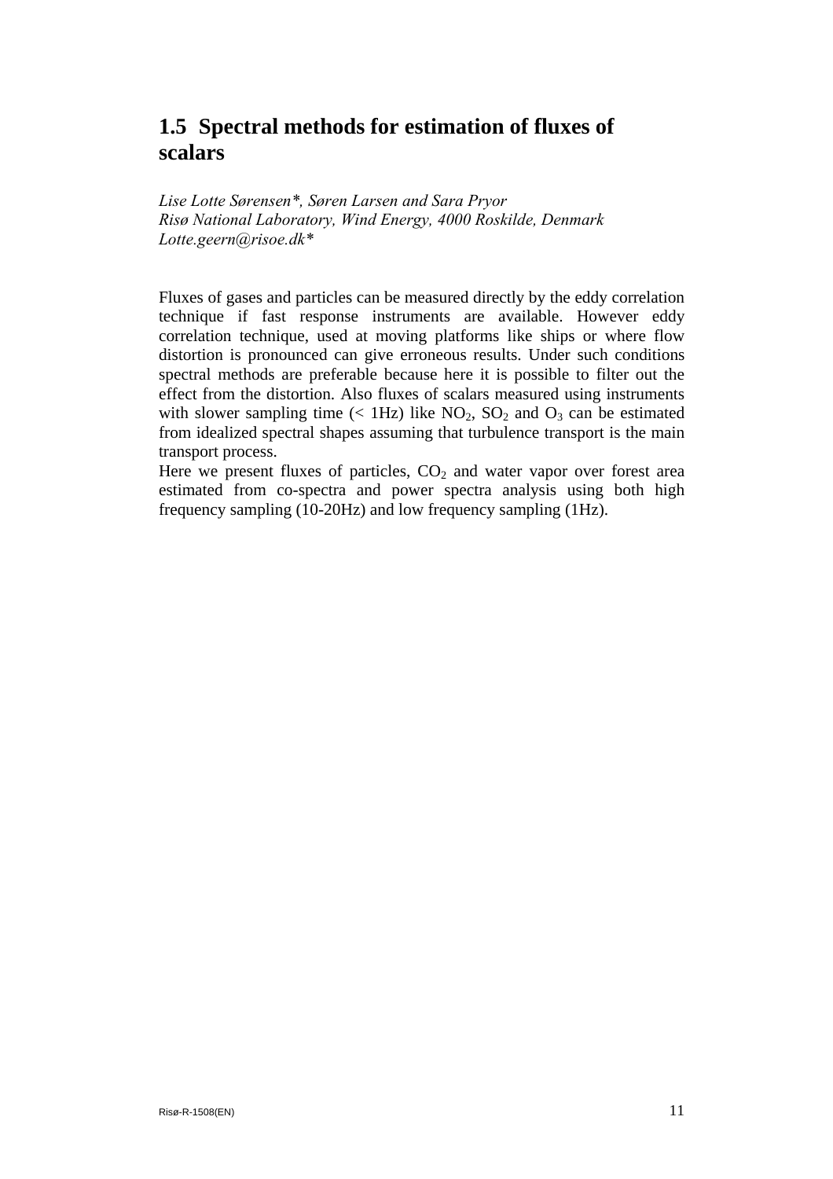## 1.5 Spectral methods for estimation of fluxes of scalars

*Lise Lotte Sørensen*, Søren Larsen and Sara Pryor*
*Risø National Laboratory, Wind Energy, 4000 Roskilde, Denmark*
*Lotte.geern@risoe.dk**

Fluxes of gases and particles can be measured directly by the eddy correlation technique if fast response instruments are available. However eddy correlation technique, used at moving platforms like ships or where flow distortion is pronounced can give erroneous results. Under such conditions spectral methods are preferable because here it is possible to filter out the effect from the distortion. Also fluxes of scalars measured using instruments with slower sampling time (< 1Hz) like $NO_2$, $SO_2$ and $O_3$ can be estimated from idealized spectral shapes assuming that turbulence transport is the main transport process.
Here we present fluxes of particles, $CO_2$ and water vapor over forest area estimated from co-spectra and power spectra analysis using both high frequency sampling (10-20Hz) and low frequency sampling (1Hz).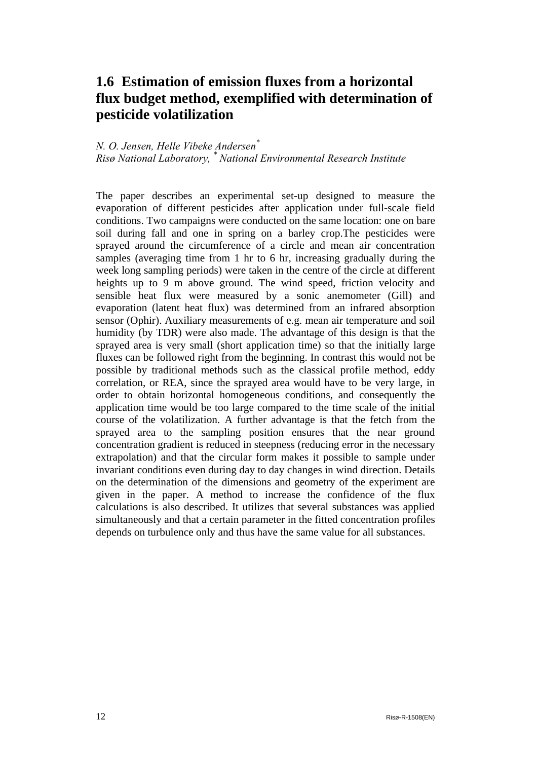## 1.6 Estimation of emission fluxes from a horizontal flux budget method, exemplified with determination of pesticide volatilization

*N. O. Jensen, Helle Vibeke Andersen[*]*
*Risø National Laboratory, [*] National Environmental Research Institute*

The paper describes an experimental set-up designed to measure the evaporation of different pesticides after application under full-scale field conditions. Two campaigns were conducted on the same location: one on bare soil during fall and one in spring on a barley crop.The pesticides were sprayed around the circumference of a circle and mean air concentration samples (averaging time from 1 hr to 6 hr, increasing gradually during the week long sampling periods) were taken in the centre of the circle at different heights up to 9 m above ground. The wind speed, friction velocity and sensible heat flux were measured by a sonic anemometer (Gill) and evaporation (latent heat flux) was determined from an infrared absorption sensor (Ophir). Auxiliary measurements of e.g. mean air temperature and soil humidity (by TDR) were also made. The advantage of this design is that the sprayed area is very small (short application time) so that the initially large fluxes can be followed right from the beginning. In contrast this would not be possible by traditional methods such as the classical profile method, eddy correlation, or REA, since the sprayed area would have to be very large, in order to obtain horizontal homogeneous conditions, and consequently the application time would be too large compared to the time scale of the initial course of the volatilization. A further advantage is that the fetch from the sprayed area to the sampling position ensures that the near ground concentration gradient is reduced in steepness (reducing error in the necessary extrapolation) and that the circular form makes it possible to sample under invariant conditions even during day to day changes in wind direction. Details on the determination of the dimensions and geometry of the experiment are given in the paper. A method to increase the confidence of the flux calculations is also described. It utilizes that several substances was applied simultaneously and that a certain parameter in the fitted concentration profiles depends on turbulence only and thus have the same value for all substances.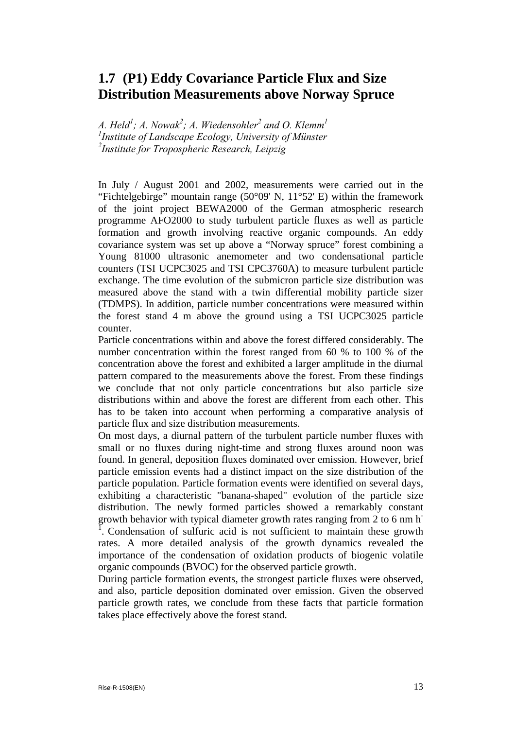## 1.7 (P1) Eddy Covariance Particle Flux and Size Distribution Measurements above Norway Spruce

*A. Held[1]; A. Nowak[2]; A. Wiedensohler[2] and O. Klemm[1]*
*[1]Institute of Landscape Ecology, University of Münster*
*[2]Institute for Tropospheric Research, Leipzig*

In July / August 2001 and 2002, measurements were carried out in the "Fichtelgebirge" mountain range (50°09' N, 11°52' E) within the framework of the joint project BEWA2000 of the German atmospheric research programme AFO2000 to study turbulent particle fluxes as well as particle formation and growth involving reactive organic compounds. An eddy covariance system was set up above a "Norway spruce" forest combining a Young 81000 ultrasonic anemometer and two condensational particle counters (TSI UCPC3025 and TSI CPC3760A) to measure turbulent particle exchange. The time evolution of the submicron particle size distribution was measured above the stand with a twin differential mobility particle sizer (TDMPS). In addition, particle number concentrations were measured within the forest stand 4 m above the ground using a TSI UCPC3025 particle counter.

Particle concentrations within and above the forest differed considerably. The number concentration within the forest ranged from 60 % to 100 % of the concentration above the forest and exhibited a larger amplitude in the diurnal pattern compared to the measurements above the forest. From these findings we conclude that not only particle concentrations but also particle size distributions within and above the forest are different from each other. This has to be taken into account when performing a comparative analysis of particle flux and size distribution measurements.

On most days, a diurnal pattern of the turbulent particle number fluxes with small or no fluxes during night-time and strong fluxes around noon was found. In general, deposition fluxes dominated over emission. However, brief particle emission events had a distinct impact on the size distribution of the particle population. Particle formation events were identified on several days, exhibiting a characteristic "banana-shaped" evolution of the particle size distribution. The newly formed particles showed a remarkably constant growth behavior with typical diameter growth rates ranging from 2 to 6 nm $h^{-1}$. Condensation of sulfuric acid is not sufficient to maintain these growth rates. A more detailed analysis of the growth dynamics revealed the importance of the condensation of oxidation products of biogenic volatile organic compounds (BVOC) for the observed particle growth.

During particle formation events, the strongest particle fluxes were observed, and also, particle deposition dominated over emission. Given the observed particle growth rates, we conclude from these facts that particle formation takes place effectively above the forest stand.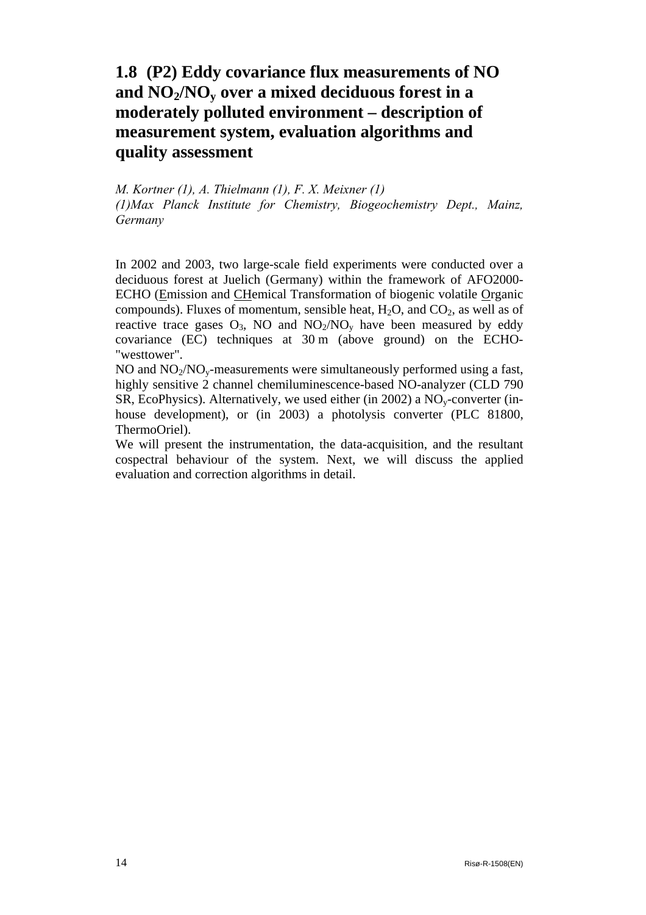## 1.8 (P2) Eddy covariance flux measurements of NO and $NO_2/NO_y$ over a mixed deciduous forest in a moderately polluted environment – description of measurement system, evaluation algorithms and quality assessment

*M. Kortner (1), A. Thielmann (1), F. X. Meixner (1)*
*(1)Max Planck Institute for Chemistry, Biogeochemistry Dept., Mainz, Germany*

In 2002 and 2003, two large-scale field experiments were conducted over a deciduous forest at Juelich (Germany) within the framework of AFO2000-ECHO (Emission and CHemical Transformation of biogenic volatile Organic compounds). Fluxes of momentum, sensible heat, $H_2O$, and $CO_2$, as well as of reactive trace gases $O_3$, NO and $NO_2/NO_y$ have been measured by eddy covariance (EC) techniques at 30 m (above ground) on the ECHO-"westtower".

NO and $NO_2/NO_y$-measurements were simultaneously performed using a fast, highly sensitive 2 channel chemiluminescence-based NO-analyzer (CLD 790 SR, EcoPhysics). Alternatively, we used either (in 2002) a $NO_y$-converter (in-house development), or (in 2003) a photolysis converter (PLC 81800, ThermoOriel).

We will present the instrumentation, the data-acquisition, and the resultant cospectral behaviour of the system. Next, we will discuss the applied evaluation and correction algorithms in detail.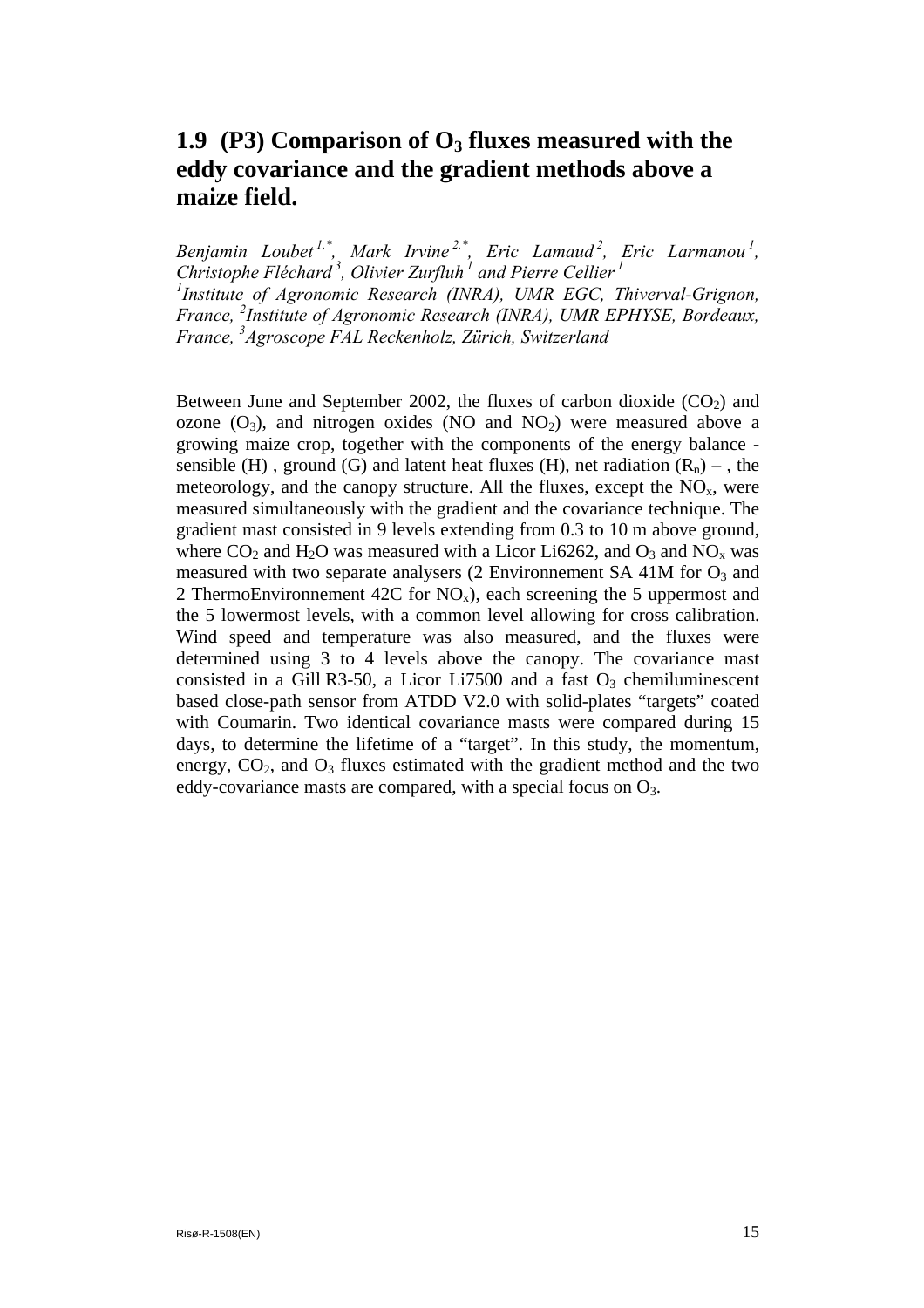## 1.9 (P3) Comparison of $O_3$ fluxes measured with the eddy covariance and the gradient methods above a maize field.

*Benjamin Loubet [1,*], Mark Irvine [2,*], Eric Lamaud [2], Eric Larmanou [1], Christophe Fléchard [3], Olivier Zurfluh [1] and Pierre Cellier [1]*
*[1]Institute of Agronomic Research (INRA), UMR EGC, Thiverval-Grignon, France, [2]Institute of Agronomic Research (INRA), UMR EPHYSE, Bordeaux, France, [3]Agroscope FAL Reckenholz, Zürich, Switzerland*

Between June and September 2002, the fluxes of carbon dioxide ($CO_2$) and ozone ($O_3$), and nitrogen oxides (NO and $NO_2$) were measured above a growing maize crop, together with the components of the energy balance - sensible (H) , ground (G) and latent heat fluxes (H), net radiation ($R_n$) – , the meteorology, and the canopy structure. All the fluxes, except the $NO_x$, were measured simultaneously with the gradient and the covariance technique. The gradient mast consisted in 9 levels extending from 0.3 to 10 m above ground, where $CO_2$ and $H_2O$ was measured with a Licor Li6262, and $O_3$ and $NO_x$ was measured with two separate analysers (2 Environnement SA 41M for $O_3$ and 2 ThermoEnvironnement 42C for $NO_x$), each screening the 5 uppermost and the 5 lowermost levels, with a common level allowing for cross calibration. Wind speed and temperature was also measured, and the fluxes were determined using 3 to 4 levels above the canopy. The covariance mast consisted in a Gill R3-50, a Licor Li7500 and a fast $O_3$ chemiluminescent based close-path sensor from ATDD V2.0 with solid-plates "targets" coated with Coumarin. Two identical covariance masts were compared during 15 days, to determine the lifetime of a "target". In this study, the momentum, energy, $CO_2$, and $O_3$ fluxes estimated with the gradient method and the two eddy-covariance masts are compared, with a special focus on $O_3$.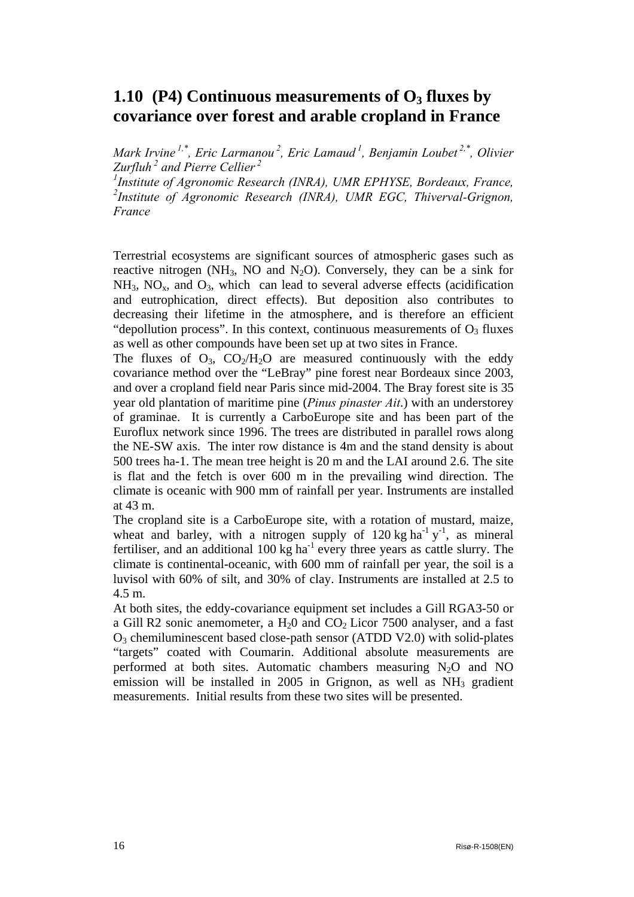## 1.10 (P4) Continuous measurements of $O_3$ fluxes by covariance over forest and arable cropland in France

*Mark Irvine [1,*], Eric Larmanou [2], Eric Lamaud [1], Benjamin Loubet [2,*], Olivier Zurfluh [2] and Pierre Cellier [2]*

*[1]Institute of Agronomic Research (INRA), UMR EPHYSE, Bordeaux, France, [2]Institute of Agronomic Research (INRA), UMR EGC, Thiverval-Grignon, France*

Terrestrial ecosystems are significant sources of atmospheric gases such as reactive nitrogen ($NH_3$, NO and $N_2O$). Conversely, they can be a sink for $NH_3$, $NO_x$, and $O_3$, which can lead to several adverse effects (acidification and eutrophication, direct effects). But deposition also contributes to decreasing their lifetime in the atmosphere, and is therefore an efficient "depollution process". In this context, continuous measurements of $O_3$ fluxes as well as other compounds have been set up at two sites in France.

The fluxes of $O_3$, $CO_2/H_2O$ are measured continuously with the eddy covariance method over the "LeBray" pine forest near Bordeaux since 2003, and over a cropland field near Paris since mid-2004. The Bray forest site is 35 year old plantation of maritime pine (*Pinus pinaster Ait*.) with an understorey of graminae. It is currently a CarboEurope site and has been part of the Euroflux network since 1996. The trees are distributed in parallel rows along the NE-SW axis. The inter row distance is 4m and the stand density is about 500 trees ha-1. The mean tree height is 20 m and the LAI around 2.6. The site is flat and the fetch is over 600 m in the prevailing wind direction. The climate is oceanic with 900 mm of rainfall per year. Instruments are installed at 43 m.

The cropland site is a CarboEurope site, with a rotation of mustard, maize, wheat and barley, with a nitrogen supply of 120 kg $ha^{-1}$ $y^{-1}$, as mineral fertiliser, and an additional 100 kg $ha^{-1}$ every three years as cattle slurry. The climate is continental-oceanic, with 600 mm of rainfall per year, the soil is a luvisol with 60% of silt, and 30% of clay. Instruments are installed at 2.5 to 4.5 m.

At both sites, the eddy-covariance equipment set includes a Gill RGA3-50 or a Gill R2 sonic anemometer, a $H_20$ and $CO_2$ Licor 7500 analyser, and a fast $O_3$ chemiluminescent based close-path sensor (ATDD V2.0) with solid-plates "targets" coated with Coumarin. Additional absolute measurements are performed at both sites. Automatic chambers measuring $N_2O$ and NO emission will be installed in 2005 in Grignon, as well as $NH_3$ gradient measurements. Initial results from these two sites will be presented.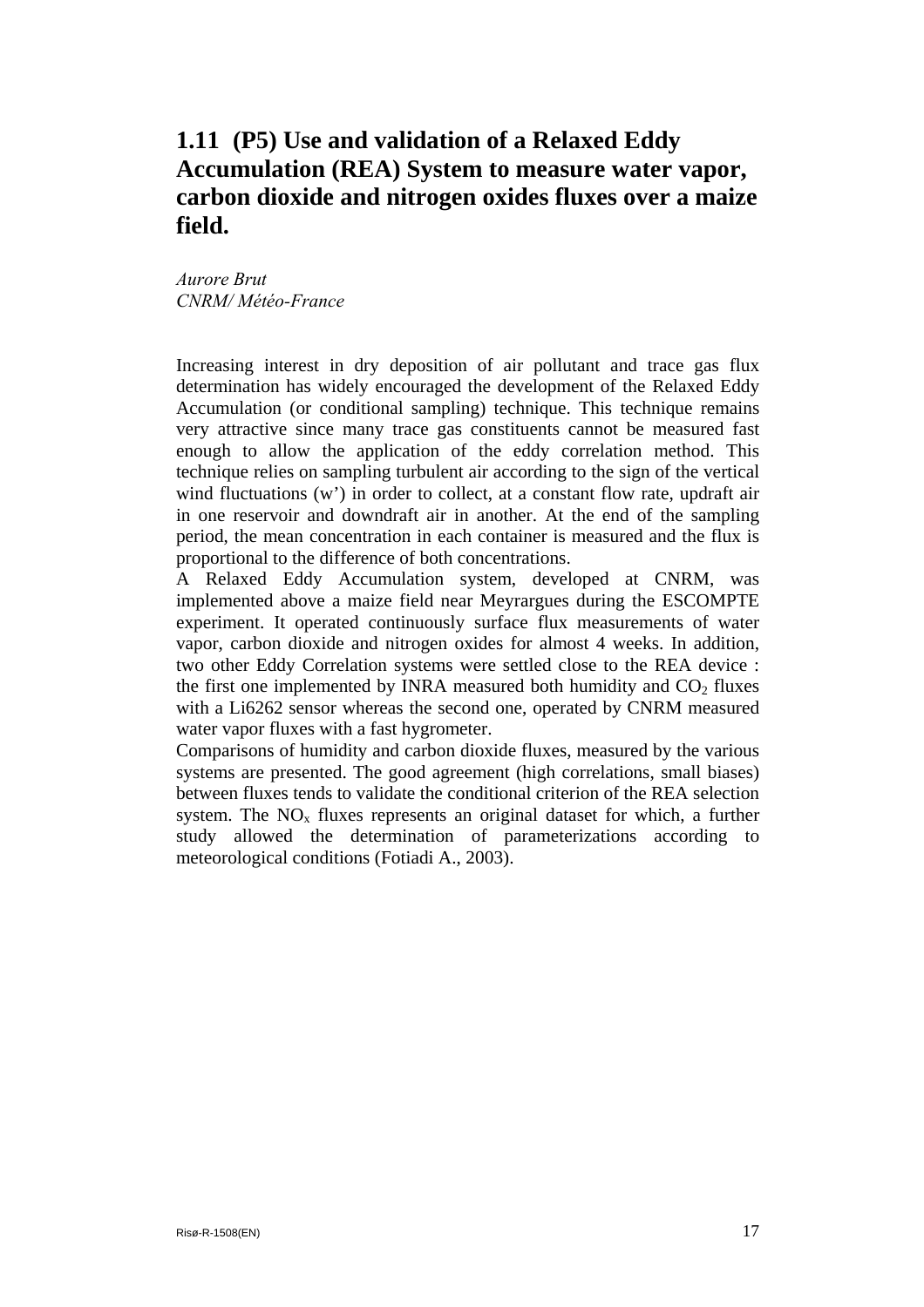## 1.11 (P5) Use and validation of a Relaxed Eddy Accumulation (REA) System to measure water vapor, carbon dioxide and nitrogen oxides fluxes over a maize field.

*Aurore Brut*
*CNRM/ Météo-France*

Increasing interest in dry deposition of air pollutant and trace gas flux determination has widely encouraged the development of the Relaxed Eddy Accumulation (or conditional sampling) technique. This technique remains very attractive since many trace gas constituents cannot be measured fast enough to allow the application of the eddy correlation method. This technique relies on sampling turbulent air according to the sign of the vertical wind fluctuations (w') in order to collect, at a constant flow rate, updraft air in one reservoir and downdraft air in another. At the end of the sampling period, the mean concentration in each container is measured and the flux is proportional to the difference of both concentrations.

A Relaxed Eddy Accumulation system, developed at CNRM, was implemented above a maize field near Meyrargues during the ESCOMPTE experiment. It operated continuously surface flux measurements of water vapor, carbon dioxide and nitrogen oxides for almost 4 weeks. In addition, two other Eddy Correlation systems were settled close to the REA device : the first one implemented by INRA measured both humidity and $CO_2$ fluxes with a Li6262 sensor whereas the second one, operated by CNRM measured water vapor fluxes with a fast hygrometer.

Comparisons of humidity and carbon dioxide fluxes, measured by the various systems are presented. The good agreement (high correlations, small biases) between fluxes tends to validate the conditional criterion of the REA selection system. The $NO_x$ fluxes represents an original dataset for which, a further study allowed the determination of parameterizations according to meteorological conditions (Fotiadi A., 2003).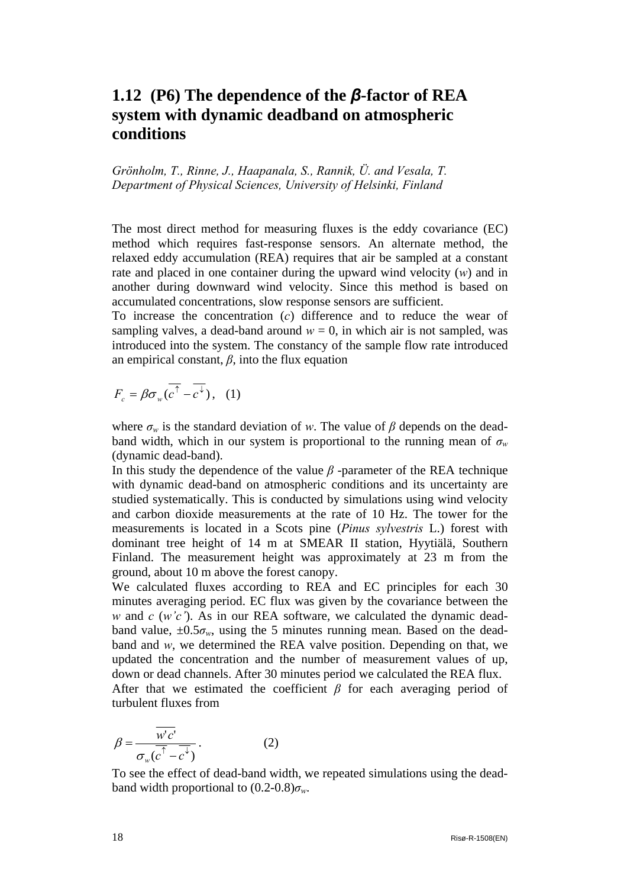## 1.12 (P6) The dependence of the *β*-factor of REA system with dynamic deadband on atmospheric conditions

*Grönholm, T., Rinne, J., Haapanala, S., Rannik, Ü. and Vesala, T.*
*Department of Physical Sciences, University of Helsinki, Finland*

The most direct method for measuring fluxes is the eddy covariance (EC) method which requires fast-response sensors. An alternate method, the relaxed eddy accumulation (REA) requires that air be sampled at a constant rate and placed in one container during the upward wind velocity ($w$) and in another during downward wind velocity. Since this method is based on accumulated concentrations, slow response sensors are sufficient.

To increase the concentration ($c$) difference and to reduce the wear of sampling valves, a dead-band around $w = 0$, in which air is not sampled, was introduced into the system. The constancy of the sample flow rate introduced an empirical constant, $\beta$, into the flux equation

$$F_c = \beta \sigma_w (\overline{c^{\uparrow}} - \overline{c^{\downarrow}}), \quad (1)$$

where $\sigma_w$ is the standard deviation of $w$. The value of $\beta$ depends on the dead-band width, which in our system is proportional to the running mean of $\sigma_w$ (dynamic dead-band).

In this study the dependence of the value $\beta$ -parameter of the REA technique with dynamic dead-band on atmospheric conditions and its uncertainty are studied systematically. This is conducted by simulations using wind velocity and carbon dioxide measurements at the rate of 10 Hz. The tower for the measurements is located in a Scots pine (*Pinus sylvestris* L.) forest with dominant tree height of 14 m at SMEAR II station, Hyytiälä, Southern Finland. The measurement height was approximately at 23 m from the ground, about 10 m above the forest canopy.

We calculated fluxes according to REA and EC principles for each 30 minutes averaging period. EC flux was given by the covariance between the $w$ and $c$ ($w'c'$). As in our REA software, we calculated the dynamic dead-band value, $\pm 0.5\sigma_w$, using the 5 minutes running mean. Based on the dead-band and $w$, we determined the REA valve position. Depending on that, we updated the concentration and the number of measurement values of up, down or dead channels. After 30 minutes period we calculated the REA flux.

After that we estimated the coefficient $\beta$ for each averaging period of turbulent fluxes from

$$\beta = \frac{\overline{w'c'}}{\sigma_w (\overline{c^{\uparrow}} - \overline{c^{\downarrow}})}. \quad (2)$$

To see the effect of dead-band width, we repeated simulations using the dead-band width proportional to $(0.2\text{-}0.8)\sigma_w$.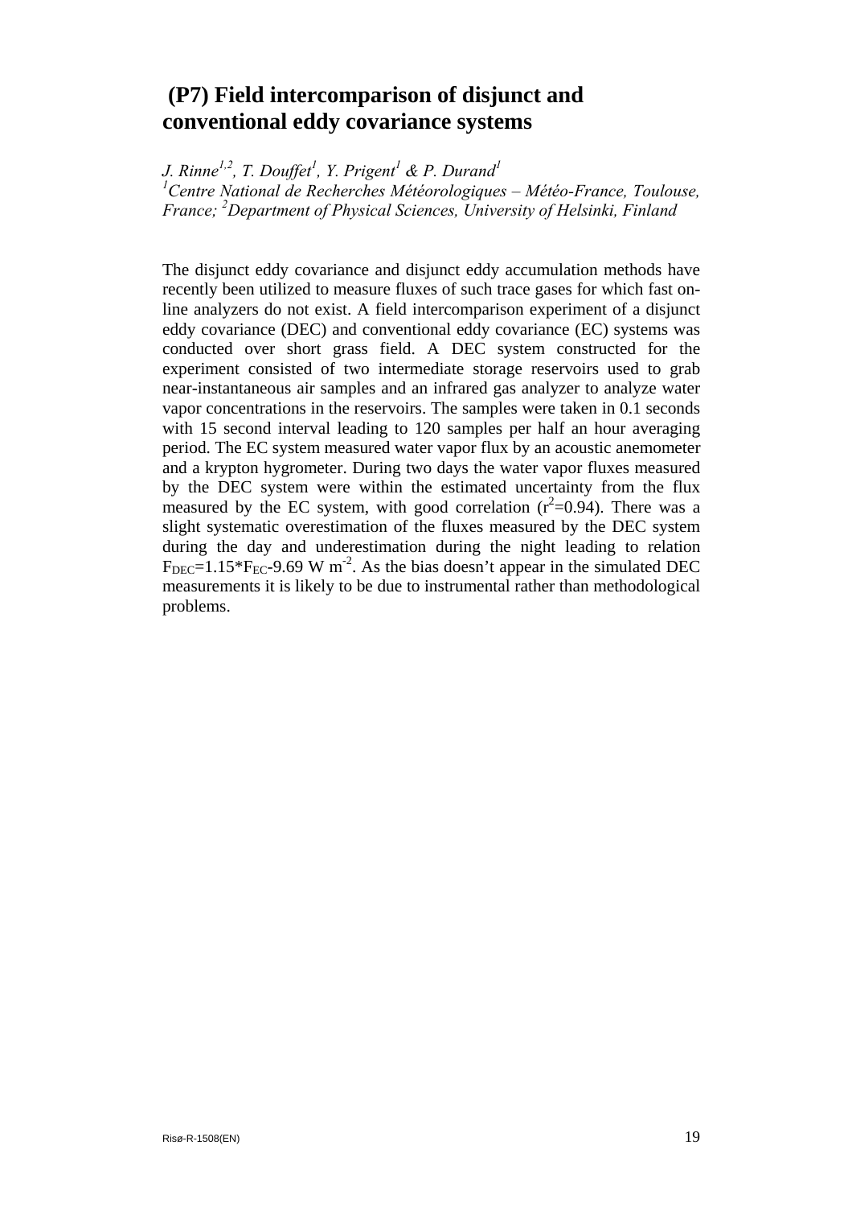## (P7) Field intercomparison of disjunct and conventional eddy covariance systems

*J. Rinne[1,2], T. Douffet[1], Y. Prigent[1] & P. Durand[1]*
*[1]Centre National de Recherches Météorologiques – Météo-France, Toulouse, France; [2]Department of Physical Sciences, University of Helsinki, Finland*

The disjunct eddy covariance and disjunct eddy accumulation methods have recently been utilized to measure fluxes of such trace gases for which fast on-line analyzers do not exist. A field intercomparison experiment of a disjunct eddy covariance (DEC) and conventional eddy covariance (EC) systems was conducted over short grass field. A DEC system constructed for the experiment consisted of two intermediate storage reservoirs used to grab near-instantaneous air samples and an infrared gas analyzer to analyze water vapor concentrations in the reservoirs. The samples were taken in 0.1 seconds with 15 second interval leading to 120 samples per half an hour averaging period. The EC system measured water vapor flux by an acoustic anemometer and a krypton hygrometer. During two days the water vapor fluxes measured by the DEC system were within the estimated uncertainty from the flux measured by the EC system, with good correlation ($r^2$=0.94). There was a slight systematic overestimation of the fluxes measured by the DEC system during the day and underestimation during the night leading to relation $F_{DEC}=1.15*F_{EC}-9.69$ W m$^{-2}$. As the bias doesn't appear in the simulated DEC measurements it is likely to be due to instrumental rather than methodological problems.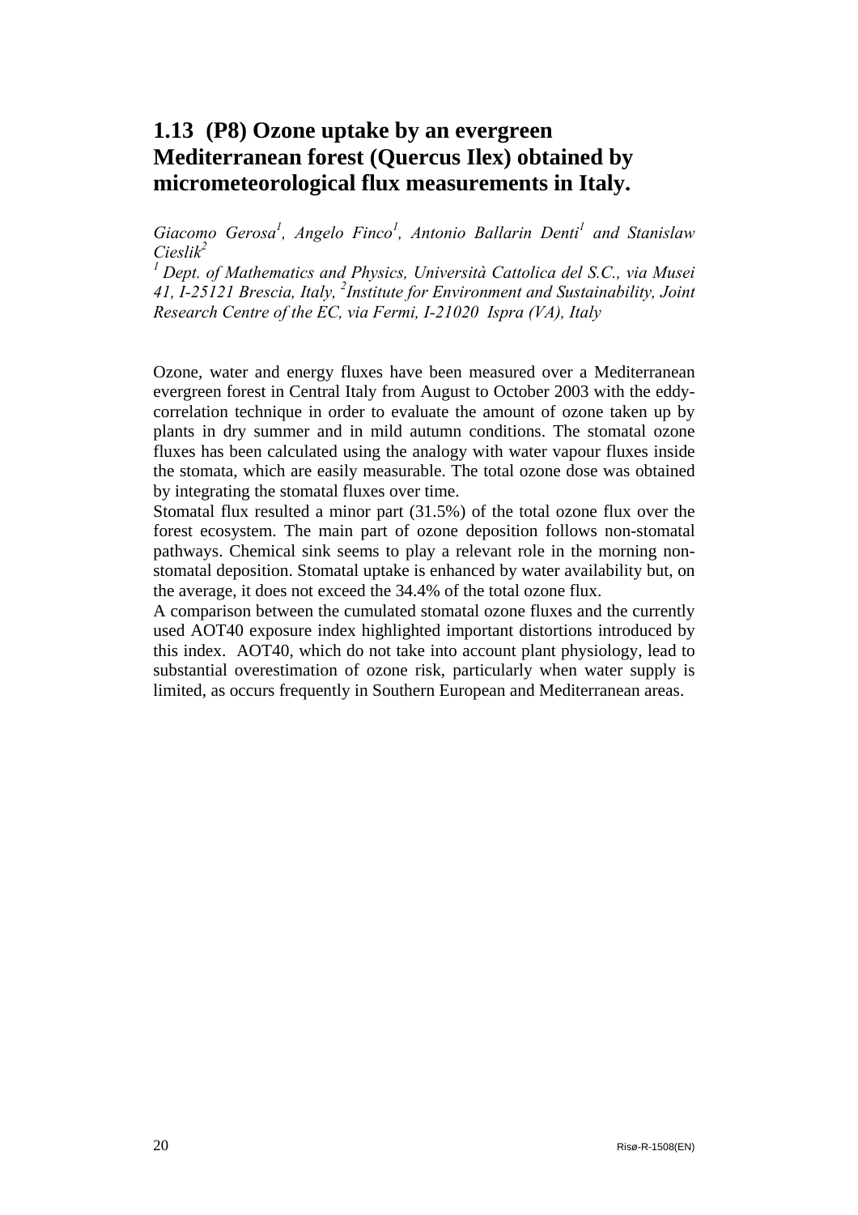## 1.13 (P8) Ozone uptake by an evergreen Mediterranean forest (Quercus Ilex) obtained by micrometeorological flux measurements in Italy.

*Giacomo Gerosa[1], Angelo Finco[1], Antonio Ballarin Denti[1] and Stanislaw Cieslik[2]*

*[1] Dept. of Mathematics and Physics, Università Cattolica del S.C., via Musei 41, I-25121 Brescia, Italy, [2]Institute for Environment and Sustainability, Joint Research Centre of the EC, via Fermi, I-21020 Ispra (VA), Italy*

Ozone, water and energy fluxes have been measured over a Mediterranean evergreen forest in Central Italy from August to October 2003 with the eddy-correlation technique in order to evaluate the amount of ozone taken up by plants in dry summer and in mild autumn conditions. The stomatal ozone fluxes has been calculated using the analogy with water vapour fluxes inside the stomata, which are easily measurable. The total ozone dose was obtained by integrating the stomatal fluxes over time.

Stomatal flux resulted a minor part (31.5%) of the total ozone flux over the forest ecosystem. The main part of ozone deposition follows non-stomatal pathways. Chemical sink seems to play a relevant role in the morning non-stomatal deposition. Stomatal uptake is enhanced by water availability but, on the average, it does not exceed the 34.4% of the total ozone flux.

A comparison between the cumulated stomatal ozone fluxes and the currently used AOT40 exposure index highlighted important distortions introduced by this index. AOT40, which do not take into account plant physiology, lead to substantial overestimation of ozone risk, particularly when water supply is limited, as occurs frequently in Southern European and Mediterranean areas.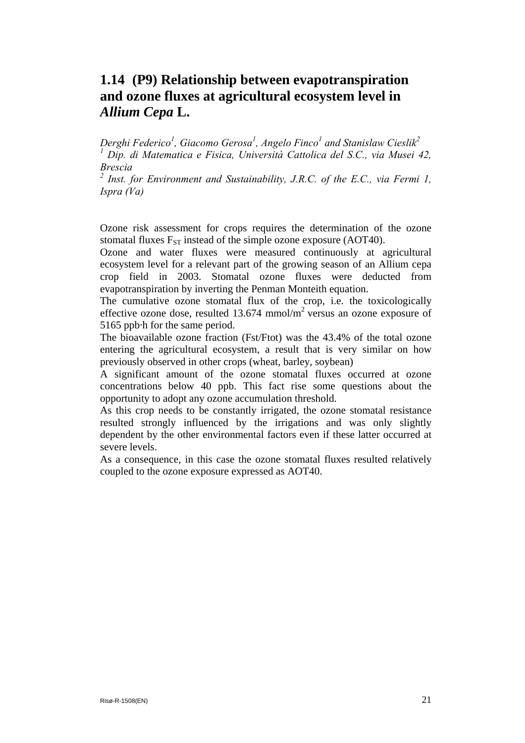## 1.14 (P9) Relationship between evapotranspiration and ozone fluxes at agricultural ecosystem level in *Allium Cepa* L.

*Derghi Federico[1], Giacomo Gerosa[1], Angelo Finco[1] and Stanislaw Cieslik[2]*
*[1] Dip. di Matematica e Fisica, Università Cattolica del S.C., via Musei 42, Brescia*
*[2] Inst. for Environment and Sustainability, J.R.C. of the E.C., via Fermi 1, Ispra (Va)*

Ozone risk assessment for crops requires the determination of the ozone stomatal fluxes $F_{ST}$ instead of the simple ozone exposure (AOT40).

Ozone and water fluxes were measured continuously at agricultural ecosystem level for a relevant part of the growing season of an Allium cepa crop field in 2003. Stomatal ozone fluxes were deducted from evapotranspiration by inverting the Penman Monteith equation.

The cumulative ozone stomatal flux of the crop, i.e. the toxicologically effective ozone dose, resulted 13.674 mmol/m$^2$ versus an ozone exposure of 5165 ppb·h for the same period.

The bioavailable ozone fraction (Fst/Ftot) was the 43.4% of the total ozone entering the agricultural ecosystem, a result that is very similar on how previously observed in other crops (wheat, barley, soybean)

A significant amount of the ozone stomatal fluxes occurred at ozone concentrations below 40 ppb. This fact rise some questions about the opportunity to adopt any ozone accumulation threshold.

As this crop needs to be constantly irrigated, the ozone stomatal resistance resulted strongly influenced by the irrigations and was only slightly dependent by the other environmental factors even if these latter occurred at severe levels.

As a consequence, in this case the ozone stomatal fluxes resulted relatively coupled to the ozone exposure expressed as AOT40.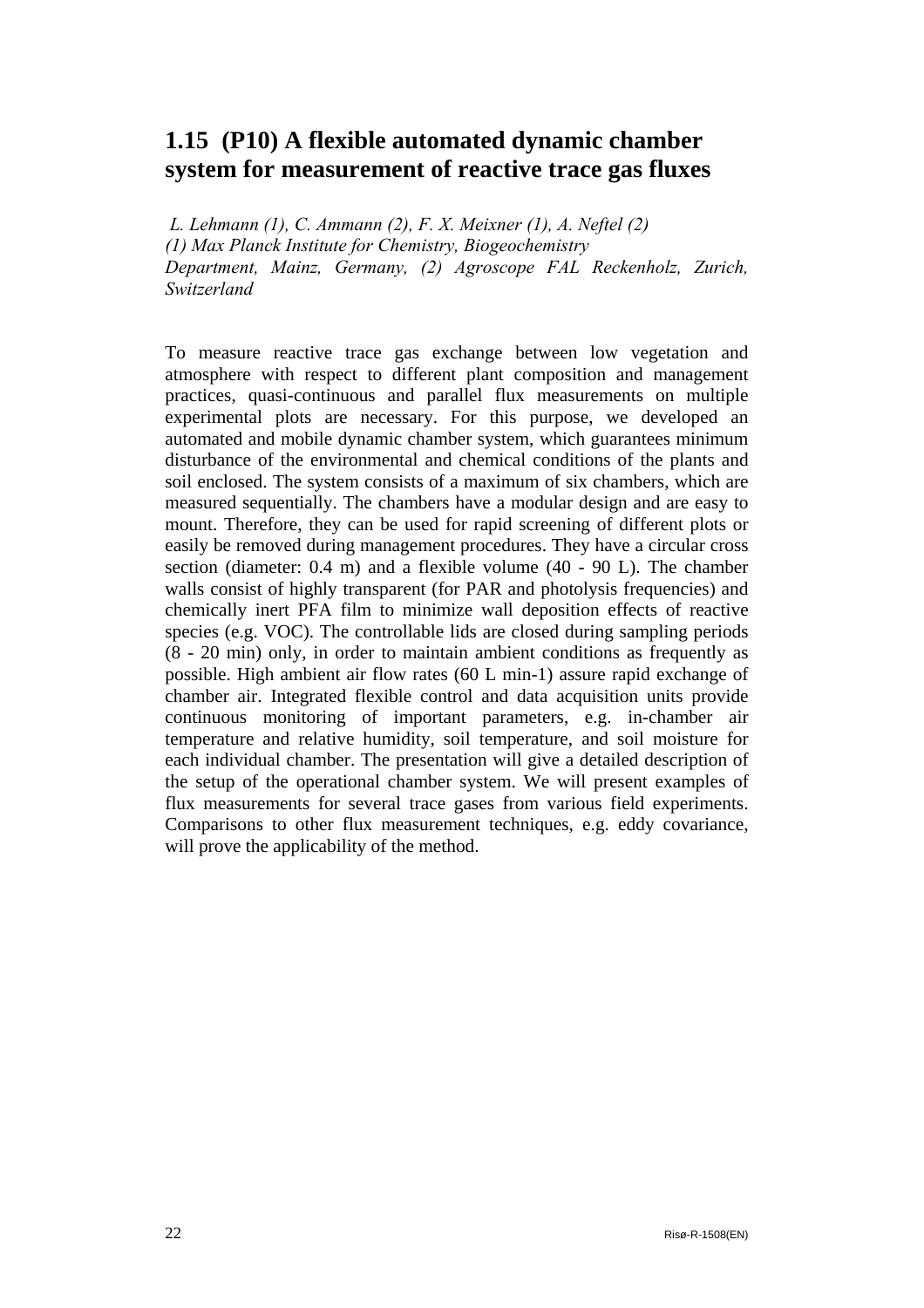## 1.15 (P10) A flexible automated dynamic chamber system for measurement of reactive trace gas fluxes

*L. Lehmann (1), C. Ammann (2), F. X. Meixner (1), A. Neftel (2)*
*(1) Max Planck Institute for Chemistry, Biogeochemistry Department, Mainz, Germany, (2) Agroscope FAL Reckenholz, Zurich, Switzerland*

To measure reactive trace gas exchange between low vegetation and atmosphere with respect to different plant composition and management practices, quasi-continuous and parallel flux measurements on multiple experimental plots are necessary. For this purpose, we developed an automated and mobile dynamic chamber system, which guarantees minimum disturbance of the environmental and chemical conditions of the plants and soil enclosed. The system consists of a maximum of six chambers, which are measured sequentially. The chambers have a modular design and are easy to mount. Therefore, they can be used for rapid screening of different plots or easily be removed during management procedures. They have a circular cross section (diameter: 0.4 m) and a flexible volume (40 - 90 L). The chamber walls consist of highly transparent (for PAR and photolysis frequencies) and chemically inert PFA film to minimize wall deposition effects of reactive species (e.g. VOC). The controllable lids are closed during sampling periods (8 - 20 min) only, in order to maintain ambient conditions as frequently as possible. High ambient air flow rates (60 L min-1) assure rapid exchange of chamber air. Integrated flexible control and data acquisition units provide continuous monitoring of important parameters, e.g. in-chamber air temperature and relative humidity, soil temperature, and soil moisture for each individual chamber. The presentation will give a detailed description of the setup of the operational chamber system. We will present examples of flux measurements for several trace gases from various field experiments. Comparisons to other flux measurement techniques, e.g. eddy covariance, will prove the applicability of the method.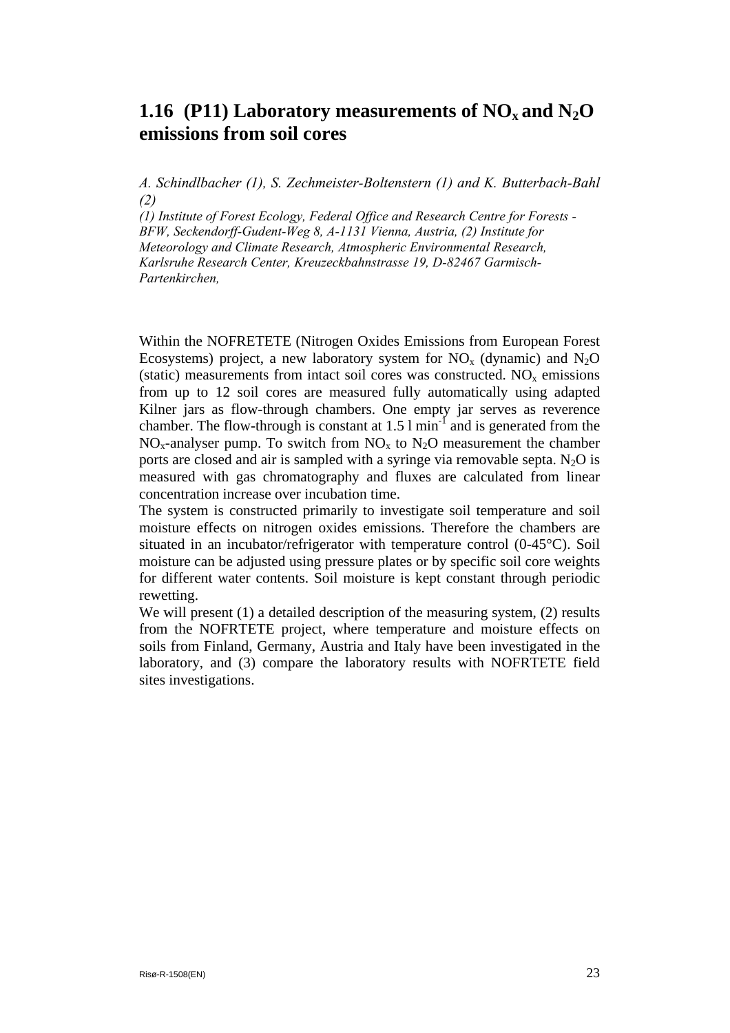## 1.16 (P11) Laboratory measurements of $NO_x$ and $N_2O$ emissions from soil cores

*A. Schindlbacher (1), S. Zechmeister-Boltenstern (1) and K. Butterbach-Bahl (2)*

*(1) Institute of Forest Ecology, Federal Office and Research Centre for Forests - BFW, Seckendorff-Gudent-Weg 8, A-1131 Vienna, Austria, (2) Institute for Meteorology and Climate Research, Atmospheric Environmental Research, Karlsruhe Research Center, Kreuzeckbahnstrasse 19, D-82467 Garmisch-Partenkirchen,*

Within the NOFRETETE (Nitrogen Oxides Emissions from European Forest Ecosystems) project, a new laboratory system for $NO_x$ (dynamic) and $N_2O$ (static) measurements from intact soil cores was constructed. $NO_x$ emissions from up to 12 soil cores are measured fully automatically using adapted Kilner jars as flow-through chambers. One empty jar serves as reverence chamber. The flow-through is constant at 1.5 l $min^{-1}$ and is generated from the $NO_x$-analyser pump. To switch from $NO_x$ to $N_2O$ measurement the chamber ports are closed and air is sampled with a syringe via removable septa. $N_2O$ is measured with gas chromatography and fluxes are calculated from linear concentration increase over incubation time.

The system is constructed primarily to investigate soil temperature and soil moisture effects on nitrogen oxides emissions. Therefore the chambers are situated in an incubator/refrigerator with temperature control (0-45°C). Soil moisture can be adjusted using pressure plates or by specific soil core weights for different water contents. Soil moisture is kept constant through periodic rewetting.

We will present (1) a detailed description of the measuring system, (2) results from the NOFRTETE project, where temperature and moisture effects on soils from Finland, Germany, Austria and Italy have been investigated in the laboratory, and (3) compare the laboratory results with NOFRTETE field sites investigations.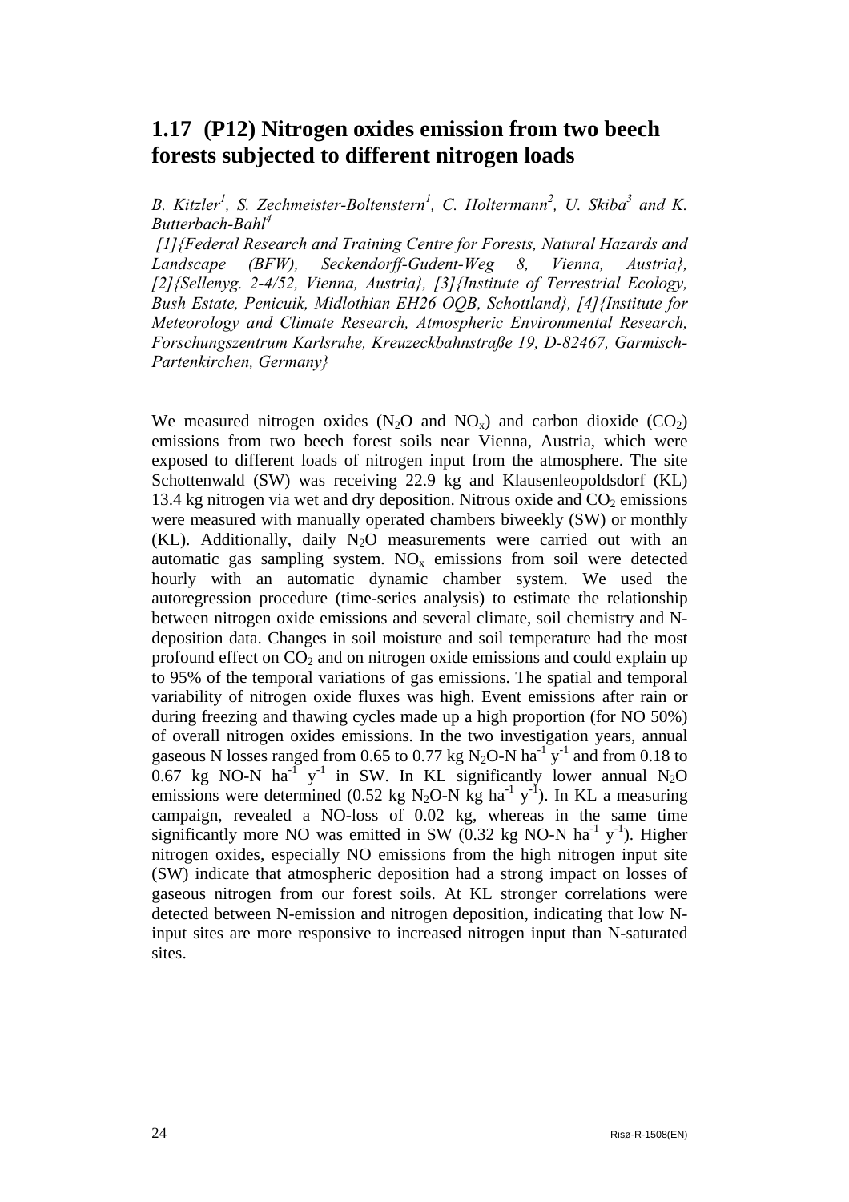## 1.17 (P12) Nitrogen oxides emission from two beech forests subjected to different nitrogen loads

*B. Kitzler[1], S. Zechmeister-Boltenstern[1], C. Holtermann[2], U. Skiba[3] and K. Butterbach-Bahl[4]*

*[1]{Federal Research and Training Centre for Forests, Natural Hazards and Landscape (BFW), Seckendorff-Gudent-Weg 8, Vienna, Austria}, [2]{Sellenyg. 2-4/52, Vienna, Austria}, [3]{Institute of Terrestrial Ecology, Bush Estate, Penicuik, Midlothian EH26 OQB, Schottland}, [4]{Institute for Meteorology and Climate Research, Atmospheric Environmental Research, Forschungszentrum Karlsruhe, Kreuzeckbahnstraße 19, D-82467, Garmisch-Partenkirchen, Germany}*

We measured nitrogen oxides ($N_2O$ and $NO_x$) and carbon dioxide ($CO_2$) emissions from two beech forest soils near Vienna, Austria, which were exposed to different loads of nitrogen input from the atmosphere. The site Schottenwald (SW) was receiving 22.9 kg and Klausenleopoldsdorf (KL) 13.4 kg nitrogen via wet and dry deposition. Nitrous oxide and $CO_2$ emissions were measured with manually operated chambers biweekly (SW) or monthly (KL). Additionally, daily $N_2O$ measurements were carried out with an automatic gas sampling system. $NO_x$ emissions from soil were detected hourly with an automatic dynamic chamber system. We used the autoregression procedure (time-series analysis) to estimate the relationship between nitrogen oxide emissions and several climate, soil chemistry and N-deposition data. Changes in soil moisture and soil temperature had the most profound effect on $CO_2$ and on nitrogen oxide emissions and could explain up to 95% of the temporal variations of gas emissions. The spatial and temporal variability of nitrogen oxide fluxes was high. Event emissions after rain or during freezing and thawing cycles made up a high proportion (for NO 50%) of overall nitrogen oxides emissions. In the two investigation years, annual gaseous N losses ranged from 0.65 to 0.77 kg $N_2O$-N $ha^{-1}$ $y^{-1}$ and from 0.18 to 0.67 kg NO-N $ha^{-1}$ $y^{-1}$ in SW. In KL significantly lower annual $N_2O$ emissions were determined (0.52 kg $N_2O$-N kg $ha^{-1}$ $y^{-1}$). In KL a measuring campaign, revealed a NO-loss of 0.02 kg, whereas in the same time significantly more NO was emitted in SW (0.32 kg NO-N $ha^{-1}$ $y^{-1}$). Higher nitrogen oxides, especially NO emissions from the high nitrogen input site (SW) indicate that atmospheric deposition had a strong impact on losses of gaseous nitrogen from our forest soils. At KL stronger correlations were detected between N-emission and nitrogen deposition, indicating that low N-input sites are more responsive to increased nitrogen input than N-saturated sites.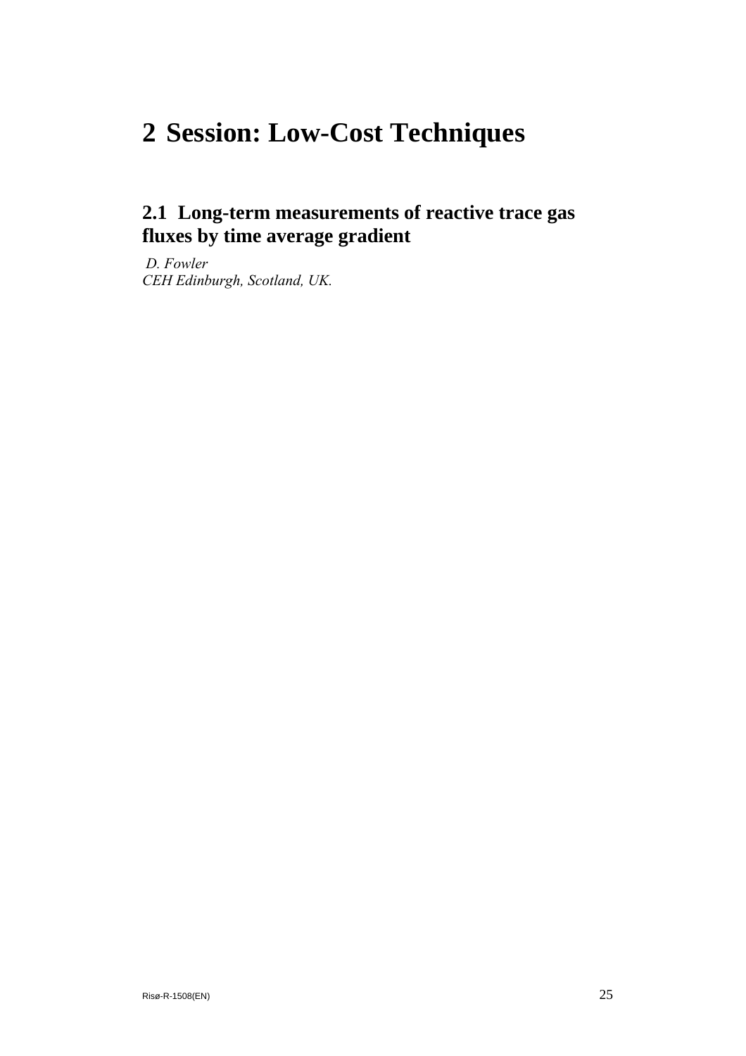# 2 Session: Low-Cost Techniques

## 2.1 Long-term measurements of reactive trace gas fluxes by time average gradient

*D. Fowler*
*CEH Edinburgh, Scotland, UK.*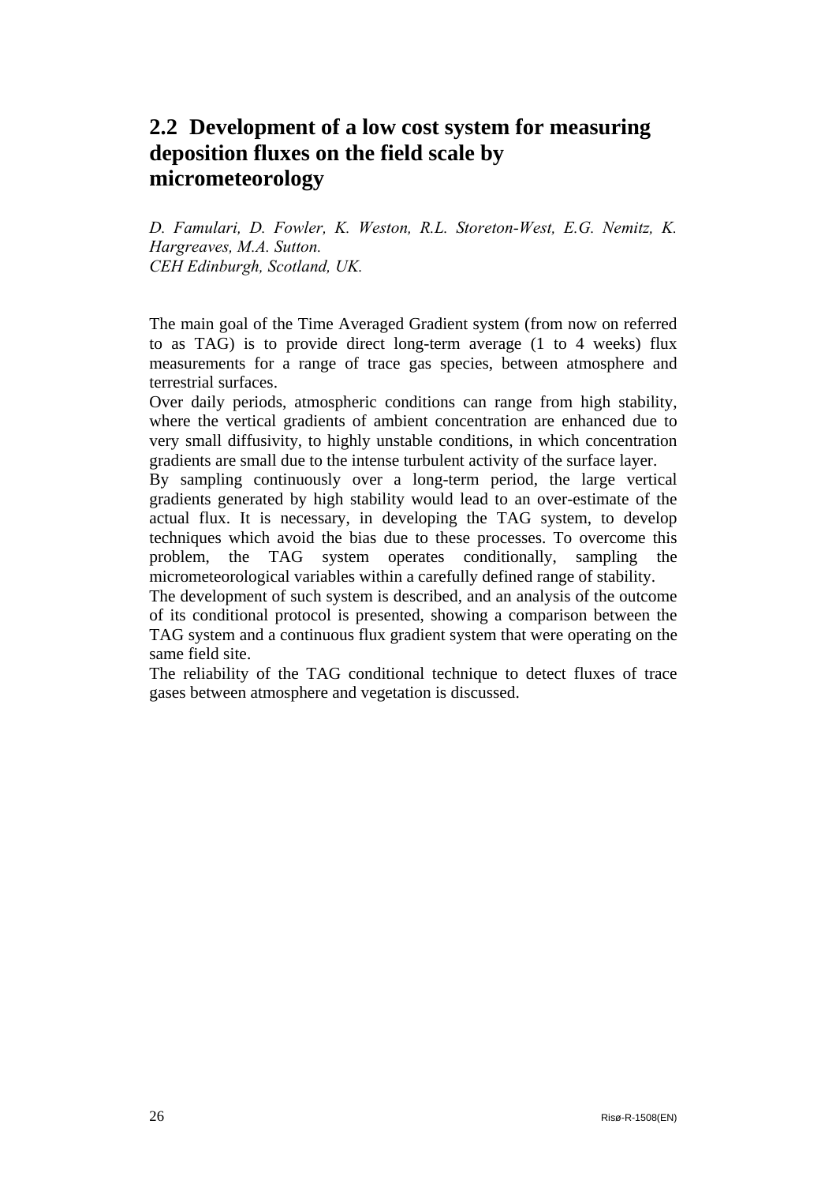## 2.2 Development of a low cost system for measuring deposition fluxes on the field scale by micrometeorology

*D. Famulari, D. Fowler, K. Weston, R.L. Storeton-West, E.G. Nemitz, K. Hargreaves, M.A. Sutton.*
*CEH Edinburgh, Scotland, UK.*

The main goal of the Time Averaged Gradient system (from now on referred to as TAG) is to provide direct long-term average (1 to 4 weeks) flux measurements for a range of trace gas species, between atmosphere and terrestrial surfaces.

Over daily periods, atmospheric conditions can range from high stability, where the vertical gradients of ambient concentration are enhanced due to very small diffusivity, to highly unstable conditions, in which concentration gradients are small due to the intense turbulent activity of the surface layer.

By sampling continuously over a long-term period, the large vertical gradients generated by high stability would lead to an over-estimate of the actual flux. It is necessary, in developing the TAG system, to develop techniques which avoid the bias due to these processes. To overcome this problem, the TAG system operates conditionally, sampling the micrometeorological variables within a carefully defined range of stability.

The development of such system is described, and an analysis of the outcome of its conditional protocol is presented, showing a comparison between the TAG system and a continuous flux gradient system that were operating on the same field site.

The reliability of the TAG conditional technique to detect fluxes of trace gases between atmosphere and vegetation is discussed.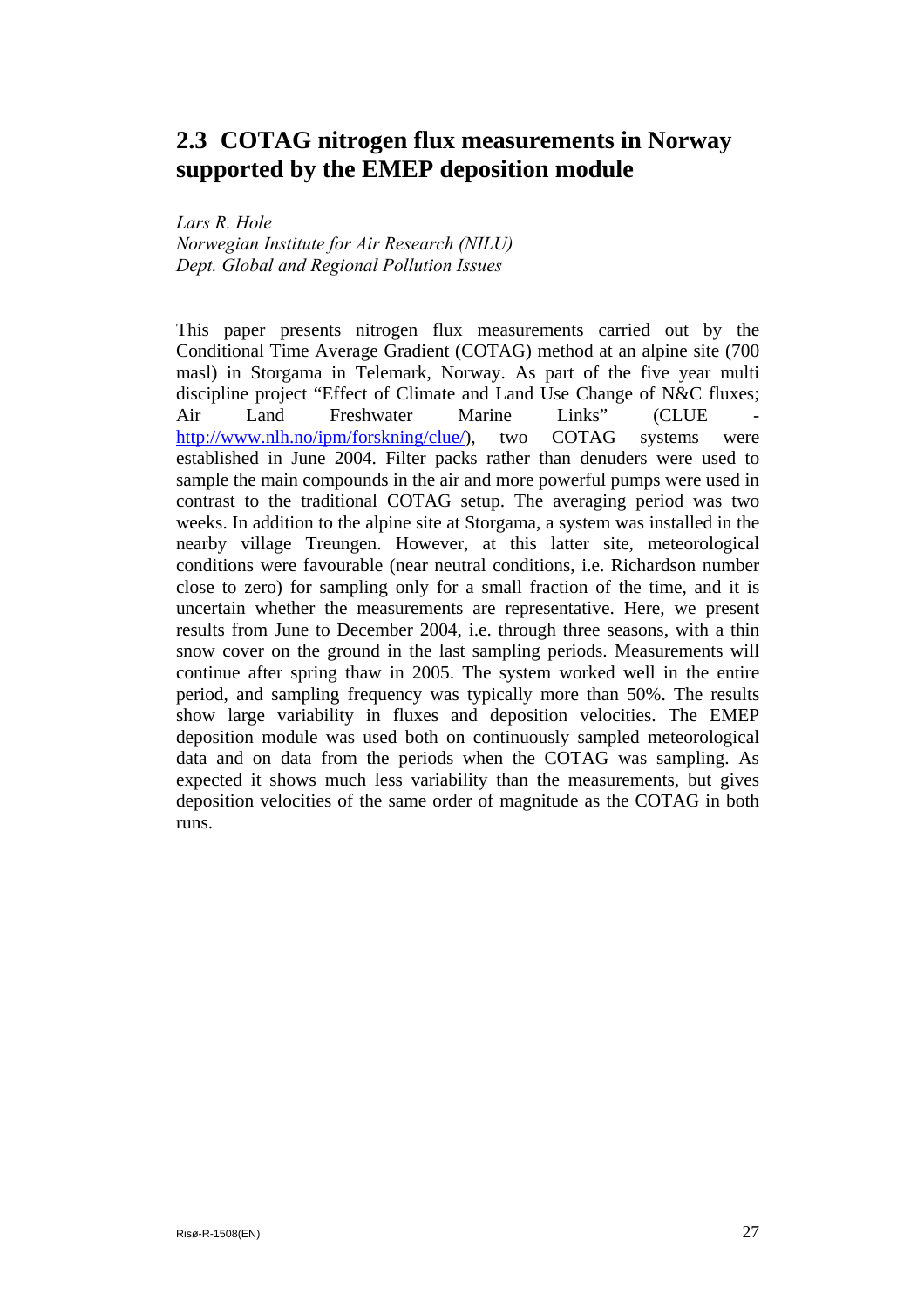## 2.3 COTAG nitrogen flux measurements in Norway supported by the EMEP deposition module

*Lars R. Hole*
*Norwegian Institute for Air Research (NILU)*
*Dept. Global and Regional Pollution Issues*

This paper presents nitrogen flux measurements carried out by the Conditional Time Average Gradient (COTAG) method at an alpine site (700 masl) in Storgama in Telemark, Norway. As part of the five year multi discipline project "Effect of Climate and Land Use Change of N&C fluxes; Air Land Freshwater Marine Links" (CLUE - http://www.nlh.no/ipm/forskning/clue/), two COTAG systems were established in June 2004. Filter packs rather than denuders were used to sample the main compounds in the air and more powerful pumps were used in contrast to the traditional COTAG setup. The averaging period was two weeks. In addition to the alpine site at Storgama, a system was installed in the nearby village Treungen. However, at this latter site, meteorological conditions were favourable (near neutral conditions, i.e. Richardson number close to zero) for sampling only for a small fraction of the time, and it is uncertain whether the measurements are representative. Here, we present results from June to December 2004, i.e. through three seasons, with a thin snow cover on the ground in the last sampling periods. Measurements will continue after spring thaw in 2005. The system worked well in the entire period, and sampling frequency was typically more than 50%. The results show large variability in fluxes and deposition velocities. The EMEP deposition module was used both on continuously sampled meteorological data and on data from the periods when the COTAG was sampling. As expected it shows much less variability than the measurements, but gives deposition velocities of the same order of magnitude as the COTAG in both runs.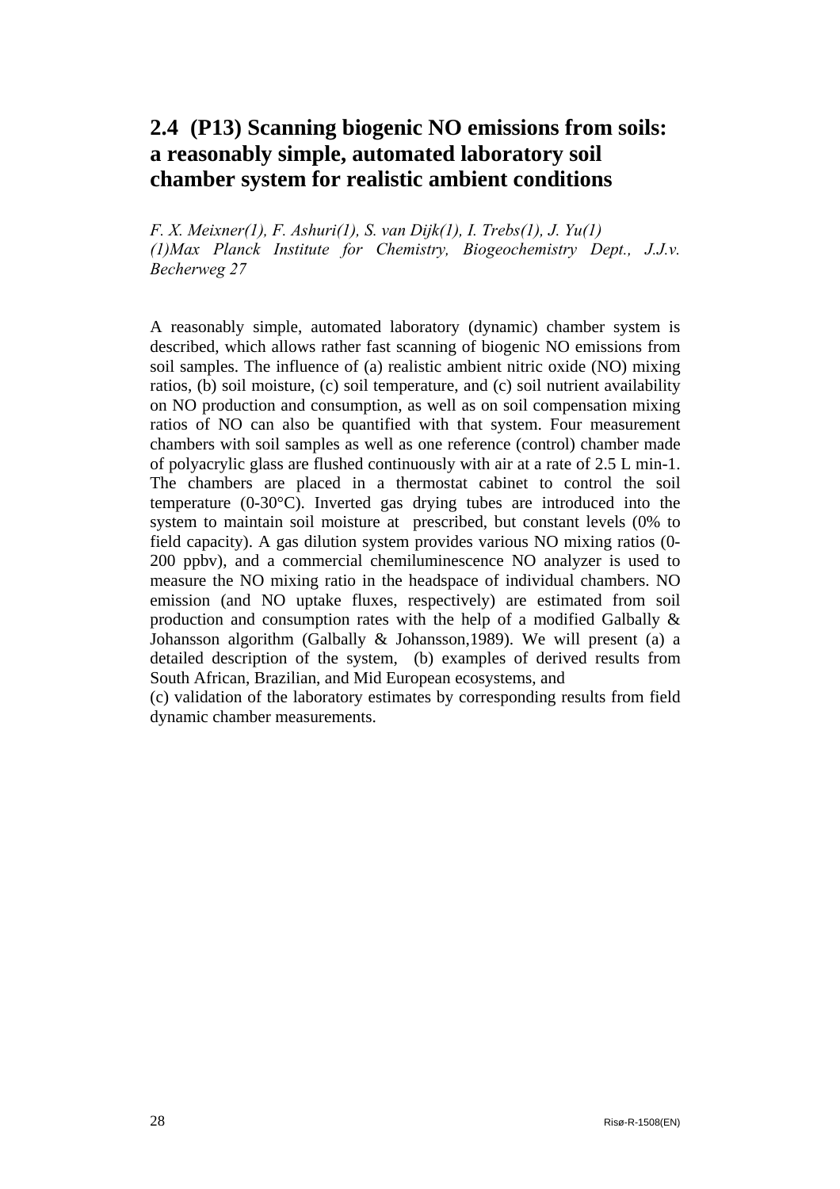## 2.4 (P13) Scanning biogenic NO emissions from soils: a reasonably simple, automated laboratory soil chamber system for realistic ambient conditions

*F. X. Meixner(1), F. Ashuri(1), S. van Dijk(1), I. Trebs(1), J. Yu(1)*
*(1)Max Planck Institute for Chemistry, Biogeochemistry Dept., J.J.v. Becherweg 27*

A reasonably simple, automated laboratory (dynamic) chamber system is described, which allows rather fast scanning of biogenic NO emissions from soil samples. The influence of (a) realistic ambient nitric oxide (NO) mixing ratios, (b) soil moisture, (c) soil temperature, and (c) soil nutrient availability on NO production and consumption, as well as on soil compensation mixing ratios of NO can also be quantified with that system. Four measurement chambers with soil samples as well as one reference (control) chamber made of polyacrylic glass are flushed continuously with air at a rate of 2.5 L min-1. The chambers are placed in a thermostat cabinet to control the soil temperature (0-30°C). Inverted gas drying tubes are introduced into the system to maintain soil moisture at prescribed, but constant levels (0% to field capacity). A gas dilution system provides various NO mixing ratios (0-200 ppbv), and a commercial chemiluminescence NO analyzer is used to measure the NO mixing ratio in the headspace of individual chambers. NO emission (and NO uptake fluxes, respectively) are estimated from soil production and consumption rates with the help of a modified Galbally & Johansson algorithm (Galbally & Johansson,1989). We will present (a) a detailed description of the system, (b) examples of derived results from South African, Brazilian, and Mid European ecosystems, and
(c) validation of the laboratory estimates by corresponding results from field dynamic chamber measurements.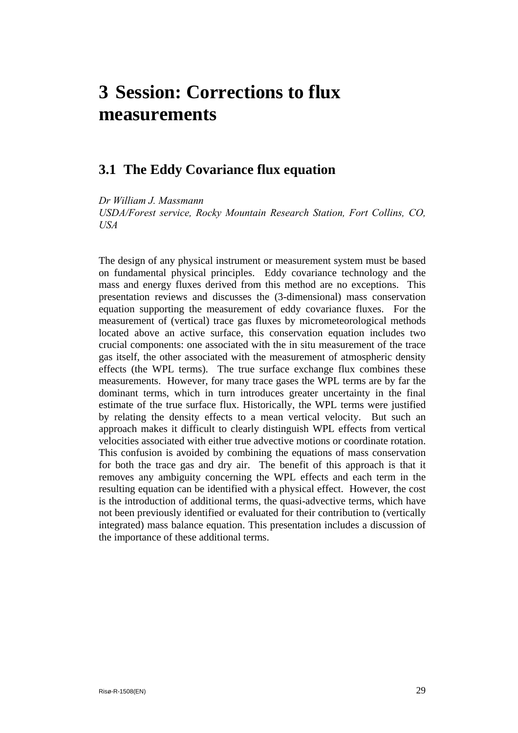# 3 Session: Corrections to flux measurements

## 3.1 The Eddy Covariance flux equation

*Dr William J. Massmann*
*USDA/Forest service, Rocky Mountain Research Station, Fort Collins, CO, USA*

The design of any physical instrument or measurement system must be based on fundamental physical principles. Eddy covariance technology and the mass and energy fluxes derived from this method are no exceptions. This presentation reviews and discusses the (3-dimensional) mass conservation equation supporting the measurement of eddy covariance fluxes. For the measurement of (vertical) trace gas fluxes by micrometeorological methods located above an active surface, this conservation equation includes two crucial components: one associated with the in situ measurement of the trace gas itself, the other associated with the measurement of atmospheric density effects (the WPL terms). The true surface exchange flux combines these measurements. However, for many trace gases the WPL terms are by far the dominant terms, which in turn introduces greater uncertainty in the final estimate of the true surface flux. Historically, the WPL terms were justified by relating the density effects to a mean vertical velocity. But such an approach makes it difficult to clearly distinguish WPL effects from vertical velocities associated with either true advective motions or coordinate rotation. This confusion is avoided by combining the equations of mass conservation for both the trace gas and dry air. The benefit of this approach is that it removes any ambiguity concerning the WPL effects and each term in the resulting equation can be identified with a physical effect. However, the cost is the introduction of additional terms, the quasi-advective terms, which have not been previously identified or evaluated for their contribution to (vertically integrated) mass balance equation. This presentation includes a discussion of the importance of these additional terms.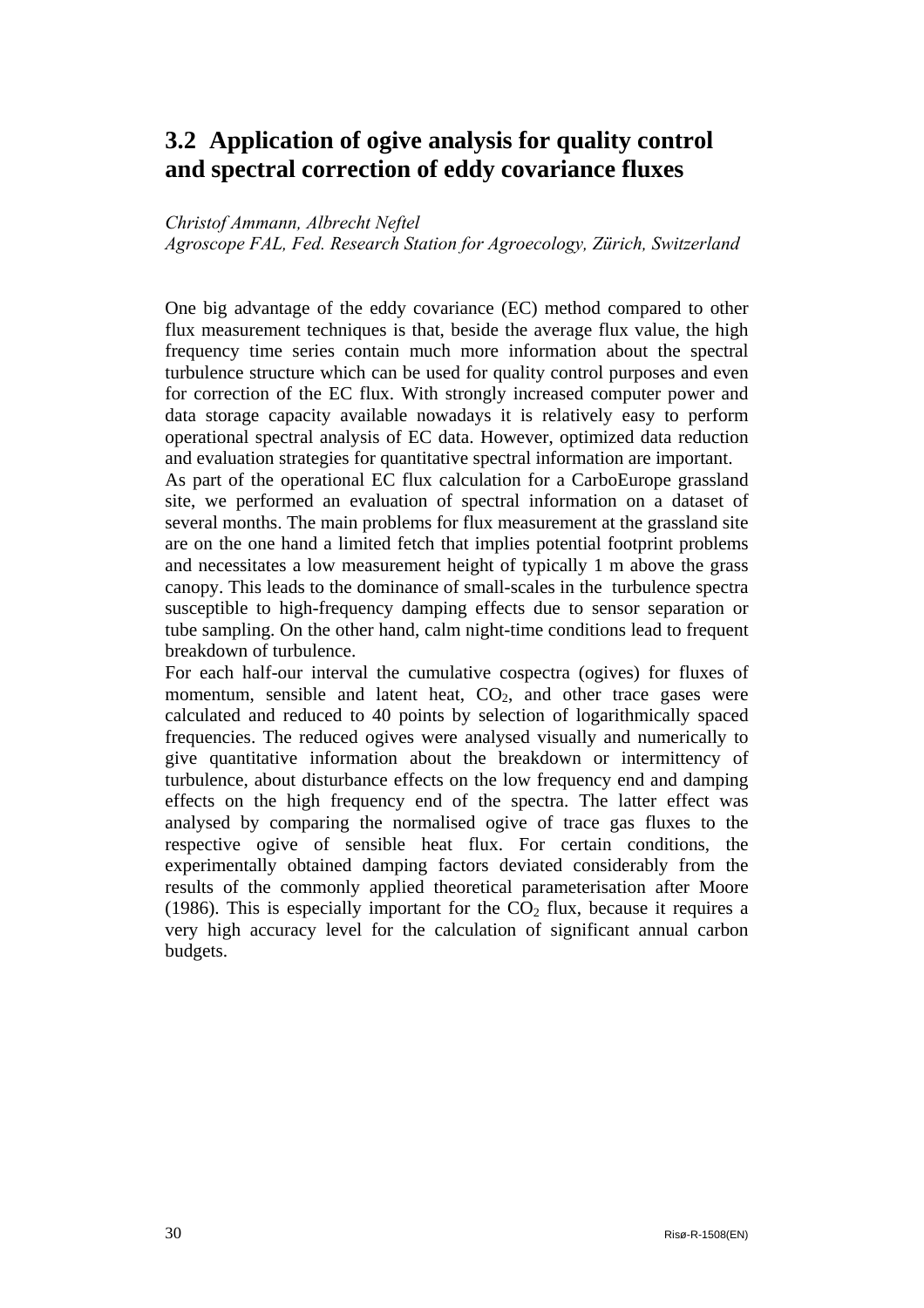## 3.2 Application of ogive analysis for quality control and spectral correction of eddy covariance fluxes

*Christof Ammann, Albrecht Neftel*
*Agroscope FAL, Fed. Research Station for Agroecology, Zürich, Switzerland*

One big advantage of the eddy covariance (EC) method compared to other flux measurement techniques is that, beside the average flux value, the high frequency time series contain much more information about the spectral turbulence structure which can be used for quality control purposes and even for correction of the EC flux. With strongly increased computer power and data storage capacity available nowadays it is relatively easy to perform operational spectral analysis of EC data. However, optimized data reduction and evaluation strategies for quantitative spectral information are important.

As part of the operational EC flux calculation for a CarboEurope grassland site, we performed an evaluation of spectral information on a dataset of several months. The main problems for flux measurement at the grassland site are on the one hand a limited fetch that implies potential footprint problems and necessitates a low measurement height of typically 1 m above the grass canopy. This leads to the dominance of small-scales in the turbulence spectra susceptible to high-frequency damping effects due to sensor separation or tube sampling. On the other hand, calm night-time conditions lead to frequent breakdown of turbulence.

For each half-our interval the cumulative cospectra (ogives) for fluxes of momentum, sensible and latent heat, $CO_2$, and other trace gases were calculated and reduced to 40 points by selection of logarithmically spaced frequencies. The reduced ogives were analysed visually and numerically to give quantitative information about the breakdown or intermittency of turbulence, about disturbance effects on the low frequency end and damping effects on the high frequency end of the spectra. The latter effect was analysed by comparing the normalised ogive of trace gas fluxes to the respective ogive of sensible heat flux. For certain conditions, the experimentally obtained damping factors deviated considerably from the results of the commonly applied theoretical parameterisation after Moore (1986). This is especially important for the $CO_2$ flux, because it requires a very high accuracy level for the calculation of significant annual carbon budgets.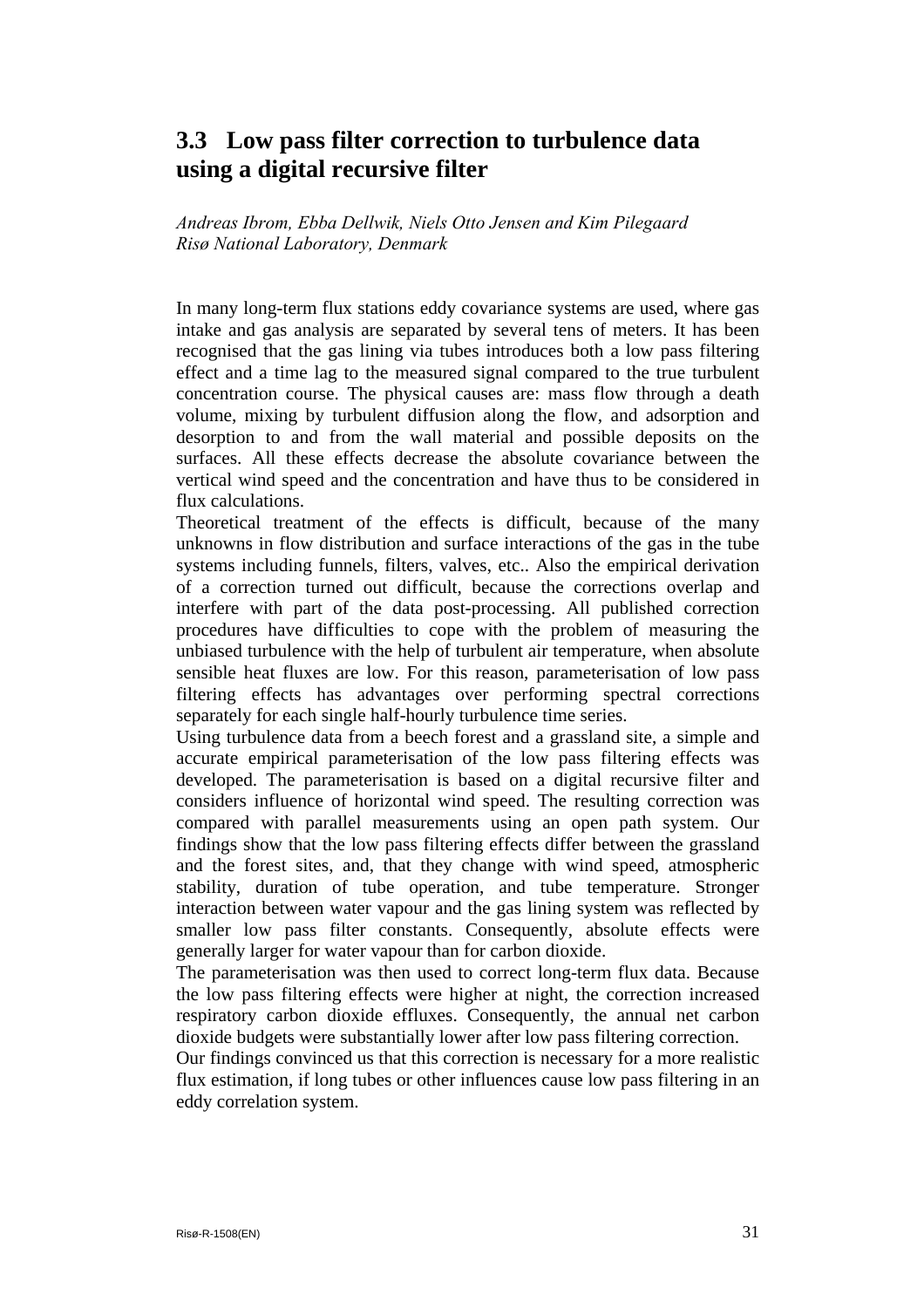## 3.3 Low pass filter correction to turbulence data using a digital recursive filter

*Andreas Ibrom, Ebba Dellwik, Niels Otto Jensen and Kim Pilegaard*
*Risø National Laboratory, Denmark*

In many long-term flux stations eddy covariance systems are used, where gas intake and gas analysis are separated by several tens of meters. It has been recognised that the gas lining via tubes introduces both a low pass filtering effect and a time lag to the measured signal compared to the true turbulent concentration course. The physical causes are: mass flow through a death volume, mixing by turbulent diffusion along the flow, and adsorption and desorption to and from the wall material and possible deposits on the surfaces. All these effects decrease the absolute covariance between the vertical wind speed and the concentration and have thus to be considered in flux calculations.

Theoretical treatment of the effects is difficult, because of the many unknowns in flow distribution and surface interactions of the gas in the tube systems including funnels, filters, valves, etc.. Also the empirical derivation of a correction turned out difficult, because the corrections overlap and interfere with part of the data post-processing. All published correction procedures have difficulties to cope with the problem of measuring the unbiased turbulence with the help of turbulent air temperature, when absolute sensible heat fluxes are low. For this reason, parameterisation of low pass filtering effects has advantages over performing spectral corrections separately for each single half-hourly turbulence time series.

Using turbulence data from a beech forest and a grassland site, a simple and accurate empirical parameterisation of the low pass filtering effects was developed. The parameterisation is based on a digital recursive filter and considers influence of horizontal wind speed. The resulting correction was compared with parallel measurements using an open path system. Our findings show that the low pass filtering effects differ between the grassland and the forest sites, and, that they change with wind speed, atmospheric stability, duration of tube operation, and tube temperature. Stronger interaction between water vapour and the gas lining system was reflected by smaller low pass filter constants. Consequently, absolute effects were generally larger for water vapour than for carbon dioxide.

The parameterisation was then used to correct long-term flux data. Because the low pass filtering effects were higher at night, the correction increased respiratory carbon dioxide effluxes. Consequently, the annual net carbon dioxide budgets were substantially lower after low pass filtering correction.

Our findings convinced us that this correction is necessary for a more realistic flux estimation, if long tubes or other influences cause low pass filtering in an eddy correlation system.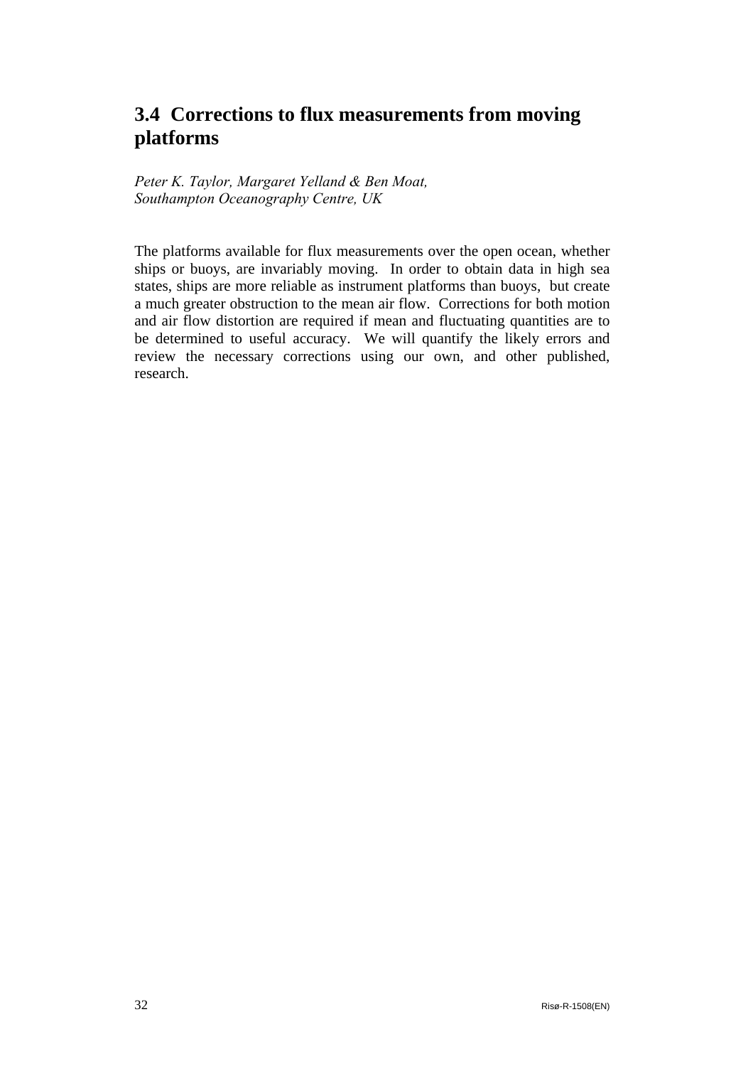## 3.4 Corrections to flux measurements from moving platforms

*Peter K. Taylor, Margaret Yelland & Ben Moat,*
*Southampton Oceanography Centre, UK*

The platforms available for flux measurements over the open ocean, whether ships or buoys, are invariably moving. In order to obtain data in high sea states, ships are more reliable as instrument platforms than buoys, but create a much greater obstruction to the mean air flow. Corrections for both motion and air flow distortion are required if mean and fluctuating quantities are to be determined to useful accuracy. We will quantify the likely errors and review the necessary corrections using our own, and other published, research.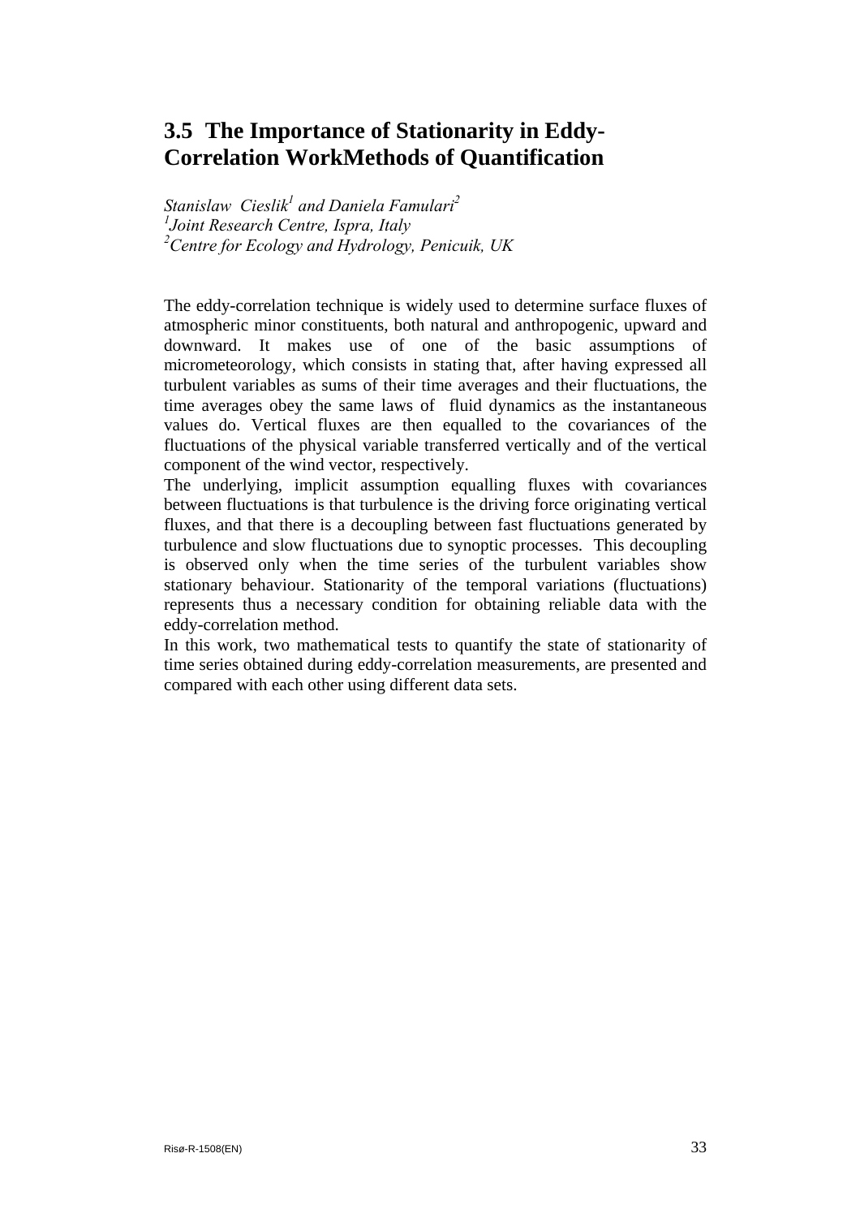## 3.5 The Importance of Stationarity in Eddy-Correlation WorkMethods of Quantification

*Stanislaw Cieslik[1] and Daniela Famulari[2]*
*[1]Joint Research Centre, Ispra, Italy*
*[2]Centre for Ecology and Hydrology, Penicuik, UK*

The eddy-correlation technique is widely used to determine surface fluxes of atmospheric minor constituents, both natural and anthropogenic, upward and downward. It makes use of one of the basic assumptions of micrometeorology, which consists in stating that, after having expressed all turbulent variables as sums of their time averages and their fluctuations, the time averages obey the same laws of fluid dynamics as the instantaneous values do. Vertical fluxes are then equalled to the covariances of the fluctuations of the physical variable transferred vertically and of the vertical component of the wind vector, respectively.

The underlying, implicit assumption equalling fluxes with covariances between fluctuations is that turbulence is the driving force originating vertical fluxes, and that there is a decoupling between fast fluctuations generated by turbulence and slow fluctuations due to synoptic processes. This decoupling is observed only when the time series of the turbulent variables show stationary behaviour. Stationarity of the temporal variations (fluctuations) represents thus a necessary condition for obtaining reliable data with the eddy-correlation method.

In this work, two mathematical tests to quantify the state of stationarity of time series obtained during eddy-correlation measurements, are presented and compared with each other using different data sets.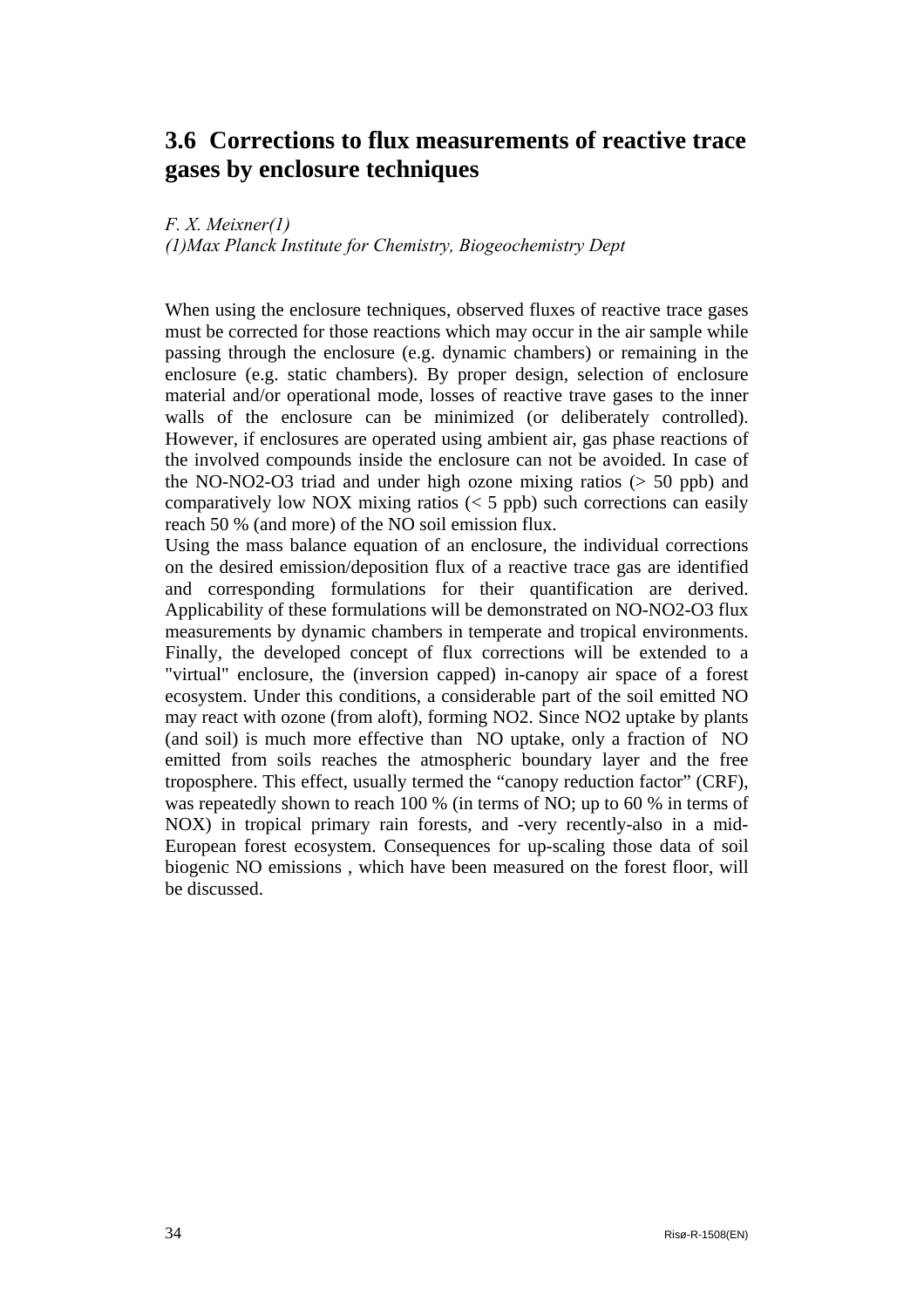## 3.6 Corrections to flux measurements of reactive trace gases by enclosure techniques

*F. X. Meixner(1)*
*(1)Max Planck Institute for Chemistry, Biogeochemistry Dept*

When using the enclosure techniques, observed fluxes of reactive trace gases must be corrected for those reactions which may occur in the air sample while passing through the enclosure (e.g. dynamic chambers) or remaining in the enclosure (e.g. static chambers). By proper design, selection of enclosure material and/or operational mode, losses of reactive trave gases to the inner walls of the enclosure can be minimized (or deliberately controlled). However, if enclosures are operated using ambient air, gas phase reactions of the involved compounds inside the enclosure can not be avoided. In case of the NO-$NO_2$-$O_3$ triad and under high ozone mixing ratios (> 50 ppb) and comparatively low $NO_X$ mixing ratios (< 5 ppb) such corrections can easily reach 50 % (and more) of the NO soil emission flux.

Using the mass balance equation of an enclosure, the individual corrections on the desired emission/deposition flux of a reactive trace gas are identified and corresponding formulations for their quantification are derived. Applicability of these formulations will be demonstrated on NO-$NO_2$-$O_3$ flux measurements by dynamic chambers in temperate and tropical environments. Finally, the developed concept of flux corrections will be extended to a "virtual" enclosure, the (inversion capped) in-canopy air space of a forest ecosystem. Under this conditions, a considerable part of the soil emitted NO may react with ozone (from aloft), forming $NO_2$. Since $NO_2$ uptake by plants (and soil) is much more effective than NO uptake, only a fraction of NO emitted from soils reaches the atmospheric boundary layer and the free troposphere. This effect, usually termed the "canopy reduction factor" (CRF), was repeatedly shown to reach 100 % (in terms of NO; up to 60 % in terms of $NO_X$) in tropical primary rain forests, and -very recently-also in a mid-European forest ecosystem. Consequences for up-scaling those data of soil biogenic NO emissions , which have been measured on the forest floor, will be discussed.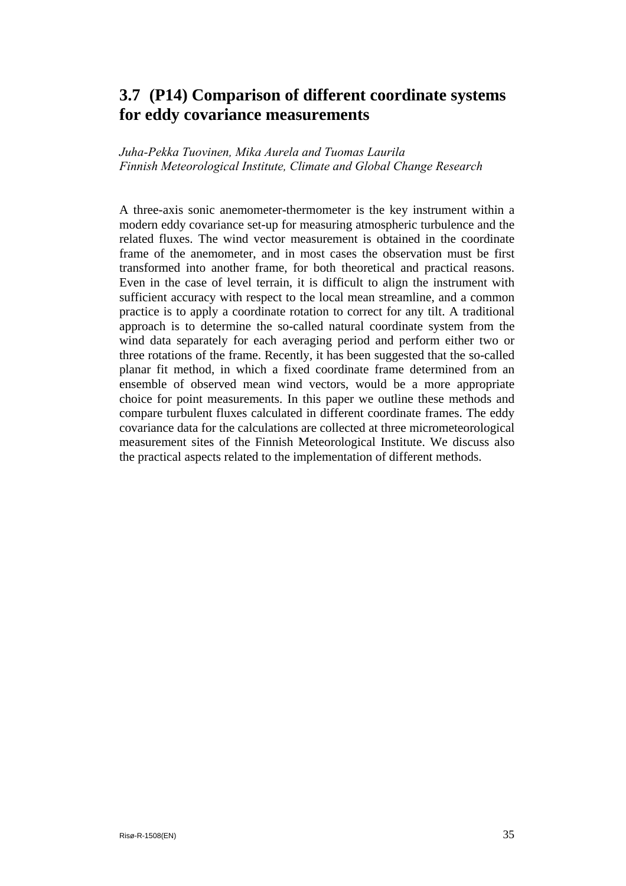## 3.7 (P14) Comparison of different coordinate systems for eddy covariance measurements

*Juha-Pekka Tuovinen, Mika Aurela and Tuomas Laurila*
*Finnish Meteorological Institute, Climate and Global Change Research*

A three-axis sonic anemometer-thermometer is the key instrument within a modern eddy covariance set-up for measuring atmospheric turbulence and the related fluxes. The wind vector measurement is obtained in the coordinate frame of the anemometer, and in most cases the observation must be first transformed into another frame, for both theoretical and practical reasons. Even in the case of level terrain, it is difficult to align the instrument with sufficient accuracy with respect to the local mean streamline, and a common practice is to apply a coordinate rotation to correct for any tilt. A traditional approach is to determine the so-called natural coordinate system from the wind data separately for each averaging period and perform either two or three rotations of the frame. Recently, it has been suggested that the so-called planar fit method, in which a fixed coordinate frame determined from an ensemble of observed mean wind vectors, would be a more appropriate choice for point measurements. In this paper we outline these methods and compare turbulent fluxes calculated in different coordinate frames. The eddy covariance data for the calculations are collected at three micrometeorological measurement sites of the Finnish Meteorological Institute. We discuss also the practical aspects related to the implementation of different methods.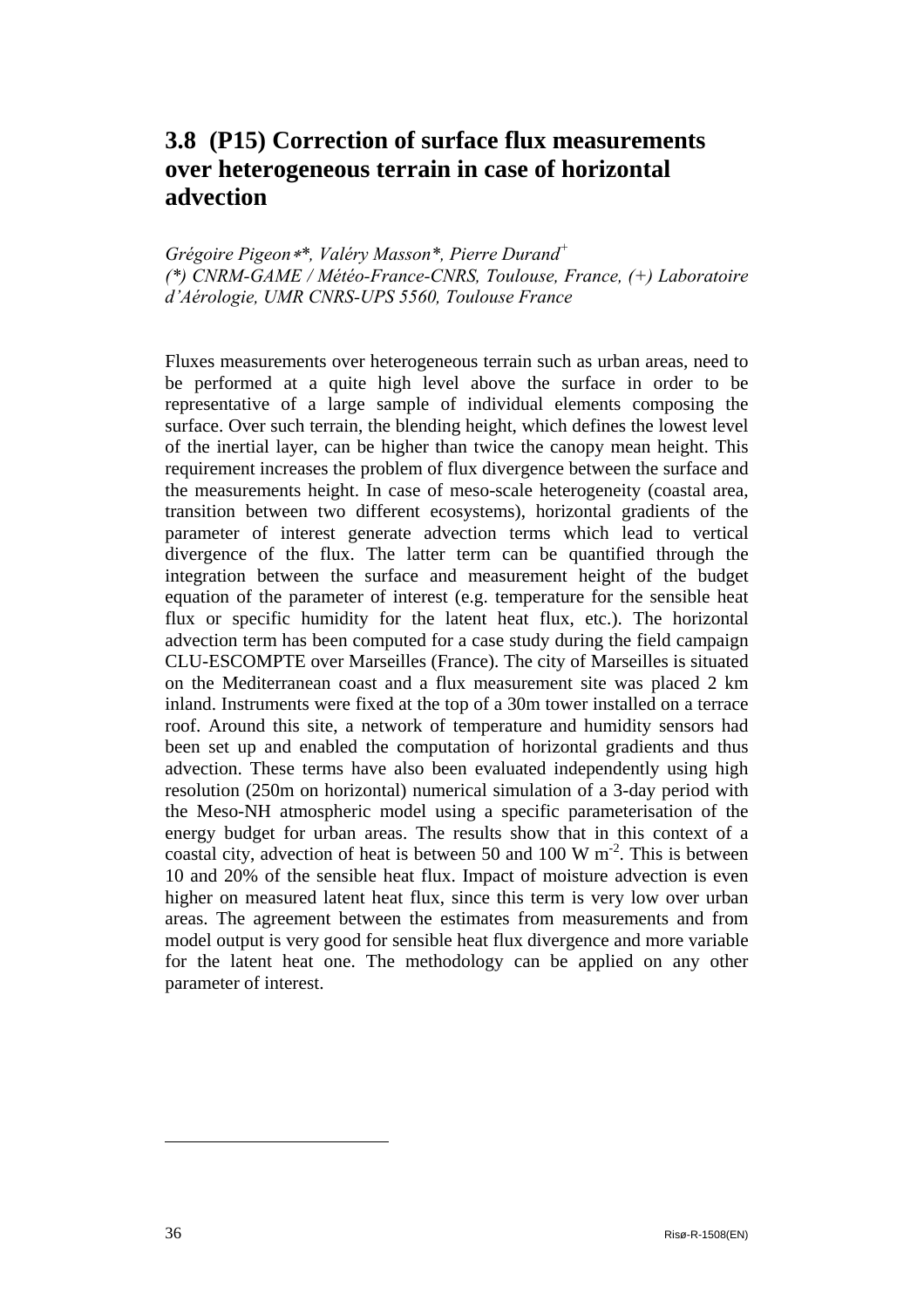## 3.8 (P15) Correction of surface flux measurements over heterogeneous terrain in case of horizontal advection

*Grégoire Pigeon\*\*, Valéry Masson\*, Pierre Durand[+]*
*(\*) CNRM-GAME / Météo-France-CNRS, Toulouse, France, (+) Laboratoire d'Aérologie, UMR CNRS-UPS 5560, Toulouse France*

Fluxes measurements over heterogeneous terrain such as urban areas, need to be performed at a quite high level above the surface in order to be representative of a large sample of individual elements composing the surface. Over such terrain, the blending height, which defines the lowest level of the inertial layer, can be higher than twice the canopy mean height. This requirement increases the problem of flux divergence between the surface and the measurements height. In case of meso-scale heterogeneity (coastal area, transition between two different ecosystems), horizontal gradients of the parameter of interest generate advection terms which lead to vertical divergence of the flux. The latter term can be quantified through the integration between the surface and measurement height of the budget equation of the parameter of interest (e.g. temperature for the sensible heat flux or specific humidity for the latent heat flux, etc.). The horizontal advection term has been computed for a case study during the field campaign CLU-ESCOMPTE over Marseilles (France). The city of Marseilles is situated on the Mediterranean coast and a flux measurement site was placed 2 km inland. Instruments were fixed at the top of a 30m tower installed on a terrace roof. Around this site, a network of temperature and humidity sensors had been set up and enabled the computation of horizontal gradients and thus advection. These terms have also been evaluated independently using high resolution (250m on horizontal) numerical simulation of a 3-day period with the Meso-NH atmospheric model using a specific parameterisation of the energy budget for urban areas. The results show that in this context of a coastal city, advection of heat is between 50 and 100 W $m^{-2}$. This is between 10 and 20% of the sensible heat flux. Impact of moisture advection is even higher on measured latent heat flux, since this term is very low over urban areas. The agreement between the estimates from measurements and from model output is very good for sensible heat flux divergence and more variable for the latent heat one. The methodology can be applied on any other parameter of interest.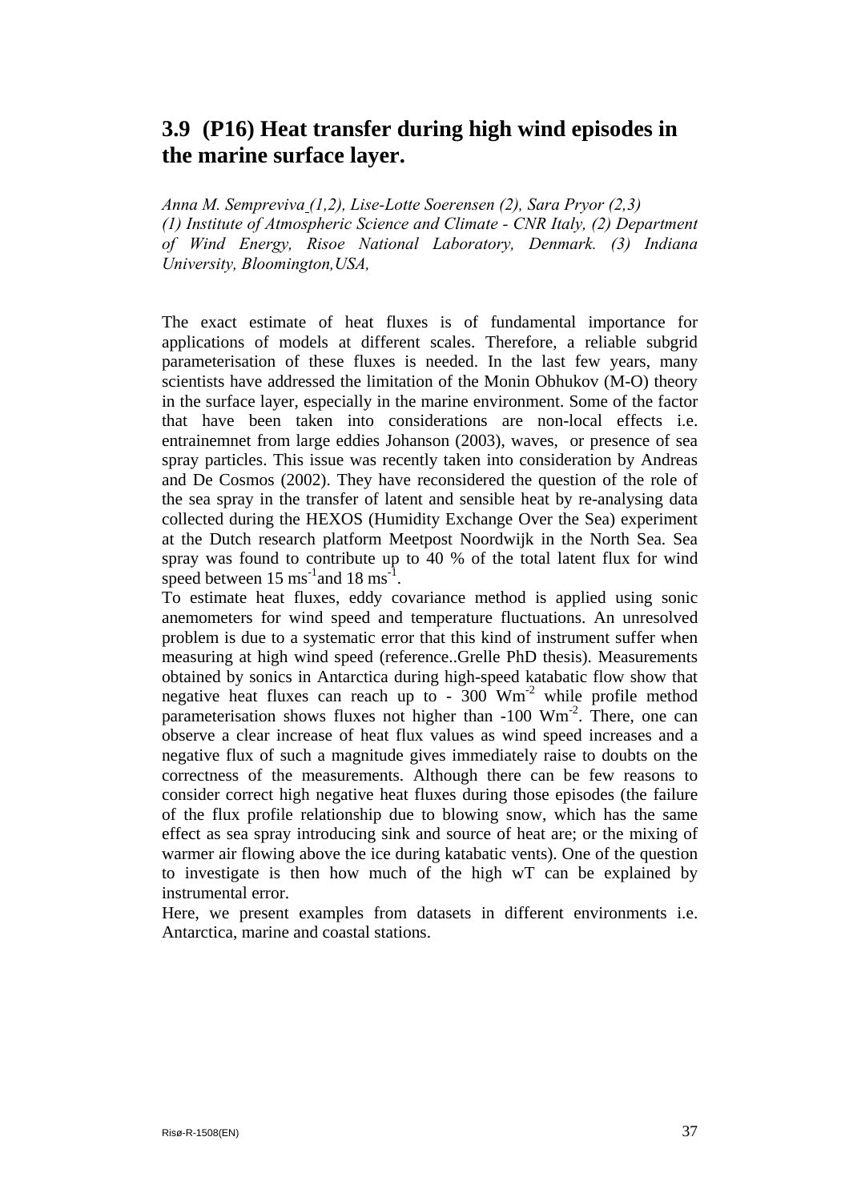## 3.9 (P16) Heat transfer during high wind episodes in the marine surface layer.

*Anna M. Sempreviva (1,2), Lise-Lotte Soerensen (2), Sara Pryor (2,3)*
*(1) Institute of Atmospheric Science and Climate - CNR Italy, (2) Department of Wind Energy, Risoe National Laboratory, Denmark. (3) Indiana University, Bloomington,USA,*

The exact estimate of heat fluxes is of fundamental importance for applications of models at different scales. Therefore, a reliable subgrid parameterisation of these fluxes is needed. In the last few years, many scientists have addressed the limitation of the Monin Obhukov (M-O) theory in the surface layer, especially in the marine environment. Some of the factor that have been taken into considerations are non-local effects i.e. entrainemnet from large eddies Johanson (2003), waves, or presence of sea spray particles. This issue was recently taken into consideration by Andreas and De Cosmos (2002). They have reconsidered the question of the role of the sea spray in the transfer of latent and sensible heat by re-analysing data collected during the HEXOS (Humidity Exchange Over the Sea) experiment at the Dutch research platform Meetpost Noordwijk in the North Sea. Sea spray was found to contribute up to 40 % of the total latent flux for wind speed between 15 $ms^{-1}$and 18 $ms^{-1}$.

To estimate heat fluxes, eddy covariance method is applied using sonic anemometers for wind speed and temperature fluctuations. An unresolved problem is due to a systematic error that this kind of instrument suffer when measuring at high wind speed (reference..Grelle PhD thesis). Measurements obtained by sonics in Antarctica during high-speed katabatic flow show that negative heat fluxes can reach up to - 300 $Wm^{-2}$ while profile method parameterisation shows fluxes not higher than -100 $Wm^{-2}$. There, one can observe a clear increase of heat flux values as wind speed increases and a negative flux of such a magnitude gives immediately raise to doubts on the correctness of the measurements. Although there can be few reasons to consider correct high negative heat fluxes during those episodes (the failure of the flux profile relationship due to blowing snow, which has the same effect as sea spray introducing sink and source of heat are; or the mixing of warmer air flowing above the ice during katabatic vents). One of the question to investigate is then how much of the high wT can be explained by instrumental error.

Here, we present examples from datasets in different environments i.e. Antarctica, marine and coastal stations.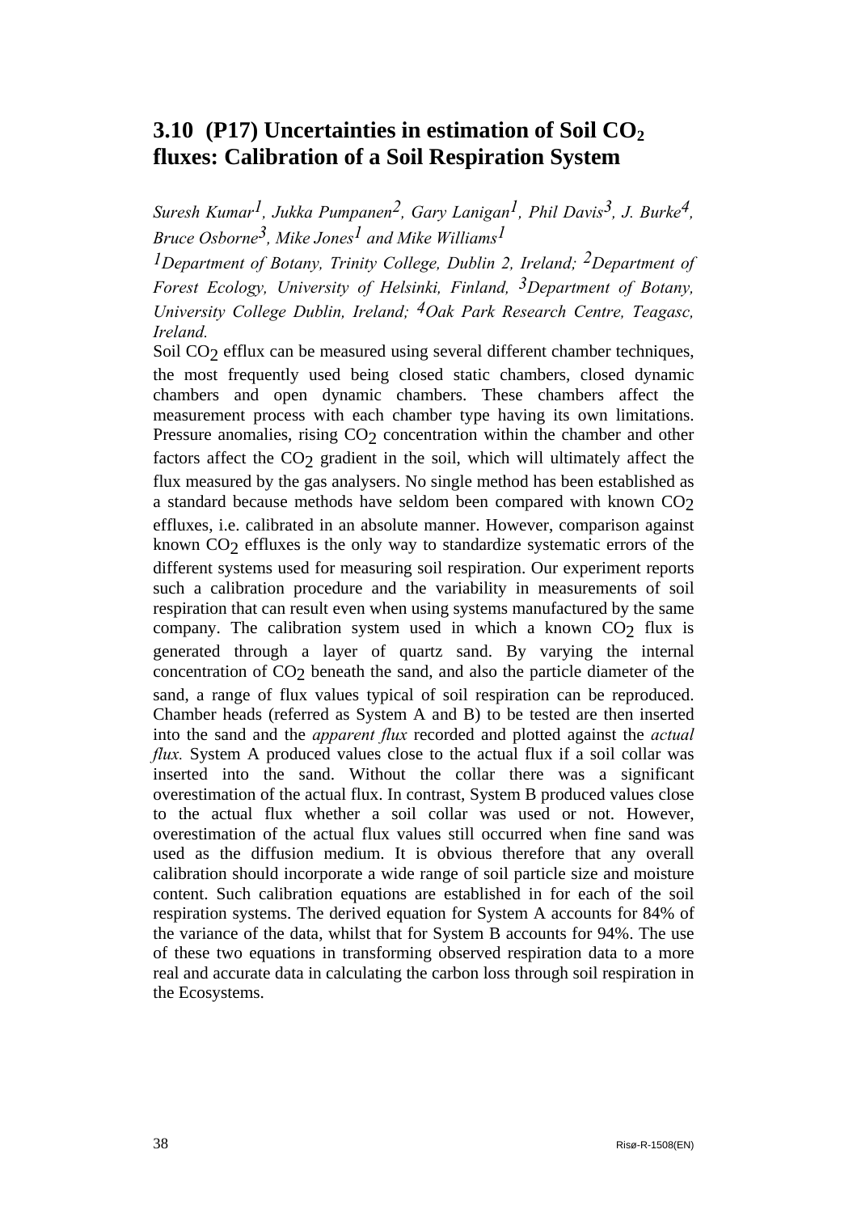## 3.10 (P17) Uncertainties in estimation of Soil $CO_2$ fluxes: Calibration of a Soil Respiration System

*Suresh Kumar[1], Jukka Pumpanen[2], Gary Lanigan[1], Phil Davis[3], J. Burke[4], Bruce Osborne[3], Mike Jones[1] and Mike Williams[1]*

*[1]Department of Botany, Trinity College, Dublin 2, Ireland; [2]Department of Forest Ecology, University of Helsinki, Finland, [3]Department of Botany, University College Dublin, Ireland; [4]Oak Park Research Centre, Teagasc, Ireland.*

Soil $CO_2$ efflux can be measured using several different chamber techniques, the most frequently used being closed static chambers, closed dynamic chambers and open dynamic chambers. These chambers affect the measurement process with each chamber type having its own limitations. Pressure anomalies, rising $CO_2$ concentration within the chamber and other factors affect the $CO_2$ gradient in the soil, which will ultimately affect the flux measured by the gas analysers. No single method has been established as a standard because methods have seldom been compared with known $CO_2$ effluxes, i.e. calibrated in an absolute manner. However, comparison against known $CO_2$ effluxes is the only way to standardize systematic errors of the different systems used for measuring soil respiration. Our experiment reports such a calibration procedure and the variability in measurements of soil respiration that can result even when using systems manufactured by the same company. The calibration system used in which a known $CO_2$ flux is generated through a layer of quartz sand. By varying the internal concentration of $CO_2$ beneath the sand, and also the particle diameter of the sand, a range of flux values typical of soil respiration can be reproduced. Chamber heads (referred as System A and B) to be tested are then inserted into the sand and the *apparent flux* recorded and plotted against the *actual flux.* System A produced values close to the actual flux if a soil collar was inserted into the sand. Without the collar there was a significant overestimation of the actual flux. In contrast, System B produced values close to the actual flux whether a soil collar was used or not. However, overestimation of the actual flux values still occurred when fine sand was used as the diffusion medium. It is obvious therefore that any overall calibration should incorporate a wide range of soil particle size and moisture content. Such calibration equations are established in for each of the soil respiration systems. The derived equation for System A accounts for 84% of the variance of the data, whilst that for System B accounts for 94%. The use of these two equations in transforming observed respiration data to a more real and accurate data in calculating the carbon loss through soil respiration in the Ecosystems.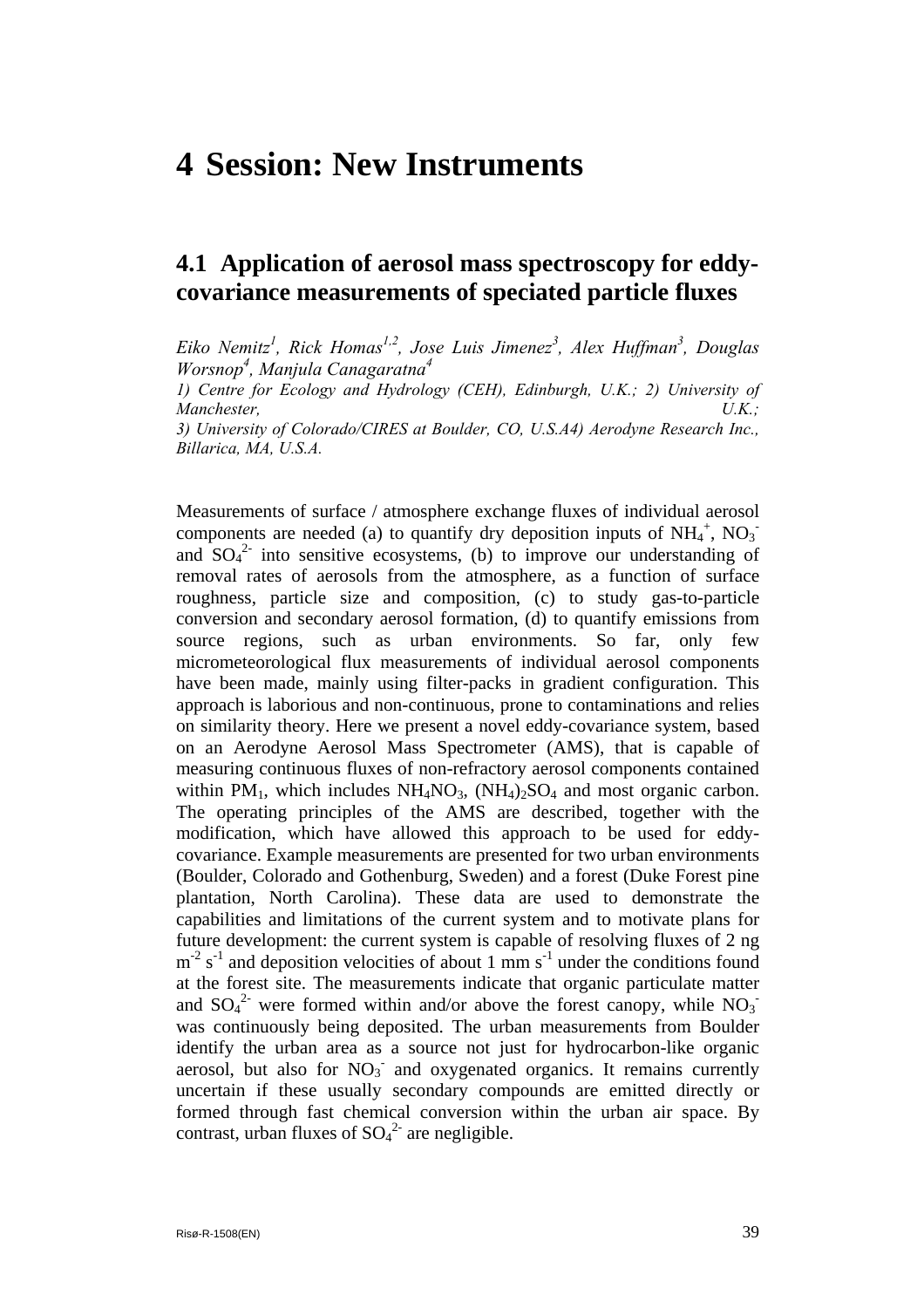# 4 Session: New Instruments

## 4.1 Application of aerosol mass spectroscopy for eddy-covariance measurements of speciated particle fluxes

*Eiko Nemitz[1], Rick Homas[1,2], Jose Luis Jimenez[3], Alex Huffman[3], Douglas Worsnop[4], Manjula Canagaratna[4]*

*1) Centre for Ecology and Hydrology (CEH), Edinburgh, U.K.; 2) University of Manchester, U.K.; 3) University of Colorado/CIRES at Boulder, CO, U.S.A4) Aerodyne Research Inc., Billarica, MA, U.S.A.*

Measurements of surface / atmosphere exchange fluxes of individual aerosol components are needed (a) to quantify dry deposition inputs of $NH_4^+$, $NO_3^-$ and $SO_4^{2-}$ into sensitive ecosystems, (b) to improve our understanding of removal rates of aerosols from the atmosphere, as a function of surface roughness, particle size and composition, (c) to study gas-to-particle conversion and secondary aerosol formation, (d) to quantify emissions from source regions, such as urban environments. So far, only few micrometeorological flux measurements of individual aerosol components have been made, mainly using filter-packs in gradient configuration. This approach is laborious and non-continuous, prone to contaminations and relies on similarity theory. Here we present a novel eddy-covariance system, based on an Aerodyne Aerosol Mass Spectrometer (AMS), that is capable of measuring continuous fluxes of non-refractory aerosol components contained within $PM_1$, which includes $NH_4NO_3$, $(NH_4)_2SO_4$ and most organic carbon. The operating principles of the AMS are described, together with the modification, which have allowed this approach to be used for eddy-covariance. Example measurements are presented for two urban environments (Boulder, Colorado and Gothenburg, Sweden) and a forest (Duke Forest pine plantation, North Carolina). These data are used to demonstrate the capabilities and limitations of the current system and to motivate plans for future development: the current system is capable of resolving fluxes of 2 ng $m^{-2}$ $s^{-1}$ and deposition velocities of about 1 mm $s^{-1}$ under the conditions found at the forest site. The measurements indicate that organic particulate matter and $SO_4^{2-}$ were formed within and/or above the forest canopy, while $NO_3^-$ was continuously being deposited. The urban measurements from Boulder identify the urban area as a source not just for hydrocarbon-like organic aerosol, but also for $NO_3^-$ and oxygenated organics. It remains currently uncertain if these usually secondary compounds are emitted directly or formed through fast chemical conversion within the urban air space. By contrast, urban fluxes of $SO_4^{2-}$ are negligible.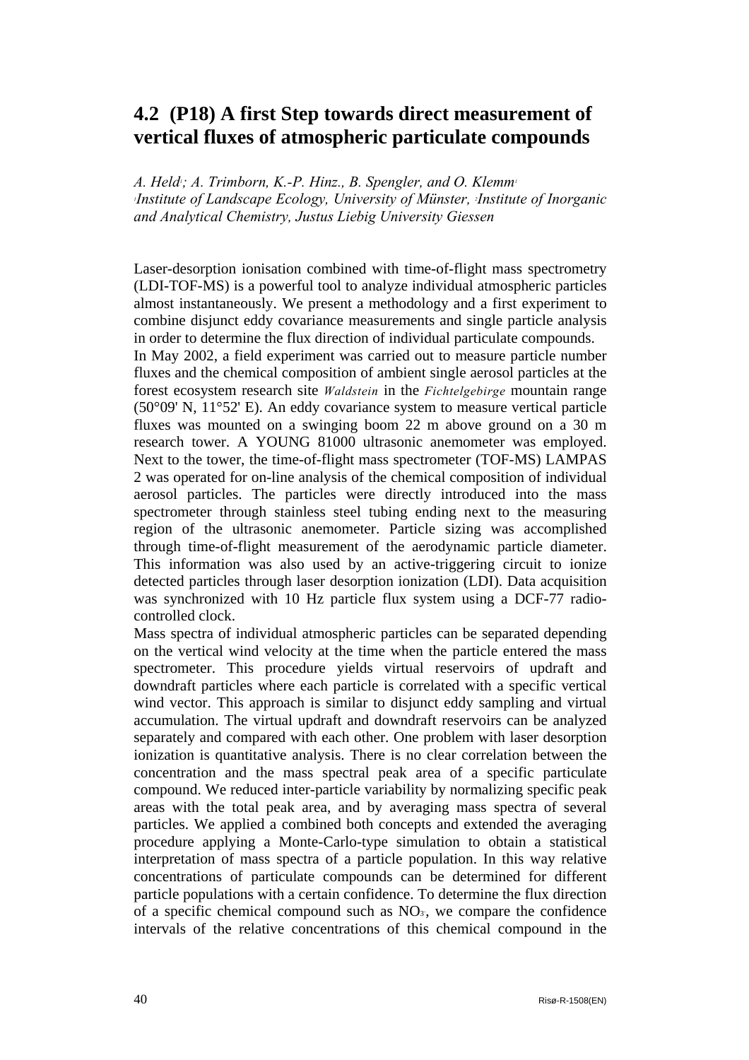## 4.2 (P18) A first Step towards direct measurement of vertical fluxes of atmospheric particulate compounds

*A. Held[1]; A. Trimborn, K.-P. Hinz., B. Spengler, and O. Klemm[1]*
*[1]Institute of Landscape Ecology, University of Münster, [2]Institute of Inorganic and Analytical Chemistry, Justus Liebig University Giessen*

Laser-desorption ionisation combined with time-of-flight mass spectrometry (LDI-TOF-MS) is a powerful tool to analyze individual atmospheric particles almost instantaneously. We present a methodology and a first experiment to combine disjunct eddy covariance measurements and single particle analysis in order to determine the flux direction of individual particulate compounds.

In May 2002, a field experiment was carried out to measure particle number fluxes and the chemical composition of ambient single aerosol particles at the forest ecosystem research site *Waldstein* in the *Fichtelgebirge* mountain range (50°09' N, 11°52' E). An eddy covariance system to measure vertical particle fluxes was mounted on a swinging boom 22 m above ground on a 30 m research tower. A YOUNG 81000 ultrasonic anemometer was employed. Next to the tower, the time-of-flight mass spectrometer (TOF-MS) LAMPAS 2 was operated for on-line analysis of the chemical composition of individual aerosol particles. The particles were directly introduced into the mass spectrometer through stainless steel tubing ending next to the measuring region of the ultrasonic anemometer. Particle sizing was accomplished through time-of-flight measurement of the aerodynamic particle diameter. This information was also used by an active-triggering circuit to ionize detected particles through laser desorption ionization (LDI). Data acquisition was synchronized with 10 Hz particle flux system using a DCF-77 radio-controlled clock.

Mass spectra of individual atmospheric particles can be separated depending on the vertical wind velocity at the time when the particle entered the mass spectrometer. This procedure yields virtual reservoirs of updraft and downdraft particles where each particle is correlated with a specific vertical wind vector. This approach is similar to disjunct eddy sampling and virtual accumulation. The virtual updraft and downdraft reservoirs can be analyzed separately and compared with each other. One problem with laser desorption ionization is quantitative analysis. There is no clear correlation between the concentration and the mass spectral peak area of a specific particulate compound. We reduced inter-particle variability by normalizing specific peak areas with the total peak area, and by averaging mass spectra of several particles. We applied a combined both concepts and extended the averaging procedure applying a Monte-Carlo-type simulation to obtain a statistical interpretation of mass spectra of a particle population. In this way relative concentrations of particulate compounds can be determined for different particle populations with a certain confidence. To determine the flux direction of a specific chemical compound such as $NO_3^-$, we compare the confidence intervals of the relative concentrations of this chemical compound in the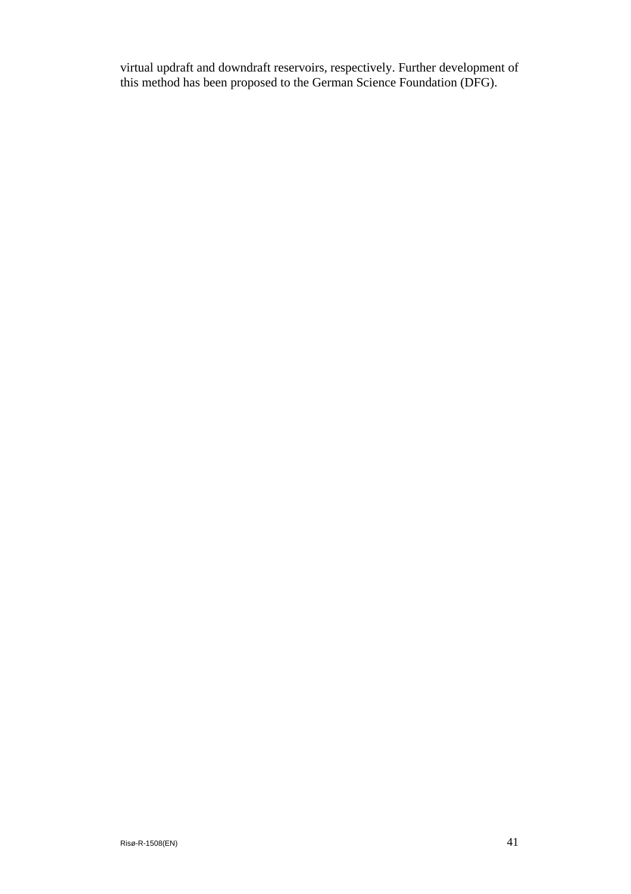virtual updraft and downdraft reservoirs, respectively. Further development of this method has been proposed to the German Science Foundation (DFG).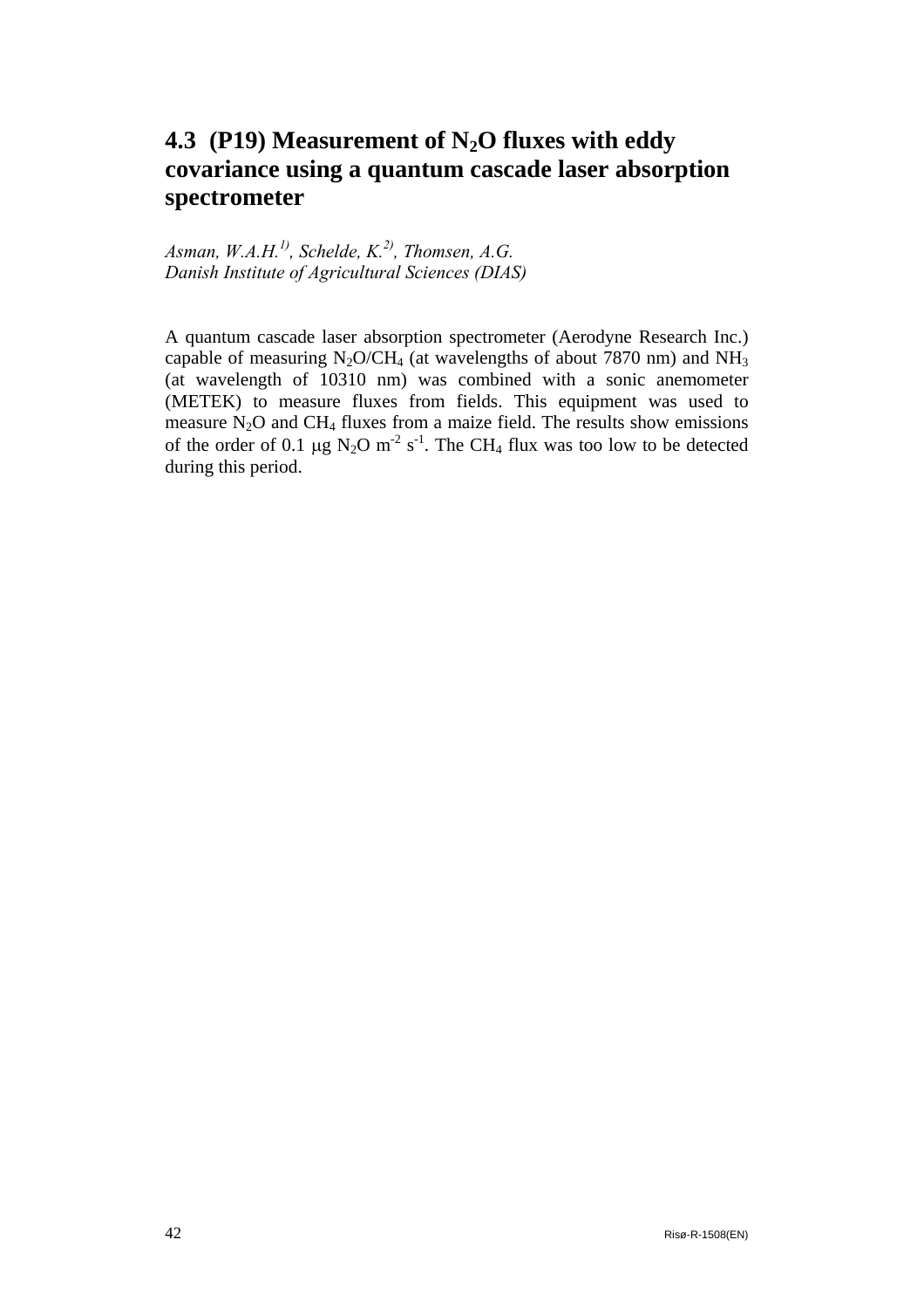## 4.3 (P19) Measurement of $N_2O$ fluxes with eddy covariance using a quantum cascade laser absorption spectrometer

*Asman, W.A.H.[1], Schelde, K.[2], Thomsen, A.G.*
*Danish Institute of Agricultural Sciences (DIAS)*

A quantum cascade laser absorption spectrometer (Aerodyne Research Inc.) capable of measuring $N_2O/CH_4$ (at wavelengths of about 7870 nm) and $NH_3$ (at wavelength of 10310 nm) was combined with a sonic anemometer (METEK) to measure fluxes from fields. This equipment was used to measure $N_2O$ and $CH_4$ fluxes from a maize field. The results show emissions of the order of 0.1 $\mu$g $N_2O$ $m^{-2}$ $s^{-1}$. The $CH_4$ flux was too low to be detected during this period.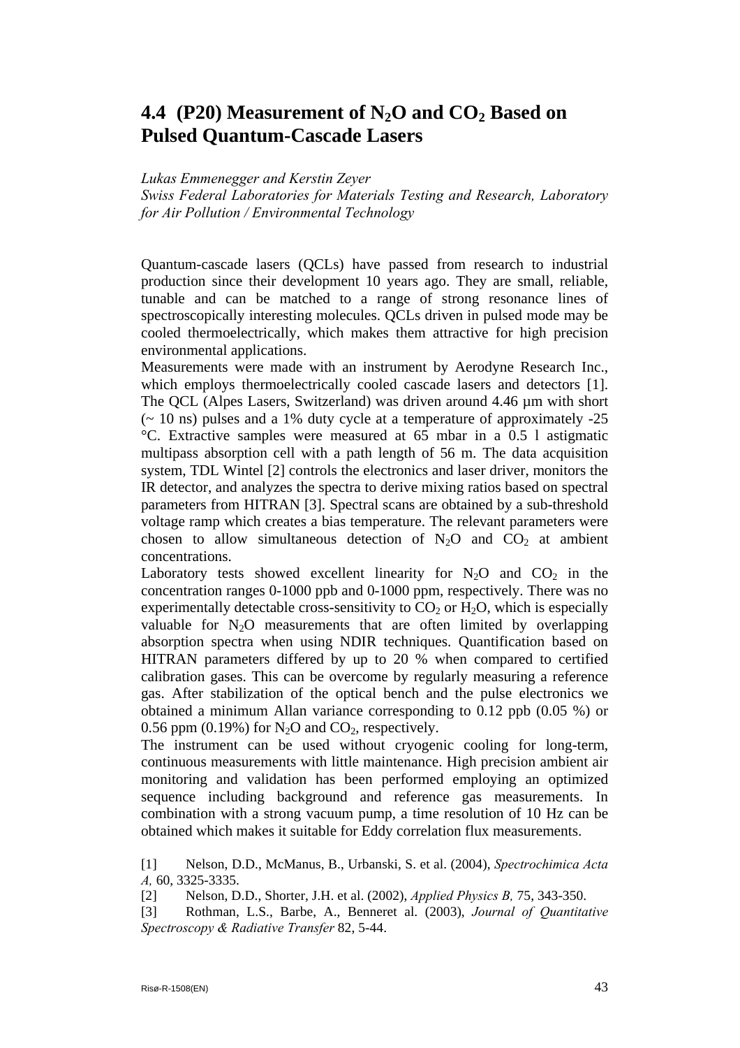## 4.4 (P20) Measurement of $N_2O$ and $CO_2$ Based on Pulsed Quantum-Cascade Lasers

*Lukas Emmenegger and Kerstin Zeyer*
*Swiss Federal Laboratories for Materials Testing and Research, Laboratory for Air Pollution / Environmental Technology*

Quantum-cascade lasers (QCLs) have passed from research to industrial production since their development 10 years ago. They are small, reliable, tunable and can be matched to a range of strong resonance lines of spectroscopically interesting molecules. QCLs driven in pulsed mode may be cooled thermoelectrically, which makes them attractive for high precision environmental applications.

Measurements were made with an instrument by Aerodyne Research Inc., which employs thermoelectrically cooled cascade lasers and detectors [1]. The QCL (Alpes Lasers, Switzerland) was driven around 4.46 µm with short (~ 10 ns) pulses and a 1% duty cycle at a temperature of approximately -25 °C. Extractive samples were measured at 65 mbar in a 0.5 l astigmatic multipass absorption cell with a path length of 56 m. The data acquisition system, TDL Wintel [2] controls the electronics and laser driver, monitors the IR detector, and analyzes the spectra to derive mixing ratios based on spectral parameters from HITRAN [3]. Spectral scans are obtained by a sub-threshold voltage ramp which creates a bias temperature. The relevant parameters were chosen to allow simultaneous detection of $N_2O$ and $CO_2$ at ambient concentrations.

Laboratory tests showed excellent linearity for $N_2O$ and $CO_2$ in the concentration ranges 0-1000 ppb and 0-1000 ppm, respectively. There was no experimentally detectable cross-sensitivity to $CO_2$ or $H_2O$, which is especially valuable for $N_2O$ measurements that are often limited by overlapping absorption spectra when using NDIR techniques. Quantification based on HITRAN parameters differed by up to 20 % when compared to certified calibration gases. This can be overcome by regularly measuring a reference gas. After stabilization of the optical bench and the pulse electronics we obtained a minimum Allan variance corresponding to 0.12 ppb (0.05 %) or 0.56 ppm (0.19%) for $N_2O$ and $CO_2$, respectively.

The instrument can be used without cryogenic cooling for long-term, continuous measurements with little maintenance. High precision ambient air monitoring and validation has been performed employing an optimized sequence including background and reference gas measurements. In combination with a strong vacuum pump, a time resolution of 10 Hz can be obtained which makes it suitable for Eddy correlation flux measurements.

[1] Nelson, D.D., McManus, B., Urbanski, S. et al. (2004), *Spectrochimica Acta A,* 60, 3325-3335.

[2] Nelson, D.D., Shorter, J.H. et al. (2002), *Applied Physics B,* 75, 343-350.

[3] Rothman, L.S., Barbe, A., Benneret al. (2003), *Journal of Quantitative Spectroscopy & Radiative Transfer* 82, 5-44.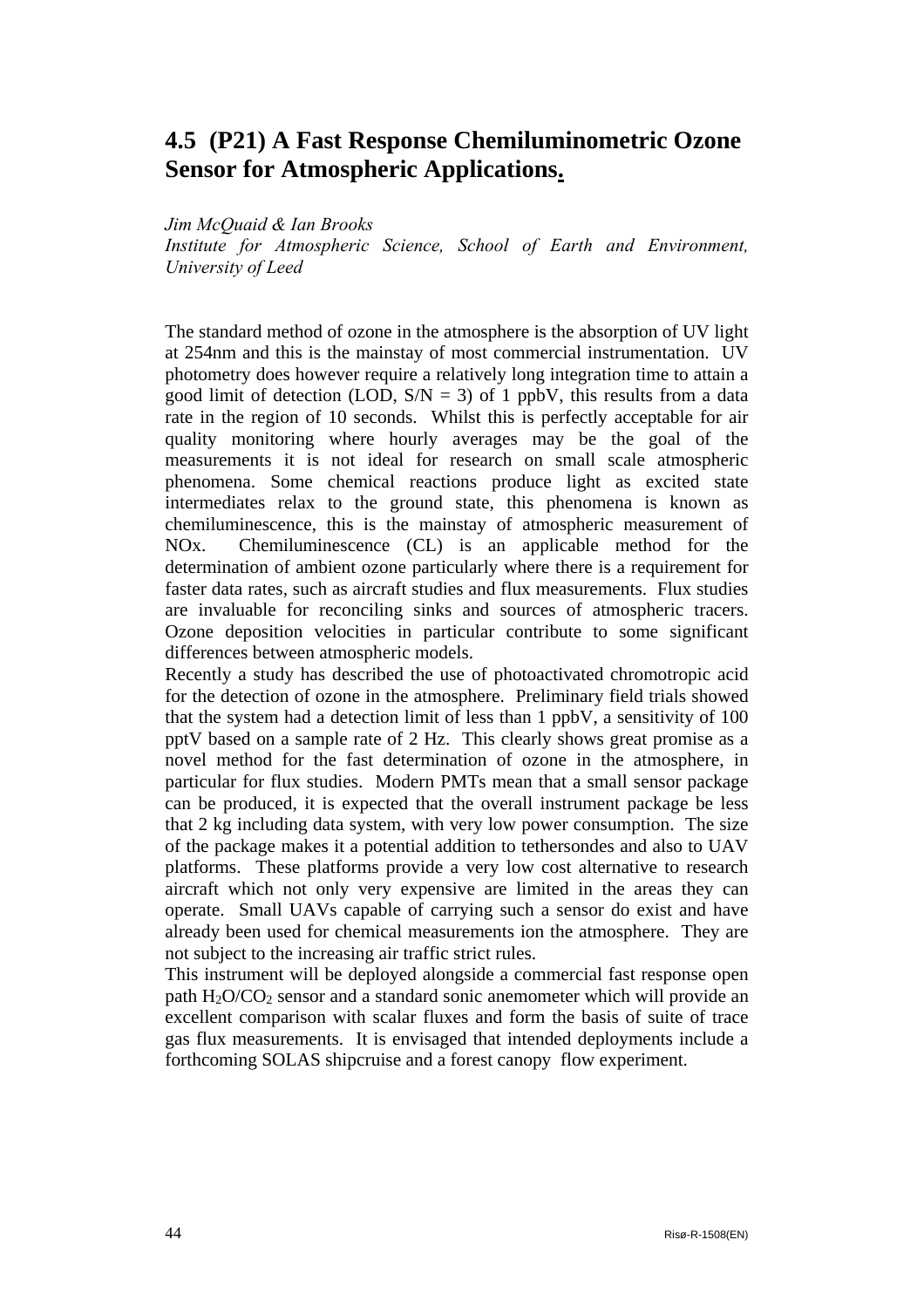## 4.5 (P21) A Fast Response Chemiluminometric Ozone Sensor for Atmospheric Applications.

*Jim McQuaid & Ian Brooks*
*Institute for Atmospheric Science, School of Earth and Environment, University of Leed*

The standard method of ozone in the atmosphere is the absorption of UV light at 254nm and this is the mainstay of most commercial instrumentation. UV photometry does however require a relatively long integration time to attain a good limit of detection (LOD, S/N = 3) of 1 ppbV, this results from a data rate in the region of 10 seconds. Whilst this is perfectly acceptable for air quality monitoring where hourly averages may be the goal of the measurements it is not ideal for research on small scale atmospheric phenomena. Some chemical reactions produce light as excited state intermediates relax to the ground state, this phenomena is known as chemiluminescence, this is the mainstay of atmospheric measurement of NOx. Chemiluminescence (CL) is an applicable method for the determination of ambient ozone particularly where there is a requirement for faster data rates, such as aircraft studies and flux measurements. Flux studies are invaluable for reconciling sinks and sources of atmospheric tracers. Ozone deposition velocities in particular contribute to some significant differences between atmospheric models.

Recently a study has described the use of photoactivated chromotropic acid for the detection of ozone in the atmosphere. Preliminary field trials showed that the system had a detection limit of less than 1 ppbV, a sensitivity of 100 pptV based on a sample rate of 2 Hz. This clearly shows great promise as a novel method for the fast determination of ozone in the atmosphere, in particular for flux studies. Modern PMTs mean that a small sensor package can be produced, it is expected that the overall instrument package be less that 2 kg including data system, with very low power consumption. The size of the package makes it a potential addition to tethersondes and also to UAV platforms. These platforms provide a very low cost alternative to research aircraft which not only very expensive are limited in the areas they can operate. Small UAVs capable of carrying such a sensor do exist and have already been used for chemical measurements ion the atmosphere. They are not subject to the increasing air traffic strict rules.

This instrument will be deployed alongside a commercial fast response open path $H_2O/CO_2$ sensor and a standard sonic anemometer which will provide an excellent comparison with scalar fluxes and form the basis of suite of trace gas flux measurements. It is envisaged that intended deployments include a forthcoming SOLAS shipcruise and a forest canopy flow experiment.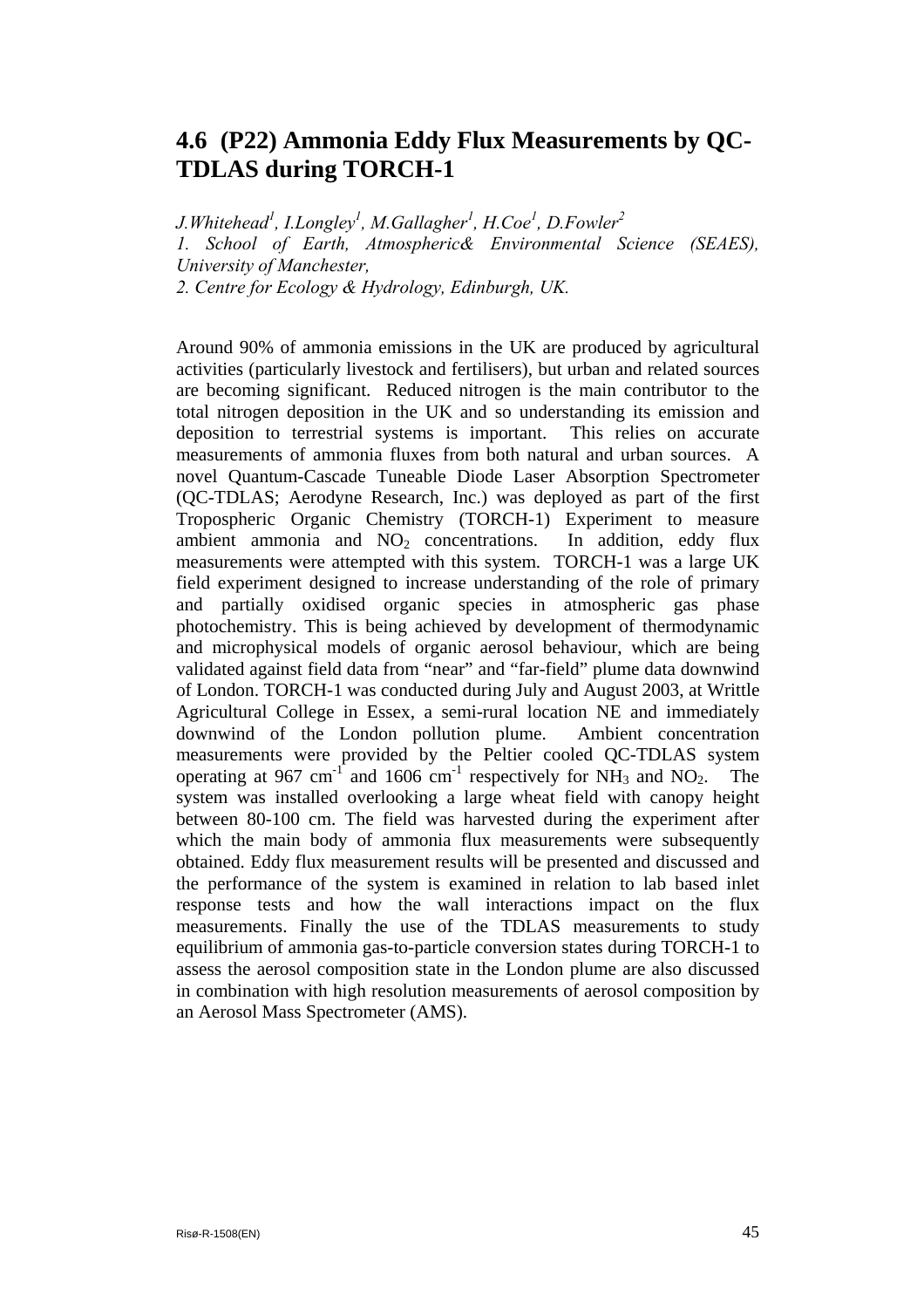## 4.6 (P22) Ammonia Eddy Flux Measurements by QC-TDLAS during TORCH-1

*J.Whitehead[1], I.Longley[1], M.Gallagher[1], H.Coe[1], D.Fowler[2]*

*1. School of Earth, Atmospheric& Environmental Science (SEAES), University of Manchester,*

*2. Centre for Ecology & Hydrology, Edinburgh, UK.*

Around 90% of ammonia emissions in the UK are produced by agricultural activities (particularly livestock and fertilisers), but urban and related sources are becoming significant. Reduced nitrogen is the main contributor to the total nitrogen deposition in the UK and so understanding its emission and deposition to terrestrial systems is important. This relies on accurate measurements of ammonia fluxes from both natural and urban sources. A novel Quantum-Cascade Tuneable Diode Laser Absorption Spectrometer (QC-TDLAS; Aerodyne Research, Inc.) was deployed as part of the first Tropospheric Organic Chemistry (TORCH-1) Experiment to measure ambient ammonia and $NO_2$ concentrations. In addition, eddy flux measurements were attempted with this system. TORCH-1 was a large UK field experiment designed to increase understanding of the role of primary and partially oxidised organic species in atmospheric gas phase photochemistry. This is being achieved by development of thermodynamic and microphysical models of organic aerosol behaviour, which are being validated against field data from "near" and "far-field" plume data downwind of London. TORCH-1 was conducted during July and August 2003, at Writtle Agricultural College in Essex, a semi-rural location NE and immediately downwind of the London pollution plume. Ambient concentration measurements were provided by the Peltier cooled QC-TDLAS system operating at 967 $cm^{-1}$ and 1606 $cm^{-1}$ respectively for $NH_3$ and $NO_2$. The system was installed overlooking a large wheat field with canopy height between 80-100 cm. The field was harvested during the experiment after which the main body of ammonia flux measurements were subsequently obtained. Eddy flux measurement results will be presented and discussed and the performance of the system is examined in relation to lab based inlet response tests and how the wall interactions impact on the flux measurements. Finally the use of the TDLAS measurements to study equilibrium of ammonia gas-to-particle conversion states during TORCH-1 to assess the aerosol composition state in the London plume are also discussed in combination with high resolution measurements of aerosol composition by an Aerosol Mass Spectrometer (AMS).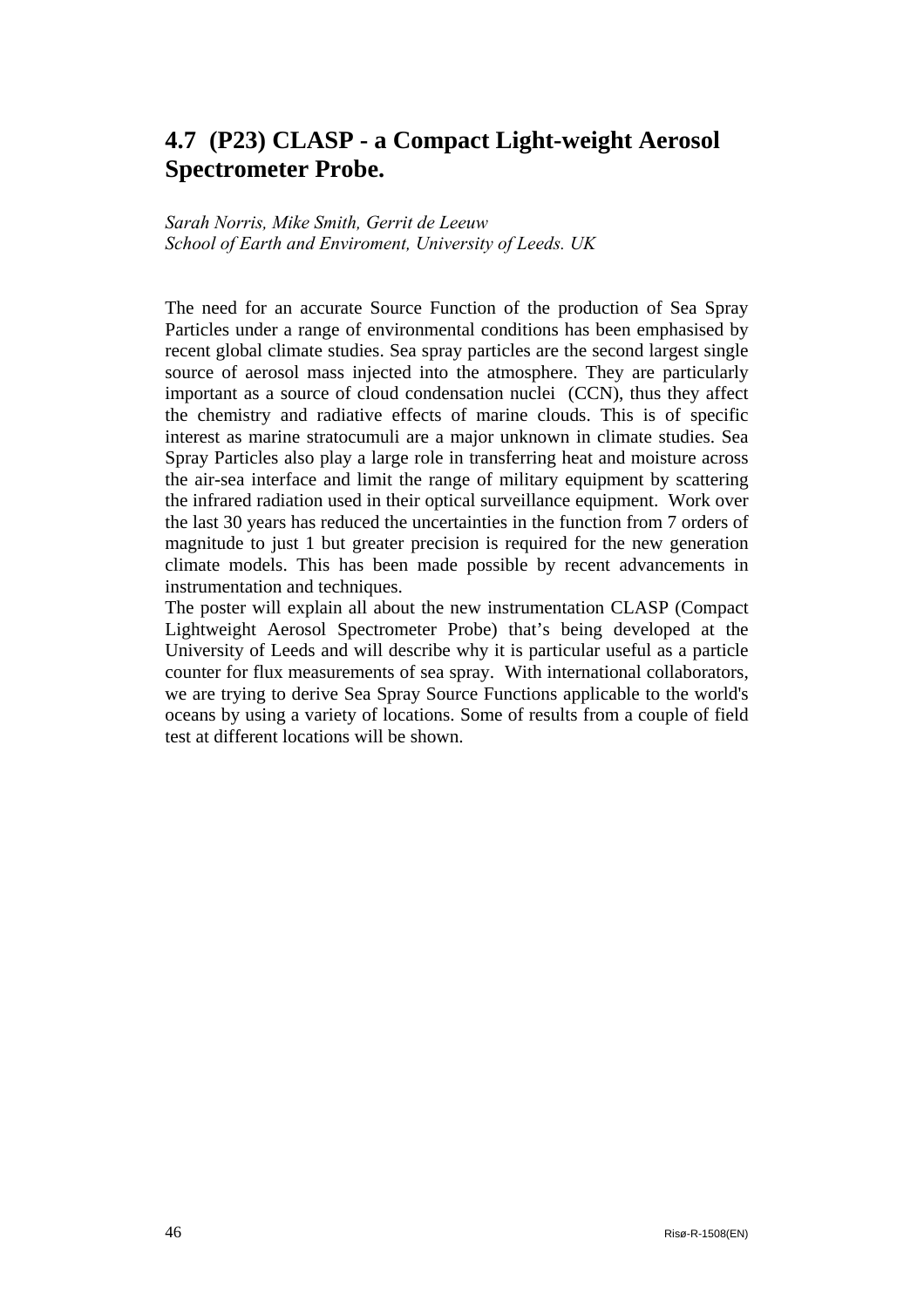## 4.7 (P23) CLASP - a Compact Light-weight Aerosol Spectrometer Probe.

*Sarah Norris, Mike Smith, Gerrit de Leeuw*
*School of Earth and Enviroment, University of Leeds. UK*

The need for an accurate Source Function of the production of Sea Spray Particles under a range of environmental conditions has been emphasised by recent global climate studies. Sea spray particles are the second largest single source of aerosol mass injected into the atmosphere. They are particularly important as a source of cloud condensation nuclei (CCN), thus they affect the chemistry and radiative effects of marine clouds. This is of specific interest as marine stratocumuli are a major unknown in climate studies. Sea Spray Particles also play a large role in transferring heat and moisture across the air-sea interface and limit the range of military equipment by scattering the infrared radiation used in their optical surveillance equipment. Work over the last 30 years has reduced the uncertainties in the function from 7 orders of magnitude to just 1 but greater precision is required for the new generation climate models. This has been made possible by recent advancements in instrumentation and techniques.

The poster will explain all about the new instrumentation CLASP (Compact Lightweight Aerosol Spectrometer Probe) that's being developed at the University of Leeds and will describe why it is particular useful as a particle counter for flux measurements of sea spray. With international collaborators, we are trying to derive Sea Spray Source Functions applicable to the world's oceans by using a variety of locations. Some of results from a couple of field test at different locations will be shown.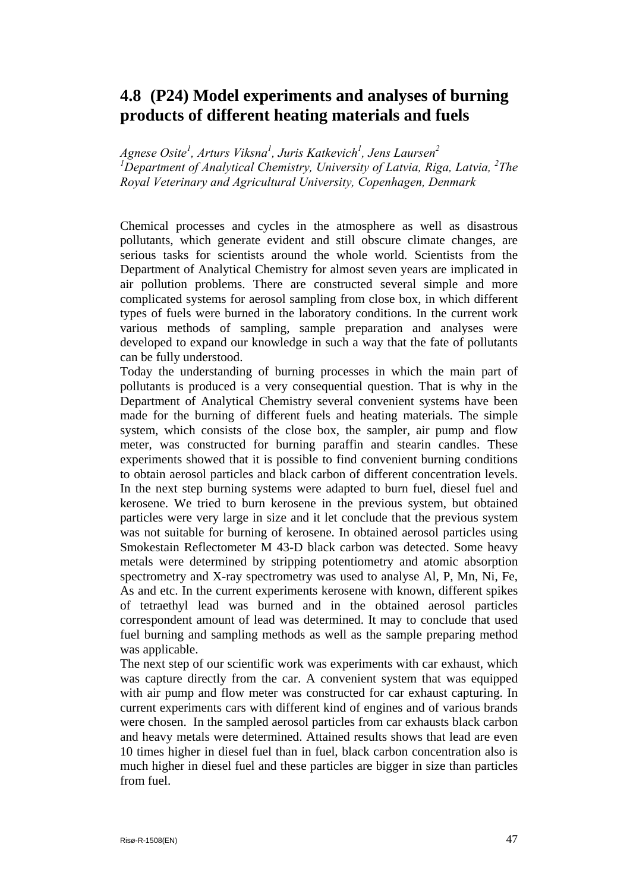## 4.8 (P24) Model experiments and analyses of burning products of different heating materials and fuels

*Agnese Osite[1], Arturs Viksna[1], Juris Katkevich[1], Jens Laursen[2]*
*[1]Department of Analytical Chemistry, University of Latvia, Riga, Latvia, [2]The Royal Veterinary and Agricultural University, Copenhagen, Denmark*

Chemical processes and cycles in the atmosphere as well as disastrous pollutants, which generate evident and still obscure climate changes, are serious tasks for scientists around the whole world. Scientists from the Department of Analytical Chemistry for almost seven years are implicated in air pollution problems. There are constructed several simple and more complicated systems for aerosol sampling from close box, in which different types of fuels were burned in the laboratory conditions. In the current work various methods of sampling, sample preparation and analyses were developed to expand our knowledge in such a way that the fate of pollutants can be fully understood.

Today the understanding of burning processes in which the main part of pollutants is produced is a very consequential question. That is why in the Department of Analytical Chemistry several convenient systems have been made for the burning of different fuels and heating materials. The simple system, which consists of the close box, the sampler, air pump and flow meter, was constructed for burning paraffin and stearin candles. These experiments showed that it is possible to find convenient burning conditions to obtain aerosol particles and black carbon of different concentration levels. In the next step burning systems were adapted to burn fuel, diesel fuel and kerosene. We tried to burn kerosene in the previous system, but obtained particles were very large in size and it let conclude that the previous system was not suitable for burning of kerosene. In obtained aerosol particles using Smokestain Reflectometer M 43-D black carbon was detected. Some heavy metals were determined by stripping potentiometry and atomic absorption spectrometry and X-ray spectrometry was used to analyse Al, P, Mn, Ni, Fe, As and etc. In the current experiments kerosene with known, different spikes of tetraethyl lead was burned and in the obtained aerosol particles correspondent amount of lead was determined. It may to conclude that used fuel burning and sampling methods as well as the sample preparing method was applicable.

The next step of our scientific work was experiments with car exhaust, which was capture directly from the car. A convenient system that was equipped with air pump and flow meter was constructed for car exhaust capturing. In current experiments cars with different kind of engines and of various brands were chosen. In the sampled aerosol particles from car exhausts black carbon and heavy metals were determined. Attained results shows that lead are even 10 times higher in diesel fuel than in fuel, black carbon concentration also is much higher in diesel fuel and these particles are bigger in size than particles from fuel.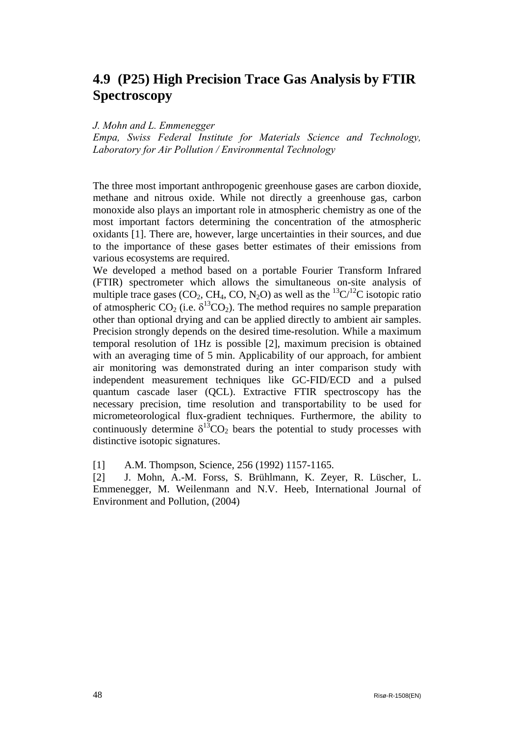## 4.9 (P25) High Precision Trace Gas Analysis by FTIR Spectroscopy

*J. Mohn and L. Emmenegger*
*Empa, Swiss Federal Institute for Materials Science and Technology, Laboratory for Air Pollution / Environmental Technology*

The three most important anthropogenic greenhouse gases are carbon dioxide, methane and nitrous oxide. While not directly a greenhouse gas, carbon monoxide also plays an important role in atmospheric chemistry as one of the most important factors determining the concentration of the atmospheric oxidants [1]. There are, however, large uncertainties in their sources, and due to the importance of these gases better estimates of their emissions from various ecosystems are required.

We developed a method based on a portable Fourier Transform Infrared (FTIR) spectrometer which allows the simultaneous on-site analysis of multiple trace gases ($CO_2$, $CH_4$, CO, $N_2O$) as well as the $^{13}C/^{12}C$ isotopic ratio of atmospheric $CO_2$ (i.e. $\delta^{13}CO_2$). The method requires no sample preparation other than optional drying and can be applied directly to ambient air samples. Precision strongly depends on the desired time-resolution. While a maximum temporal resolution of 1Hz is possible [2], maximum precision is obtained with an averaging time of 5 min. Applicability of our approach, for ambient air monitoring was demonstrated during an inter comparison study with independent measurement techniques like GC-FID/ECD and a pulsed quantum cascade laser (QCL). Extractive FTIR spectroscopy has the necessary precision, time resolution and transportability to be used for micrometeorological flux-gradient techniques. Furthermore, the ability to continuously determine $\delta^{13}CO_2$ bears the potential to study processes with distinctive isotopic signatures.

[1] A.M. Thompson, Science, 256 (1992) 1157-1165.

[2] J. Mohn, A.-M. Forss, S. Brühlmann, K. Zeyer, R. Lüscher, L. Emmenegger, M. Weilenmann and N.V. Heeb, International Journal of Environment and Pollution, (2004)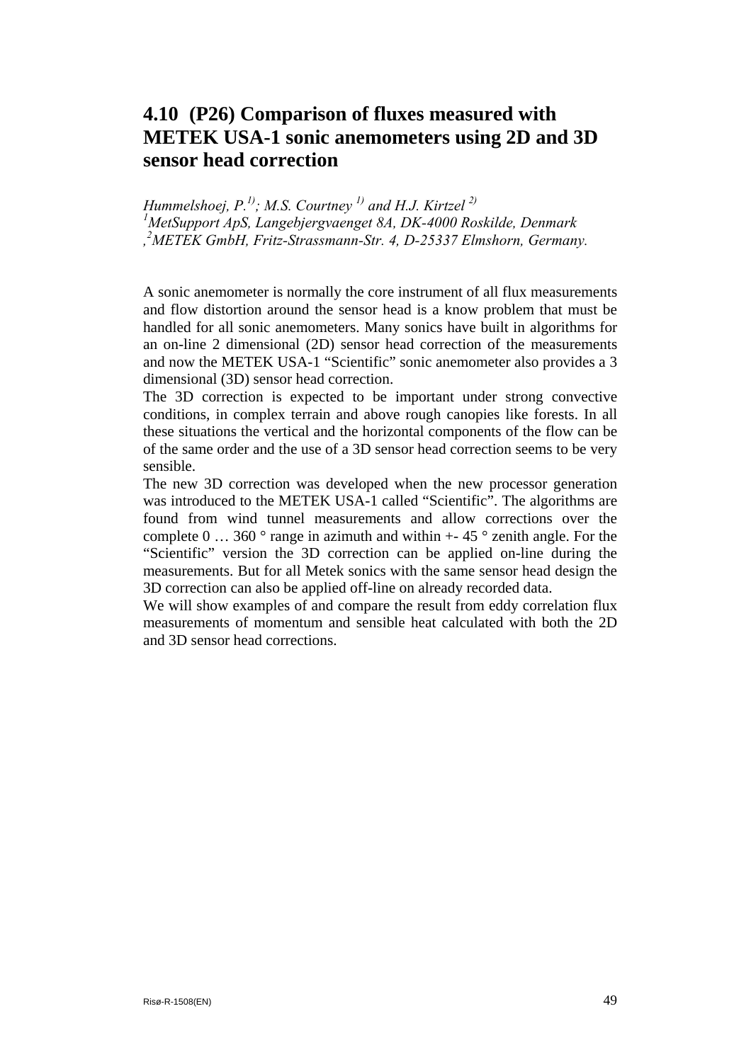## 4.10 (P26) Comparison of fluxes measured with METEK USA-1 sonic anemometers using 2D and 3D sensor head correction

*Hummelshoej, P.[1)]; M.S. Courtney [1)] and H.J. Kirtzel [2)]*
*[1]MetSupport ApS, Langebjergvaenget 8A, DK-4000 Roskilde, Denmark*
*,[2]METEK GmbH, Fritz-Strassmann-Str. 4, D-25337 Elmshorn, Germany.*

A sonic anemometer is normally the core instrument of all flux measurements and flow distortion around the sensor head is a know problem that must be handled for all sonic anemometers. Many sonics have built in algorithms for an on-line 2 dimensional (2D) sensor head correction of the measurements and now the METEK USA-1 "Scientific" sonic anemometer also provides a 3 dimensional (3D) sensor head correction.

The 3D correction is expected to be important under strong convective conditions, in complex terrain and above rough canopies like forests. In all these situations the vertical and the horizontal components of the flow can be of the same order and the use of a 3D sensor head correction seems to be very sensible.

The new 3D correction was developed when the new processor generation was introduced to the METEK USA-1 called "Scientific". The algorithms are found from wind tunnel measurements and allow corrections over the complete 0 … 360 ° range in azimuth and within +- 45 ° zenith angle. For the "Scientific" version the 3D correction can be applied on-line during the measurements. But for all Metek sonics with the same sensor head design the 3D correction can also be applied off-line on already recorded data.

We will show examples of and compare the result from eddy correlation flux measurements of momentum and sensible heat calculated with both the 2D and 3D sensor head corrections.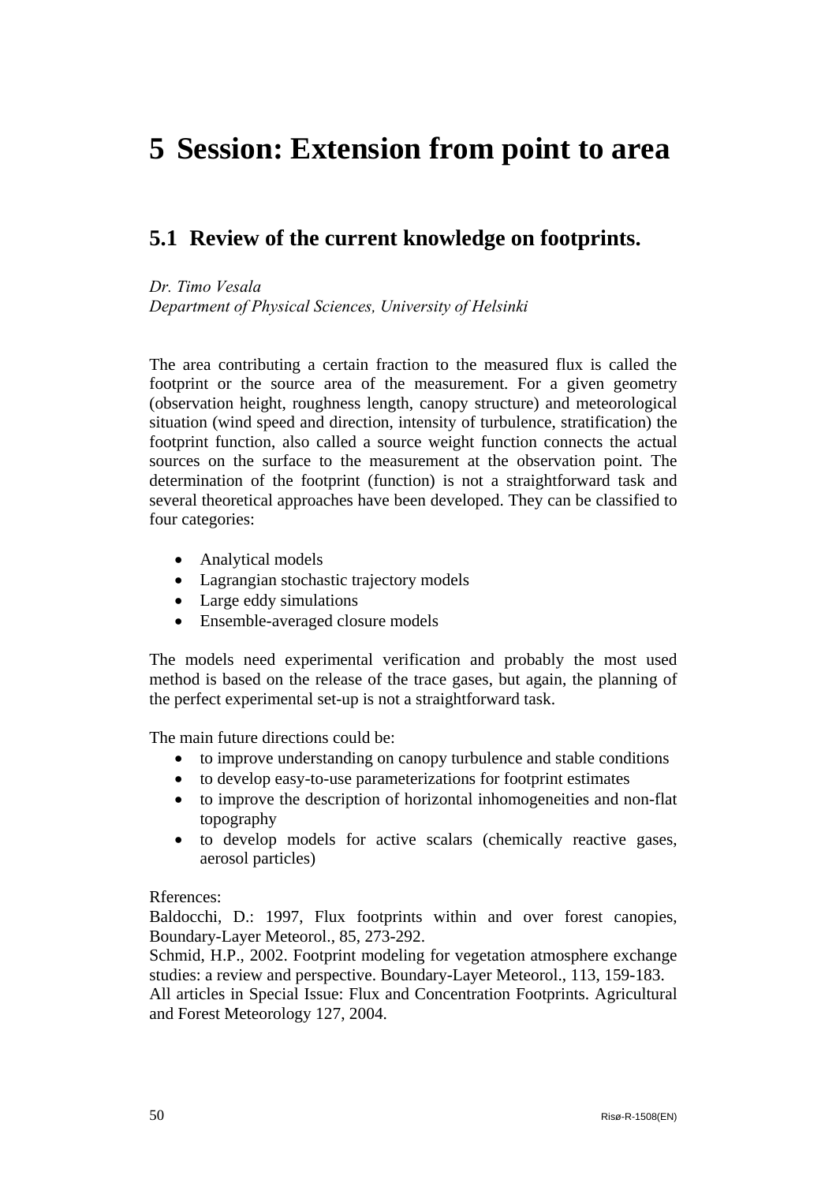# 5 Session: Extension from point to area

## 5.1 Review of the current knowledge on footprints.

*Dr. Timo Vesala*
*Department of Physical Sciences, University of Helsinki*

The area contributing a certain fraction to the measured flux is called the footprint or the source area of the measurement. For a given geometry (observation height, roughness length, canopy structure) and meteorological situation (wind speed and direction, intensity of turbulence, stratification) the footprint function, also called a source weight function connects the actual sources on the surface to the measurement at the observation point. The determination of the footprint (function) is not a straightforward task and several theoretical approaches have been developed. They can be classified to four categories:

- Analytical models
- Lagrangian stochastic trajectory models
- Large eddy simulations
- Ensemble-averaged closure models

The models need experimental verification and probably the most used method is based on the release of the trace gases, but again, the planning of the perfect experimental set-up is not a straightforward task.

The main future directions could be:

- to improve understanding on canopy turbulence and stable conditions
- to develop easy-to-use parameterizations for footprint estimates
- to improve the description of horizontal inhomogeneities and non-flat topography
- to develop models for active scalars (chemically reactive gases, aerosol particles)

Rferences:
Baldocchi, D.: 1997, Flux footprints within and over forest canopies, Boundary-Layer Meteorol., 85, 273-292.
Schmid, H.P., 2002. Footprint modeling for vegetation atmosphere exchange studies: a review and perspective. Boundary-Layer Meteorol., 113, 159-183.
All articles in Special Issue: Flux and Concentration Footprints. Agricultural and Forest Meteorology 127, 2004.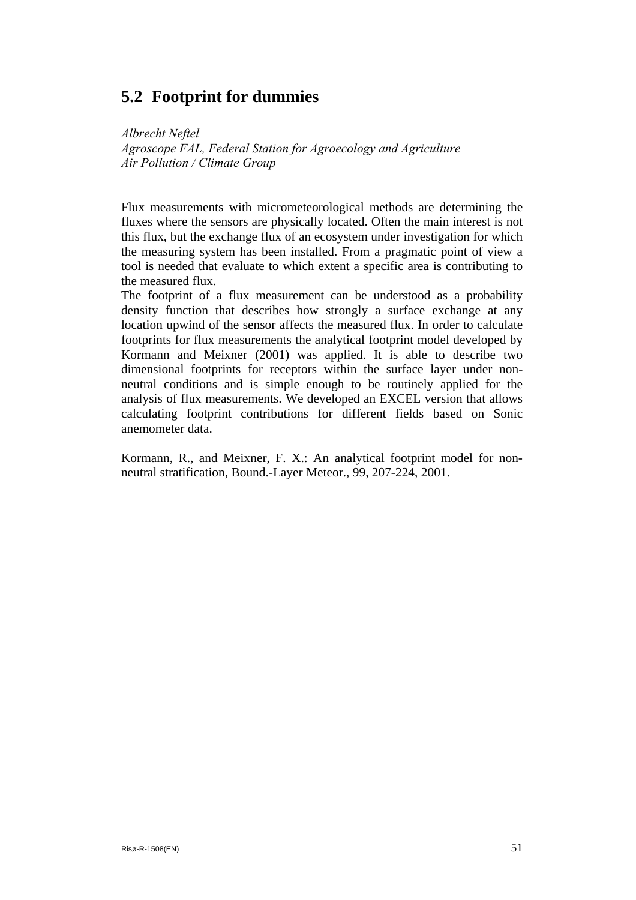## 5.2 Footprint for dummies

*Albrecht Neftel*
*Agroscope FAL, Federal Station for Agroecology and Agriculture*
*Air Pollution / Climate Group*

Flux measurements with micrometeorological methods are determining the fluxes where the sensors are physically located. Often the main interest is not this flux, but the exchange flux of an ecosystem under investigation for which the measuring system has been installed. From a pragmatic point of view a tool is needed that evaluate to which extent a specific area is contributing to the measured flux.
The footprint of a flux measurement can be understood as a probability density function that describes how strongly a surface exchange at any location upwind of the sensor affects the measured flux. In order to calculate footprints for flux measurements the analytical footprint model developed by Kormann and Meixner (2001) was applied. It is able to describe two dimensional footprints for receptors within the surface layer under non-neutral conditions and is simple enough to be routinely applied for the analysis of flux measurements. We developed an EXCEL version that allows calculating footprint contributions for different fields based on Sonic anemometer data.

Kormann, R., and Meixner, F. X.: An analytical footprint model for non-neutral stratification, Bound.-Layer Meteor., 99, 207-224, 2001.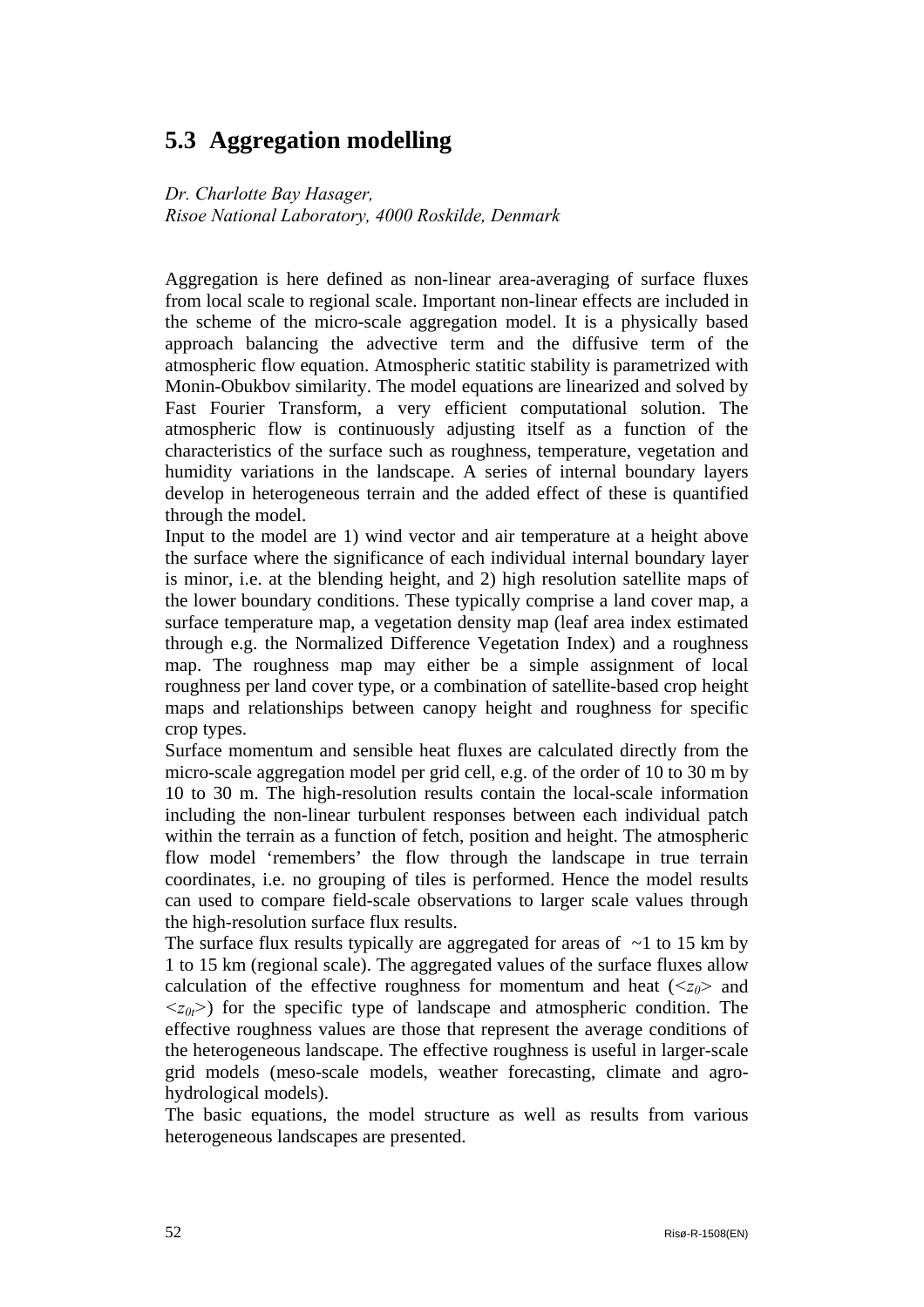## 5.3 Aggregation modelling

*Dr. Charlotte Bay Hasager,*
*Risoe National Laboratory, 4000 Roskilde, Denmark*

Aggregation is here defined as non-linear area-averaging of surface fluxes from local scale to regional scale. Important non-linear effects are included in the scheme of the micro-scale aggregation model. It is a physically based approach balancing the advective term and the diffusive term of the atmospheric flow equation. Atmospheric statitic stability is parametrized with Monin-Obukbov similarity. The model equations are linearized and solved by Fast Fourier Transform, a very efficient computational solution. The atmospheric flow is continuously adjusting itself as a function of the characteristics of the surface such as roughness, temperature, vegetation and humidity variations in the landscape. A series of internal boundary layers develop in heterogeneous terrain and the added effect of these is quantified through the model.

Input to the model are 1) wind vector and air temperature at a height above the surface where the significance of each individual internal boundary layer is minor, i.e. at the blending height, and 2) high resolution satellite maps of the lower boundary conditions. These typically comprise a land cover map, a surface temperature map, a vegetation density map (leaf area index estimated through e.g. the Normalized Difference Vegetation Index) and a roughness map. The roughness map may either be a simple assignment of local roughness per land cover type, or a combination of satellite-based crop height maps and relationships between canopy height and roughness for specific crop types.

Surface momentum and sensible heat fluxes are calculated directly from the micro-scale aggregation model per grid cell, e.g. of the order of 10 to 30 m by 10 to 30 m. The high-resolution results contain the local-scale information including the non-linear turbulent responses between each individual patch within the terrain as a function of fetch, position and height. The atmospheric flow model 'remembers' the flow through the landscape in true terrain coordinates, i.e. no grouping of tiles is performed. Hence the model results can used to compare field-scale observations to larger scale values through the high-resolution surface flux results.

The surface flux results typically are aggregated for areas of ~1 to 15 km by 1 to 15 km (regional scale). The aggregated values of the surface fluxes allow calculation of the effective roughness for momentum and heat ($<z_0>$ and $<z_{0t}>$) for the specific type of landscape and atmospheric condition. The effective roughness values are those that represent the average conditions of the heterogeneous landscape. The effective roughness is useful in larger-scale grid models (meso-scale models, weather forecasting, climate and agro-hydrological models).

The basic equations, the model structure as well as results from various heterogeneous landscapes are presented.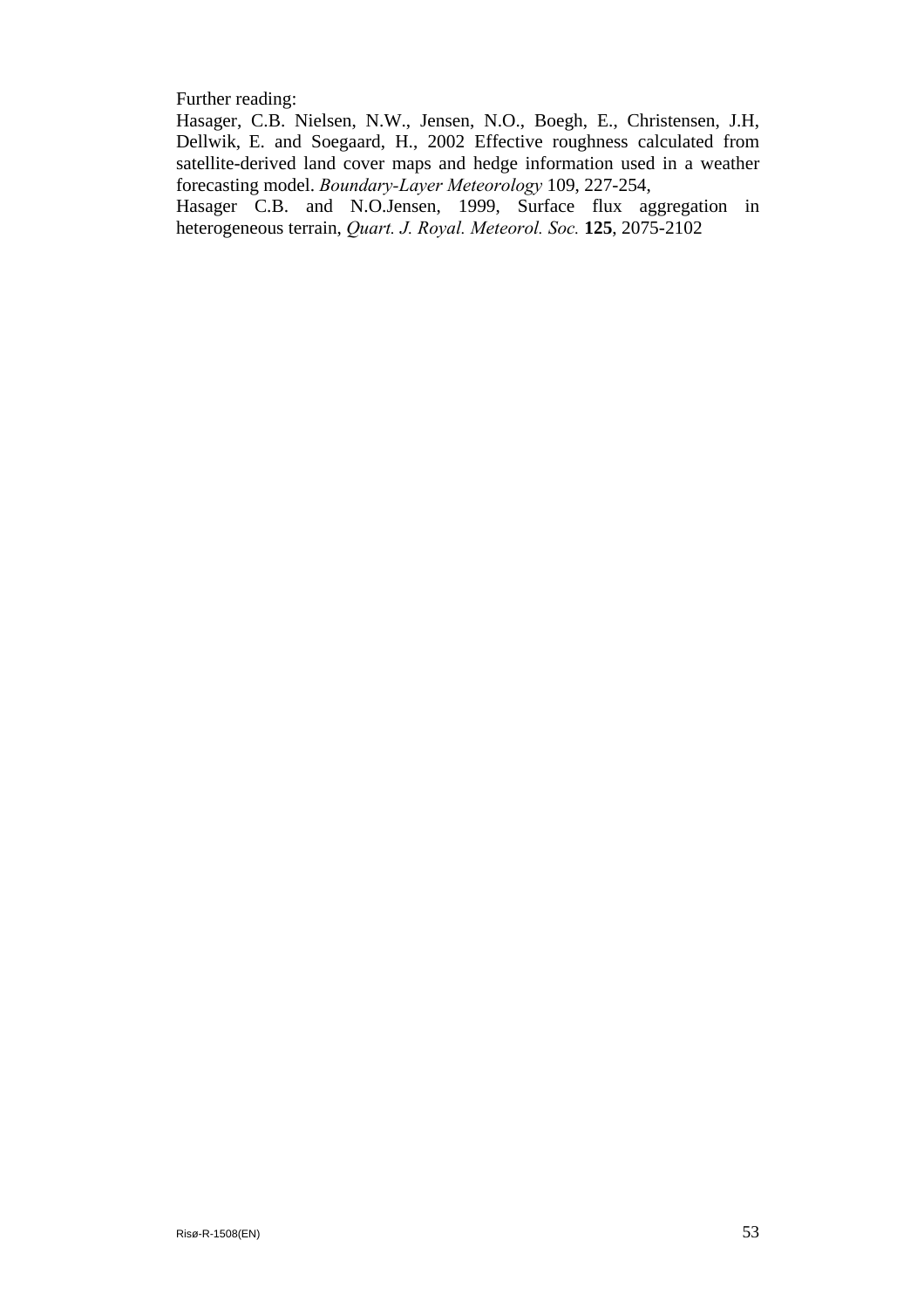Further reading:

Hasager, C.B. Nielsen, N.W., Jensen, N.O., Boegh, E., Christensen, J.H, Dellwik, E. and Soegaard, H., 2002 Effective roughness calculated from satellite-derived land cover maps and hedge information used in a weather forecasting model. *Boundary-Layer Meteorology* 109, 227-254,

Hasager C.B. and N.O.Jensen, 1999, Surface flux aggregation in heterogeneous terrain, *Quart. J. Royal. Meteorol. Soc.* **125**, 2075-2102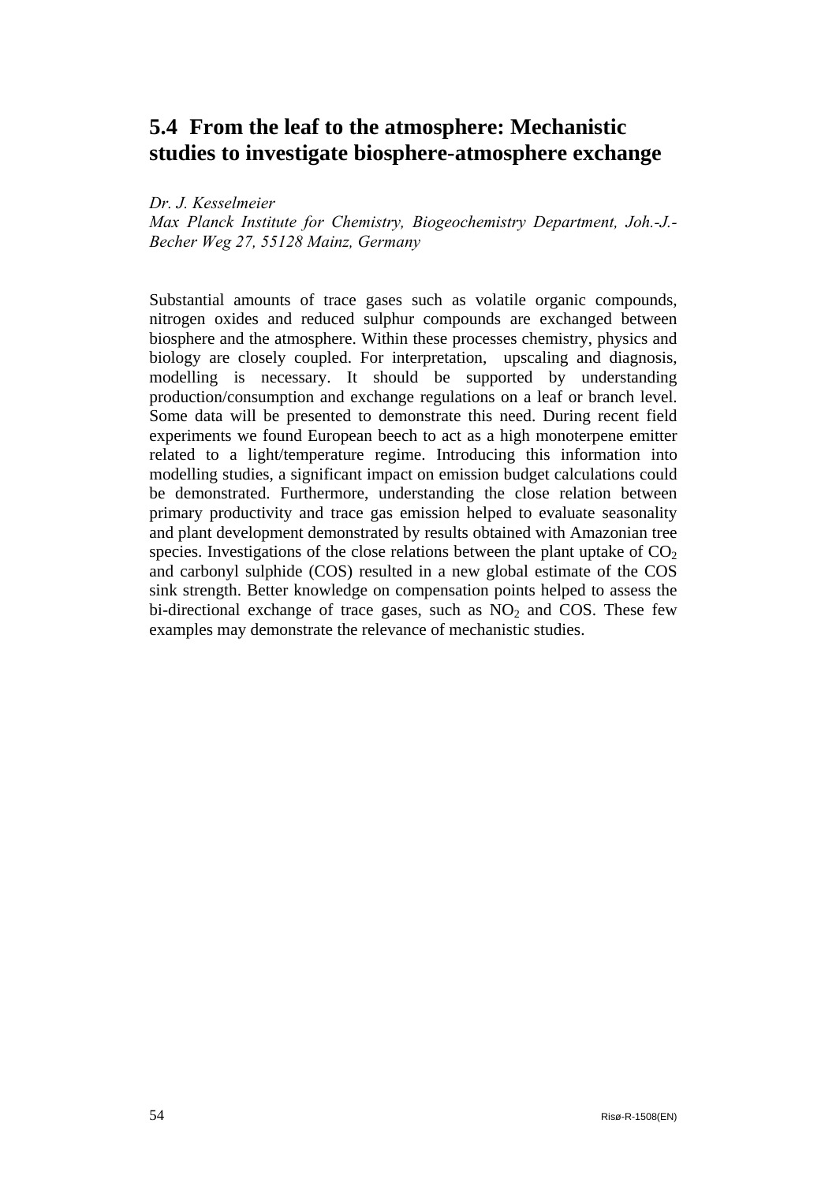## 5.4 From the leaf to the atmosphere: Mechanistic studies to investigate biosphere-atmosphere exchange

*Dr. J. Kesselmeier*
*Max Planck Institute for Chemistry, Biogeochemistry Department, Joh.-J.-Becher Weg 27, 55128 Mainz, Germany*

Substantial amounts of trace gases such as volatile organic compounds, nitrogen oxides and reduced sulphur compounds are exchanged between biosphere and the atmosphere. Within these processes chemistry, physics and biology are closely coupled. For interpretation, upscaling and diagnosis, modelling is necessary. It should be supported by understanding production/consumption and exchange regulations on a leaf or branch level. Some data will be presented to demonstrate this need. During recent field experiments we found European beech to act as a high monoterpene emitter related to a light/temperature regime. Introducing this information into modelling studies, a significant impact on emission budget calculations could be demonstrated. Furthermore, understanding the close relation between primary productivity and trace gas emission helped to evaluate seasonality and plant development demonstrated by results obtained with Amazonian tree species. Investigations of the close relations between the plant uptake of $CO_2$ and carbonyl sulphide (COS) resulted in a new global estimate of the COS sink strength. Better knowledge on compensation points helped to assess the bi-directional exchange of trace gases, such as $NO_2$ and COS. These few examples may demonstrate the relevance of mechanistic studies.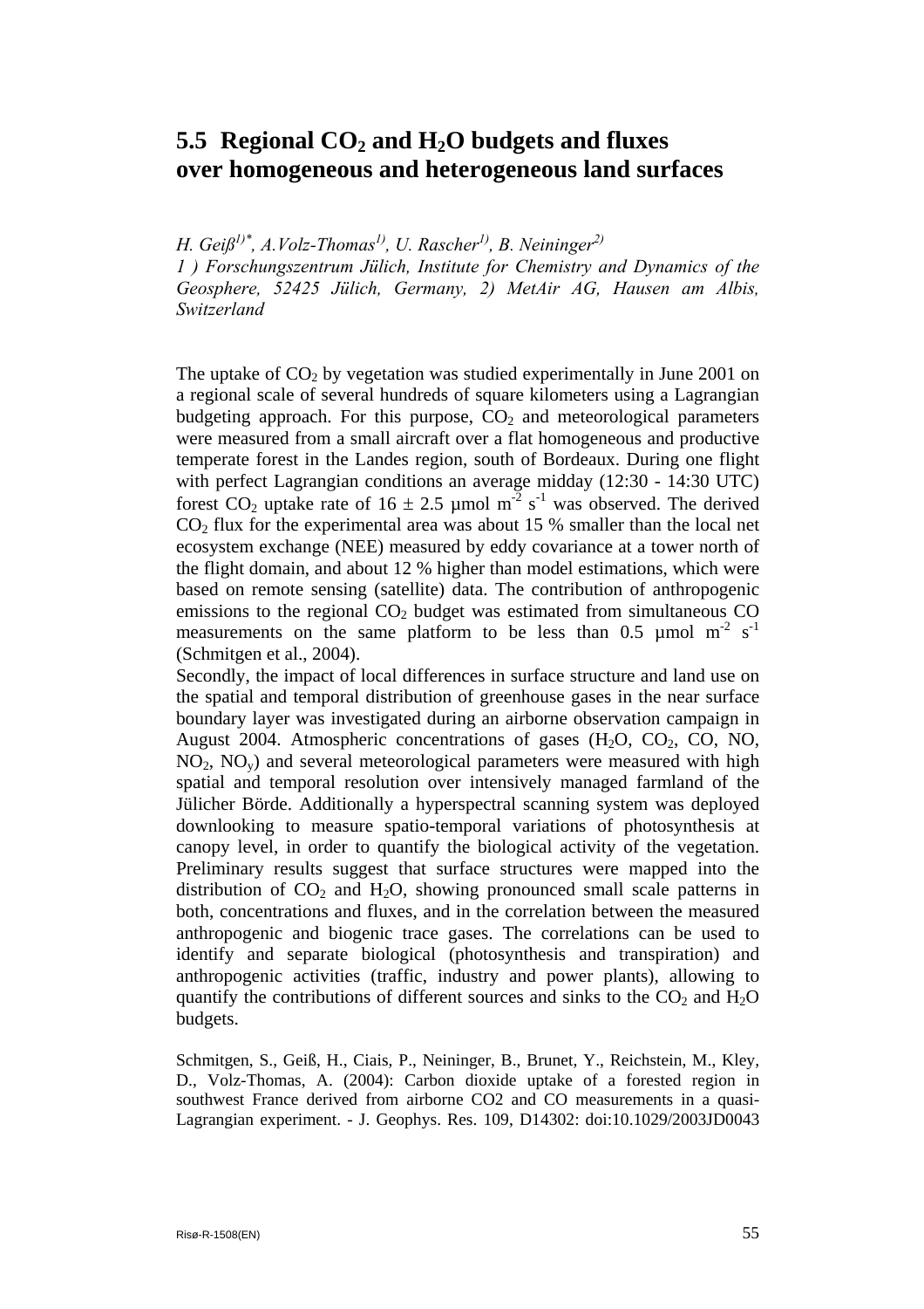## 5.5 Regional $CO_2$ and $H_2O$ budgets and fluxes over homogeneous and heterogeneous land surfaces

*H. Geiß[1)*], A.Volz-Thomas[1)], U. Rascher[1)], B. Neininger[2)]*
*1 ) Forschungszentrum Jülich, Institute for Chemistry and Dynamics of the Geosphere, 52425 Jülich, Germany, 2) MetAir AG, Hausen am Albis, Switzerland*

The uptake of $CO_2$ by vegetation was studied experimentally in June 2001 on a regional scale of several hundreds of square kilometers using a Lagrangian budgeting approach. For this purpose, $CO_2$ and meteorological parameters were measured from a small aircraft over a flat homogeneous and productive temperate forest in the Landes region, south of Bordeaux. During one flight with perfect Lagrangian conditions an average midday (12:30 - 14:30 UTC) forest $CO_2$ uptake rate of $16 \pm 2.5$ µmol $m^{-2}$ $s^{-1}$ was observed. The derived $CO_2$ flux for the experimental area was about 15 % smaller than the local net ecosystem exchange (NEE) measured by eddy covariance at a tower north of the flight domain, and about 12 % higher than model estimations, which were based on remote sensing (satellite) data. The contribution of anthropogenic emissions to the regional $CO_2$ budget was estimated from simultaneous CO measurements on the same platform to be less than 0.5 µmol $m^{-2}$ $s^{-1}$ (Schmitgen et al., 2004).

Secondly, the impact of local differences in surface structure and land use on the spatial and temporal distribution of greenhouse gases in the near surface boundary layer was investigated during an airborne observation campaign in August 2004. Atmospheric concentrations of gases ($H_2O$, $CO_2$, CO, NO, $NO_2$, $NO_y$) and several meteorological parameters were measured with high spatial and temporal resolution over intensively managed farmland of the Jülicher Börde. Additionally a hyperspectral scanning system was deployed downlooking to measure spatio-temporal variations of photosynthesis at canopy level, in order to quantify the biological activity of the vegetation. Preliminary results suggest that surface structures were mapped into the distribution of $CO_2$ and $H_2O$, showing pronounced small scale patterns in both, concentrations and fluxes, and in the correlation between the measured anthropogenic and biogenic trace gases. The correlations can be used to identify and separate biological (photosynthesis and transpiration) and anthropogenic activities (traffic, industry and power plants), allowing to quantify the contributions of different sources and sinks to the $CO_2$ and $H_2O$ budgets.

Schmitgen, S., Geiß, H., Ciais, P., Neininger, B., Brunet, Y., Reichstein, M., Kley, D., Volz-Thomas, A. (2004): Carbon dioxide uptake of a forested region in southwest France derived from airborne CO2 and CO measurements in a quasi-Lagrangian experiment. - J. Geophys. Res. 109, D14302: doi:10.1029/2003JD0043